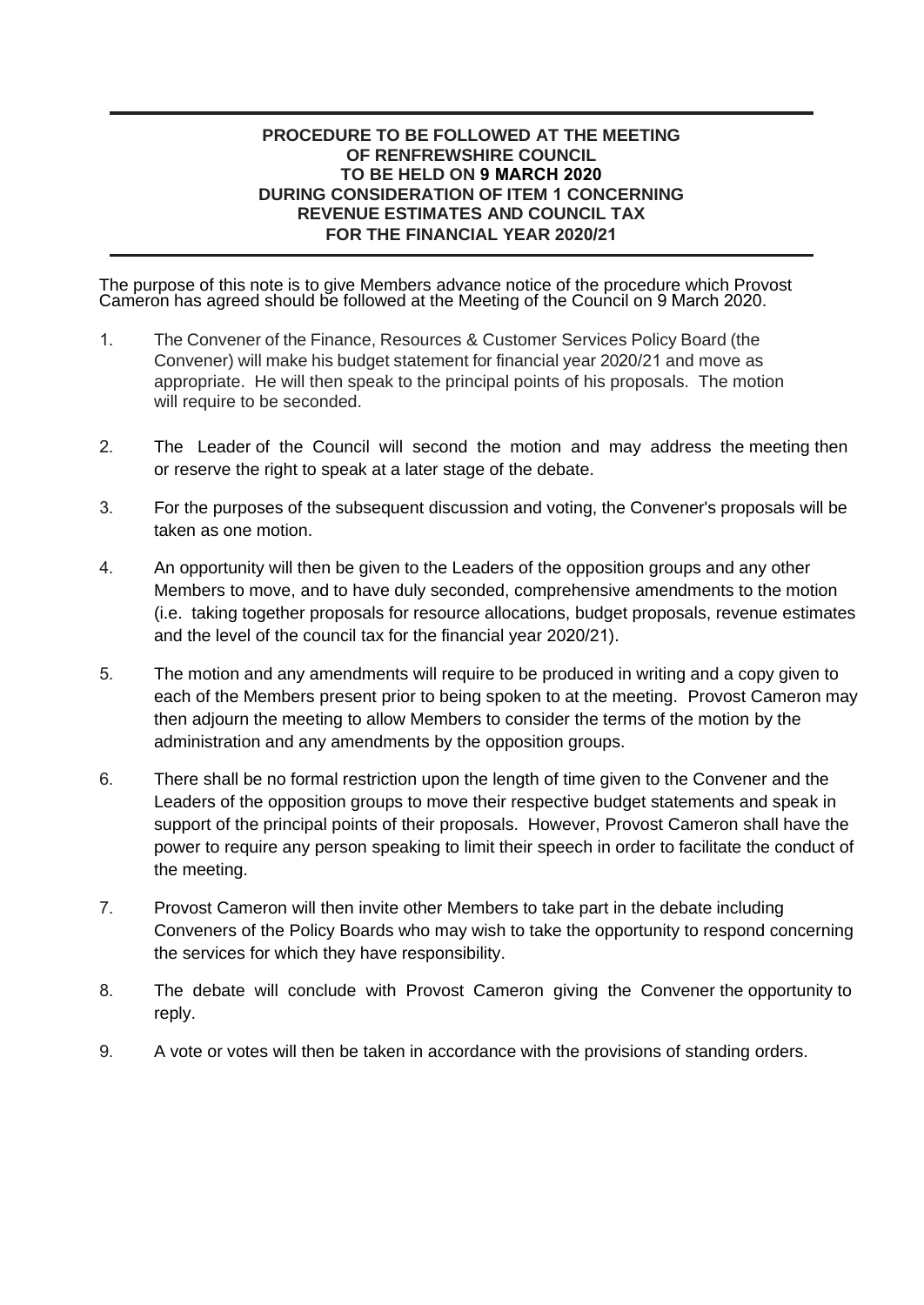**PROCEDURE TO BE FOLLOWED AT THE MEETING OF RENFREWSHIRE COUNCIL TO BE HELD ON 9 MARCH 2020 DURING CONSIDERATION OF ITEM 1 CONCERNING REVENUE ESTIMATES AND COUNCIL TAX FOR THE FINANCIAL YEAR 2020/21**

The purpose of this note is to give Members advance notice of the procedure which Provost Cameron has agreed should be followed at the Meeting of the Council on 9 March 2020.

1. The Convener of the Finance, Resources & Customer Services Policy Board (the Convener) will make his budget statement for financial year 2020/21 and move as appropriate. He will then speak to the principal points of his proposals. The motion will require to be seconded.

2. The Leader of the Council will second the motion and may address the meeting then or reserve the right to speak at a later stage of the debate.

3. For the purposes of the subsequent discussion and voting, the Convener's proposals will be taken as one motion.

4. An opportunity will then be given to the Leaders of the opposition groups and any other Members to move, and to have duly seconded, comprehensive amendments to the motion (i.e. taking together proposals for resource allocations, budget proposals, revenue estimates and the level of the council tax for the financial year 2020/21).

5. The motion and any amendments will require to be produced in writing and a copy given to each of the Members present prior to being spoken to at the meeting. Provost Cameron may then adjourn the meeting to allow Members to consider the terms of the motion by the administration and any amendments by the opposition groups.

6. There shall be no formal restriction upon the length of time given to the Convener and the Leaders of the opposition groups to move their respective budget statements and speak in support of the principal points of their proposals. However, Provost Cameron shall have the power to require any person speaking to limit their speech in order to facilitate the conduct of the meeting.

7. Provost Cameron will then invite other Members to take part in the debate including Conveners of the Policy Boards who may wish to take the opportunity to respond concerning the services for which they have responsibility.

8. The debate will conclude with Provost Cameron giving the Convener the opportunity to reply.

9. A vote or votes will then be taken in accordance with the provisions of standing orders.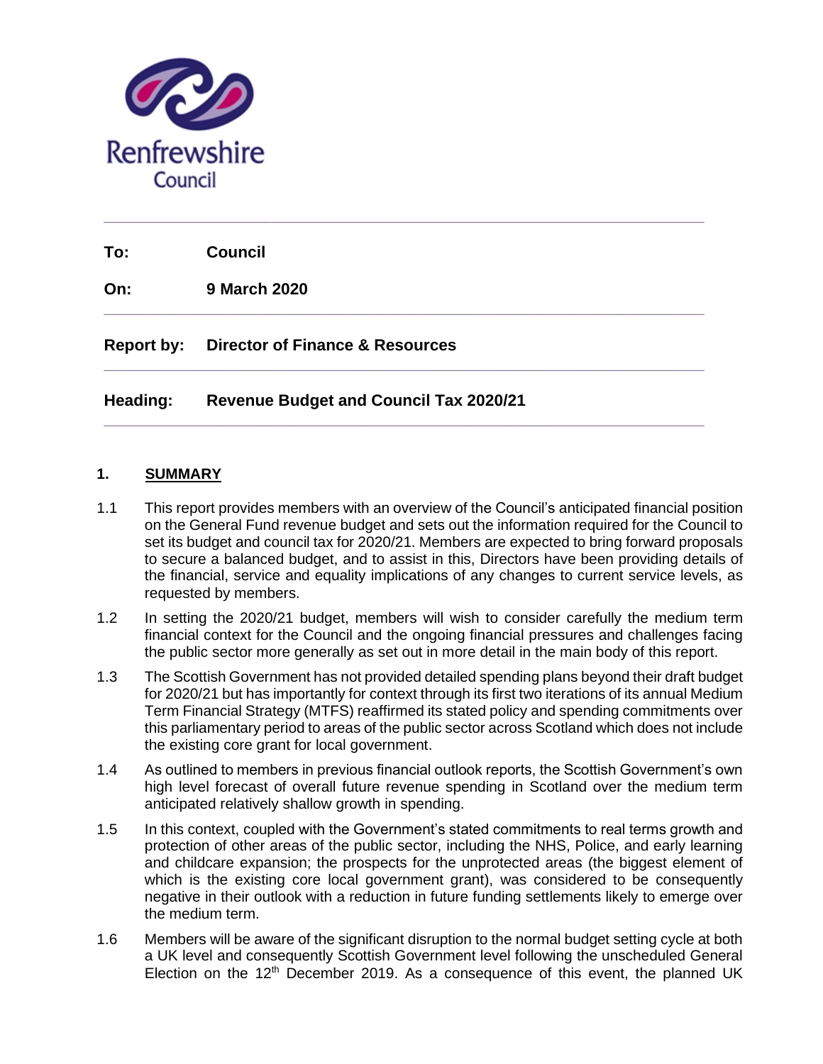| | |
|---|---|
| **To:** | **Council** |
| **On:** | **9 March 2020** |
| **Report by:** | **Director of Finance & Resources** |
| **Heading:** | **Revenue Budget and Council Tax 2020/21** |

## 1. SUMMARY

1.1 This report provides members with an overview of the Council's anticipated financial position on the General Fund revenue budget and sets out the information required for the Council to set its budget and council tax for 2020/21. Members are expected to bring forward proposals to secure a balanced budget, and to assist in this, Directors have been providing details of the financial, service and equality implications of any changes to current service levels, as requested by members.

1.2 In setting the 2020/21 budget, members will wish to consider carefully the medium term financial context for the Council and the ongoing financial pressures and challenges facing the public sector more generally as set out in more detail in the main body of this report.

1.3 The Scottish Government has not provided detailed spending plans beyond their draft budget for 2020/21 but has importantly for context through its first two iterations of its annual Medium Term Financial Strategy (MTFS) reaffirmed its stated policy and spending commitments over this parliamentary period to areas of the public sector across Scotland which does not include the existing core grant for local government.

1.4 As outlined to members in previous financial outlook reports, the Scottish Government's own high level forecast of overall future revenue spending in Scotland over the medium term anticipated relatively shallow growth in spending.

1.5 In this context, coupled with the Government's stated commitments to real terms growth and protection of other areas of the public sector, including the NHS, Police, and early learning and childcare expansion; the prospects for the unprotected areas (the biggest element of which is the existing core local government grant), was considered to be consequently negative in their outlook with a reduction in future funding settlements likely to emerge over the medium term.

1.6 Members will be aware of the significant disruption to the normal budget setting cycle at both a UK level and consequently Scottish Government level following the unscheduled General Election on the 12th December 2019. As a consequence of this event, the planned UK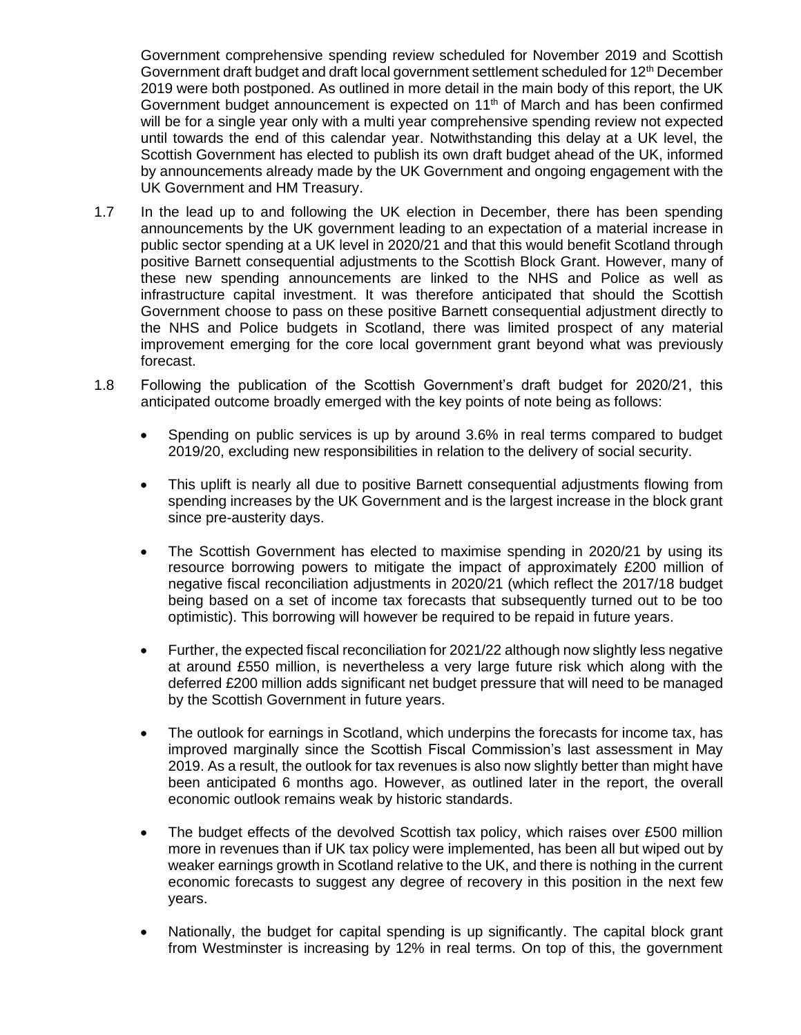Government comprehensive spending review scheduled for November 2019 and Scottish Government draft budget and draft local government settlement scheduled for 12th December 2019 were both postponed. As outlined in more detail in the main body of this report, the UK Government budget announcement is expected on 11th of March and has been confirmed will be for a single year only with a multi year comprehensive spending review not expected until towards the end of this calendar year. Notwithstanding this delay at a UK level, the Scottish Government has elected to publish its own draft budget ahead of the UK, informed by announcements already made by the UK Government and ongoing engagement with the UK Government and HM Treasury.

1.7 In the lead up to and following the UK election in December, there has been spending announcements by the UK government leading to an expectation of a material increase in public sector spending at a UK level in 2020/21 and that this would benefit Scotland through positive Barnett consequential adjustments to the Scottish Block Grant. However, many of these new spending announcements are linked to the NHS and Police as well as infrastructure capital investment. It was therefore anticipated that should the Scottish Government choose to pass on these positive Barnett consequential adjustment directly to the NHS and Police budgets in Scotland, there was limited prospect of any material improvement emerging for the core local government grant beyond what was previously forecast.

1.8 Following the publication of the Scottish Government's draft budget for 2020/21, this anticipated outcome broadly emerged with the key points of note being as follows:

- Spending on public services is up by around 3.6% in real terms compared to budget 2019/20, excluding new responsibilities in relation to the delivery of social security.
- This uplift is nearly all due to positive Barnett consequential adjustments flowing from spending increases by the UK Government and is the largest increase in the block grant since pre-austerity days.
- The Scottish Government has elected to maximise spending in 2020/21 by using its resource borrowing powers to mitigate the impact of approximately £200 million of negative fiscal reconciliation adjustments in 2020/21 (which reflect the 2017/18 budget being based on a set of income tax forecasts that subsequently turned out to be too optimistic). This borrowing will however be required to be repaid in future years.
- Further, the expected fiscal reconciliation for 2021/22 although now slightly less negative at around £550 million, is nevertheless a very large future risk which along with the deferred £200 million adds significant net budget pressure that will need to be managed by the Scottish Government in future years.
- The outlook for earnings in Scotland, which underpins the forecasts for income tax, has improved marginally since the Scottish Fiscal Commission's last assessment in May 2019. As a result, the outlook for tax revenues is also now slightly better than might have been anticipated 6 months ago. However, as outlined later in the report, the overall economic outlook remains weak by historic standards.
- The budget effects of the devolved Scottish tax policy, which raises over £500 million more in revenues than if UK tax policy were implemented, has been all but wiped out by weaker earnings growth in Scotland relative to the UK, and there is nothing in the current economic forecasts to suggest any degree of recovery in this position in the next few years.
- Nationally, the budget for capital spending is up significantly. The capital block grant from Westminster is increasing by 12% in real terms. On top of this, the government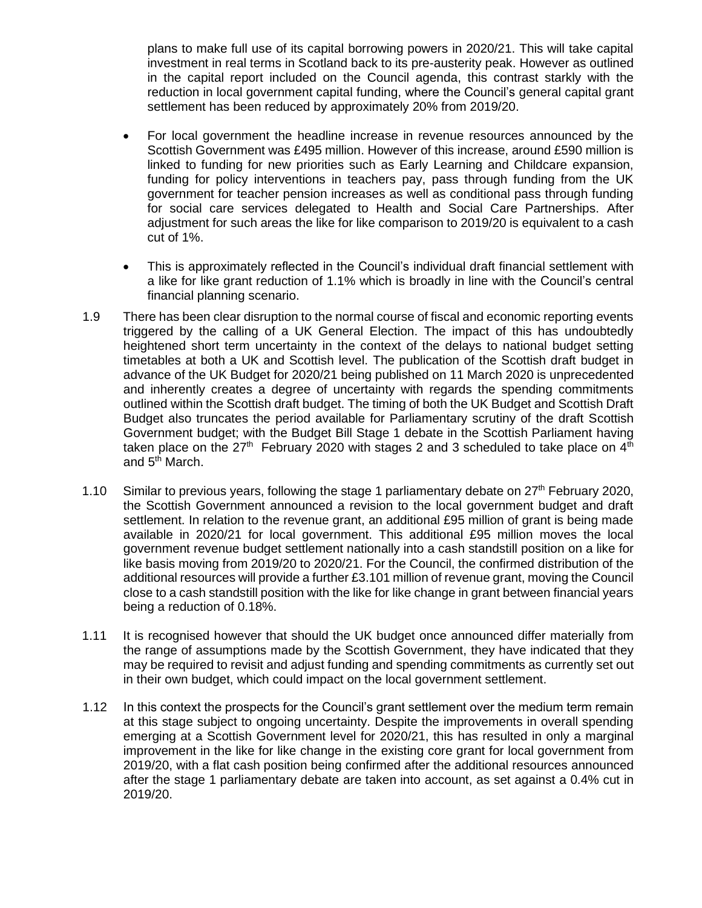plans to make full use of its capital borrowing powers in 2020/21. This will take capital investment in real terms in Scotland back to its pre-austerity peak. However as outlined in the capital report included on the Council agenda, this contrast starkly with the reduction in local government capital funding, where the Council's general capital grant settlement has been reduced by approximately 20% from 2019/20.

- For local government the headline increase in revenue resources announced by the Scottish Government was £495 million. However of this increase, around £590 million is linked to funding for new priorities such as Early Learning and Childcare expansion, funding for policy interventions in teachers pay, pass through funding from the UK government for teacher pension increases as well as conditional pass through funding for social care services delegated to Health and Social Care Partnerships. After adjustment for such areas the like for like comparison to 2019/20 is equivalent to a cash cut of 1%.

- This is approximately reflected in the Council's individual draft financial settlement with a like for like grant reduction of 1.1% which is broadly in line with the Council's central financial planning scenario.

1.9 There has been clear disruption to the normal course of fiscal and economic reporting events triggered by the calling of a UK General Election. The impact of this has undoubtedly heightened short term uncertainty in the context of the delays to national budget setting timetables at both a UK and Scottish level. The publication of the Scottish draft budget in advance of the UK Budget for 2020/21 being published on 11 March 2020 is unprecedented and inherently creates a degree of uncertainty with regards the spending commitments outlined within the Scottish draft budget. The timing of both the UK Budget and Scottish Draft Budget also truncates the period available for Parliamentary scrutiny of the draft Scottish Government budget; with the Budget Bill Stage 1 debate in the Scottish Parliament having taken place on the 27th February 2020 with stages 2 and 3 scheduled to take place on 4th and 5th March.

1.10 Similar to previous years, following the stage 1 parliamentary debate on 27th February 2020, the Scottish Government announced a revision to the local government budget and draft settlement. In relation to the revenue grant, an additional £95 million of grant is being made available in 2020/21 for local government. This additional £95 million moves the local government revenue budget settlement nationally into a cash standstill position on a like for like basis moving from 2019/20 to 2020/21. For the Council, the confirmed distribution of the additional resources will provide a further £3.101 million of revenue grant, moving the Council close to a cash standstill position with the like for like change in grant between financial years being a reduction of 0.18%.

1.11 It is recognised however that should the UK budget once announced differ materially from the range of assumptions made by the Scottish Government, they have indicated that they may be required to revisit and adjust funding and spending commitments as currently set out in their own budget, which could impact on the local government settlement.

1.12 In this context the prospects for the Council's grant settlement over the medium term remain at this stage subject to ongoing uncertainty. Despite the improvements in overall spending emerging at a Scottish Government level for 2020/21, this has resulted in only a marginal improvement in the like for like change in the existing core grant for local government from 2019/20, with a flat cash position being confirmed after the additional resources announced after the stage 1 parliamentary debate are taken into account, as set against a 0.4% cut in 2019/20.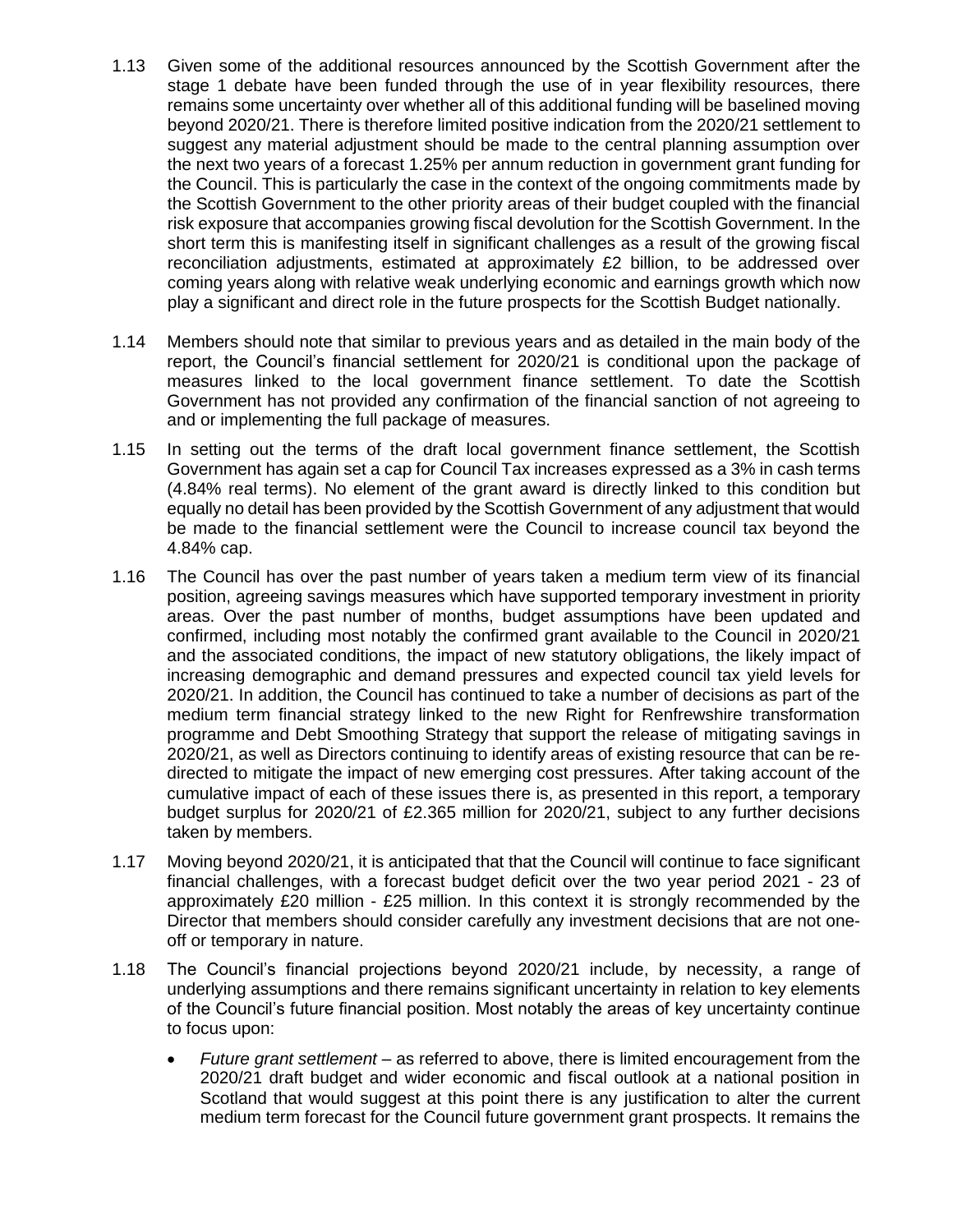1.13 Given some of the additional resources announced by the Scottish Government after the stage 1 debate have been funded through the use of in year flexibility resources, there remains some uncertainty over whether all of this additional funding will be baselined moving beyond 2020/21. There is therefore limited positive indication from the 2020/21 settlement to suggest any material adjustment should be made to the central planning assumption over the next two years of a forecast 1.25% per annum reduction in government grant funding for the Council. This is particularly the case in the context of the ongoing commitments made by the Scottish Government to the other priority areas of their budget coupled with the financial risk exposure that accompanies growing fiscal devolution for the Scottish Government. In the short term this is manifesting itself in significant challenges as a result of the growing fiscal reconciliation adjustments, estimated at approximately £2 billion, to be addressed over coming years along with relative weak underlying economic and earnings growth which now play a significant and direct role in the future prospects for the Scottish Budget nationally.

1.14 Members should note that similar to previous years and as detailed in the main body of the report, the Council's financial settlement for 2020/21 is conditional upon the package of measures linked to the local government finance settlement. To date the Scottish Government has not provided any confirmation of the financial sanction of not agreeing to and or implementing the full package of measures.

1.15 In setting out the terms of the draft local government finance settlement, the Scottish Government has again set a cap for Council Tax increases expressed as a 3% in cash terms (4.84% real terms). No element of the grant award is directly linked to this condition but equally no detail has been provided by the Scottish Government of any adjustment that would be made to the financial settlement were the Council to increase council tax beyond the 4.84% cap.

1.16 The Council has over the past number of years taken a medium term view of its financial position, agreeing savings measures which have supported temporary investment in priority areas. Over the past number of months, budget assumptions have been updated and confirmed, including most notably the confirmed grant available to the Council in 2020/21 and the associated conditions, the impact of new statutory obligations, the likely impact of increasing demographic and demand pressures and expected council tax yield levels for 2020/21. In addition, the Council has continued to take a number of decisions as part of the medium term financial strategy linked to the new Right for Renfrewshire transformation programme and Debt Smoothing Strategy that support the release of mitigating savings in 2020/21, as well as Directors continuing to identify areas of existing resource that can be re-directed to mitigate the impact of new emerging cost pressures. After taking account of the cumulative impact of each of these issues there is, as presented in this report, a temporary budget surplus for 2020/21 of £2.365 million for 2020/21, subject to any further decisions taken by members.

1.17 Moving beyond 2020/21, it is anticipated that that the Council will continue to face significant financial challenges, with a forecast budget deficit over the two year period 2021 - 23 of approximately £20 million - £25 million. In this context it is strongly recommended by the Director that members should consider carefully any investment decisions that are not one-off or temporary in nature.

1.18 The Council's financial projections beyond 2020/21 include, by necessity, a range of underlying assumptions and there remains significant uncertainty in relation to key elements of the Council's future financial position. Most notably the areas of key uncertainty continue to focus upon:

- *Future grant settlement* – as referred to above, there is limited encouragement from the 2020/21 draft budget and wider economic and fiscal outlook at a national position in Scotland that would suggest at this point there is any justification to alter the current medium term forecast for the Council future government grant prospects. It remains the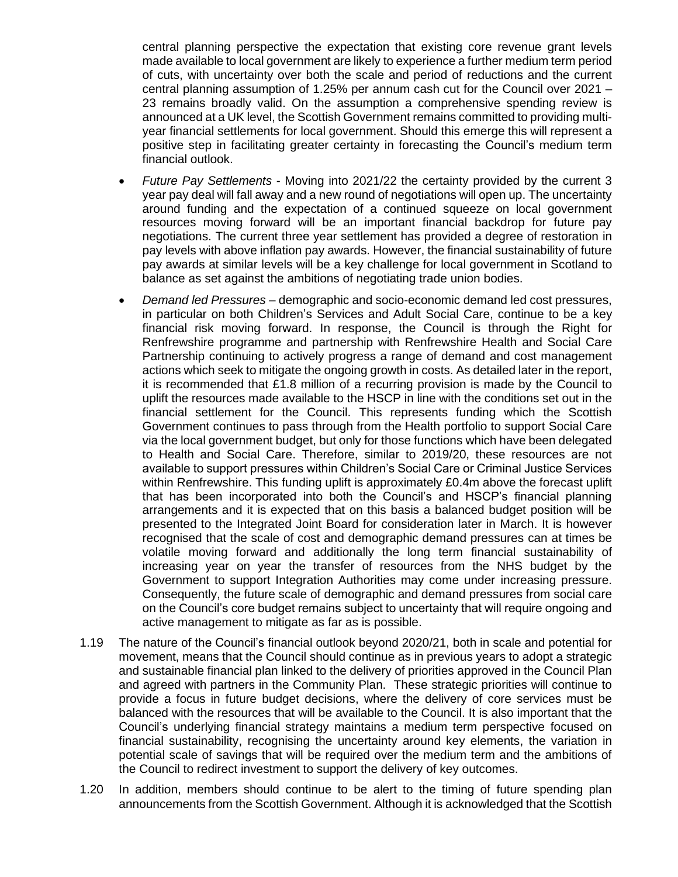central planning perspective the expectation that existing core revenue grant levels made available to local government are likely to experience a further medium term period of cuts, with uncertainty over both the scale and period of reductions and the current central planning assumption of 1.25% per annum cash cut for the Council over 2021 – 23 remains broadly valid. On the assumption a comprehensive spending review is announced at a UK level, the Scottish Government remains committed to providing multi-year financial settlements for local government. Should this emerge this will represent a positive step in facilitating greater certainty in forecasting the Council's medium term financial outlook.

- *Future Pay Settlements* - Moving into 2021/22 the certainty provided by the current 3 year pay deal will fall away and a new round of negotiations will open up. The uncertainty around funding and the expectation of a continued squeeze on local government resources moving forward will be an important financial backdrop for future pay negotiations. The current three year settlement has provided a degree of restoration in pay levels with above inflation pay awards. However, the financial sustainability of future pay awards at similar levels will be a key challenge for local government in Scotland to balance as set against the ambitions of negotiating trade union bodies.
- *Demand led Pressures* – demographic and socio-economic demand led cost pressures, in particular on both Children's Services and Adult Social Care, continue to be a key financial risk moving forward. In response, the Council is through the Right for Renfrewshire programme and partnership with Renfrewshire Health and Social Care Partnership continuing to actively progress a range of demand and cost management actions which seek to mitigate the ongoing growth in costs. As detailed later in the report, it is recommended that £1.8 million of a recurring provision is made by the Council to uplift the resources made available to the HSCP in line with the conditions set out in the financial settlement for the Council. This represents funding which the Scottish Government continues to pass through from the Health portfolio to support Social Care via the local government budget, but only for those functions which have been delegated to Health and Social Care. Therefore, similar to 2019/20, these resources are not available to support pressures within Children's Social Care or Criminal Justice Services within Renfrewshire. This funding uplift is approximately £0.4m above the forecast uplift that has been incorporated into both the Council's and HSCP's financial planning arrangements and it is expected that on this basis a balanced budget position will be presented to the Integrated Joint Board for consideration later in March. It is however recognised that the scale of cost and demographic demand pressures can at times be volatile moving forward and additionally the long term financial sustainability of increasing year on year the transfer of resources from the NHS budget by the Government to support Integration Authorities may come under increasing pressure. Consequently, the future scale of demographic and demand pressures from social care on the Council's core budget remains subject to uncertainty that will require ongoing and active management to mitigate as far as is possible.

1.19 The nature of the Council's financial outlook beyond 2020/21, both in scale and potential for movement, means that the Council should continue as in previous years to adopt a strategic and sustainable financial plan linked to the delivery of priorities approved in the Council Plan and agreed with partners in the Community Plan. These strategic priorities will continue to provide a focus in future budget decisions, where the delivery of core services must be balanced with the resources that will be available to the Council. It is also important that the Council's underlying financial strategy maintains a medium term perspective focused on financial sustainability, recognising the uncertainty around key elements, the variation in potential scale of savings that will be required over the medium term and the ambitions of the Council to redirect investment to support the delivery of key outcomes.

1.20 In addition, members should continue to be alert to the timing of future spending plan announcements from the Scottish Government. Although it is acknowledged that the Scottish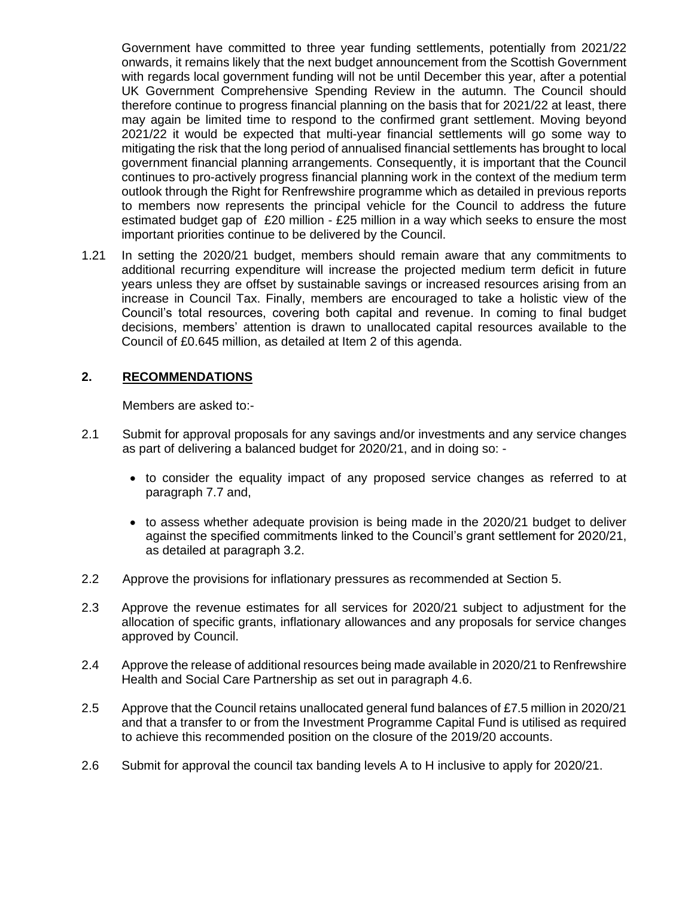Government have committed to three year funding settlements, potentially from 2021/22 onwards, it remains likely that the next budget announcement from the Scottish Government with regards local government funding will not be until December this year, after a potential UK Government Comprehensive Spending Review in the autumn. The Council should therefore continue to progress financial planning on the basis that for 2021/22 at least, there may again be limited time to respond to the confirmed grant settlement. Moving beyond 2021/22 it would be expected that multi-year financial settlements will go some way to mitigating the risk that the long period of annualised financial settlements has brought to local government financial planning arrangements. Consequently, it is important that the Council continues to pro-actively progress financial planning work in the context of the medium term outlook through the Right for Renfrewshire programme which as detailed in previous reports to members now represents the principal vehicle for the Council to address the future estimated budget gap of £20 million - £25 million in a way which seeks to ensure the most important priorities continue to be delivered by the Council.

1.21 In setting the 2020/21 budget, members should remain aware that any commitments to additional recurring expenditure will increase the projected medium term deficit in future years unless they are offset by sustainable savings or increased resources arising from an increase in Council Tax. Finally, members are encouraged to take a holistic view of the Council's total resources, covering both capital and revenue. In coming to final budget decisions, members' attention is drawn to unallocated capital resources available to the Council of £0.645 million, as detailed at Item 2 of this agenda.

## 2. RECOMMENDATIONS

Members are asked to:-

2.1 Submit for approval proposals for any savings and/or investments and any service changes as part of delivering a balanced budget for 2020/21, and in doing so: -

- to consider the equality impact of any proposed service changes as referred to at paragraph 7.7 and,
- to assess whether adequate provision is being made in the 2020/21 budget to deliver against the specified commitments linked to the Council's grant settlement for 2020/21, as detailed at paragraph 3.2.

2.2 Approve the provisions for inflationary pressures as recommended at Section 5.

2.3 Approve the revenue estimates for all services for 2020/21 subject to adjustment for the allocation of specific grants, inflationary allowances and any proposals for service changes approved by Council.

2.4 Approve the release of additional resources being made available in 2020/21 to Renfrewshire Health and Social Care Partnership as set out in paragraph 4.6.

2.5 Approve that the Council retains unallocated general fund balances of £7.5 million in 2020/21 and that a transfer to or from the Investment Programme Capital Fund is utilised as required to achieve this recommended position on the closure of the 2019/20 accounts.

2.6 Submit for approval the council tax banding levels A to H inclusive to apply for 2020/21.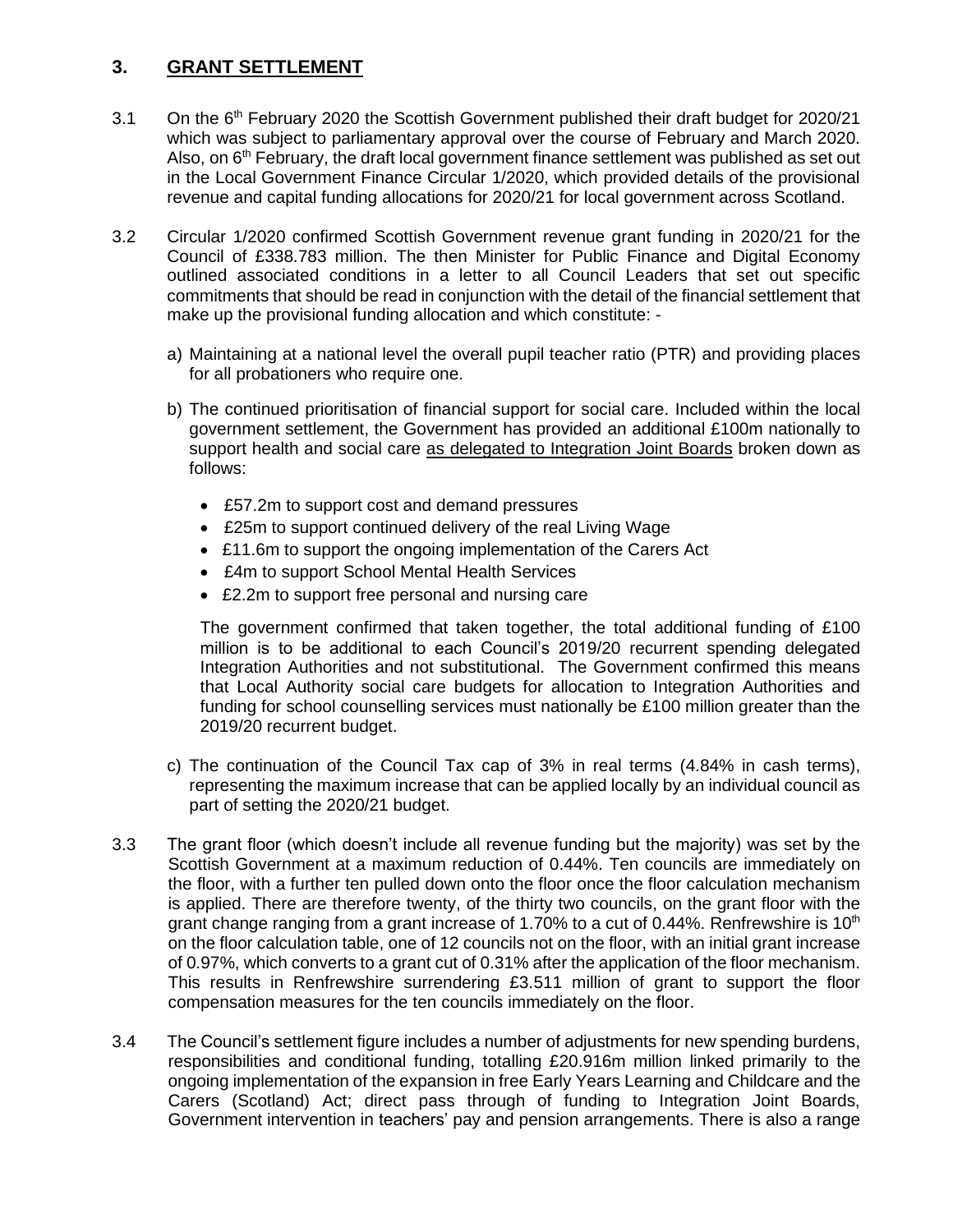## 3. GRANT SETTLEMENT

3.1 On the 6th February 2020 the Scottish Government published their draft budget for 2020/21 which was subject to parliamentary approval over the course of February and March 2020. Also, on 6th February, the draft local government finance settlement was published as set out in the Local Government Finance Circular 1/2020, which provided details of the provisional revenue and capital funding allocations for 2020/21 for local government across Scotland.

3.2 Circular 1/2020 confirmed Scottish Government revenue grant funding in 2020/21 for the Council of £338.783 million. The then Minister for Public Finance and Digital Economy outlined associated conditions in a letter to all Council Leaders that set out specific commitments that should be read in conjunction with the detail of the financial settlement that make up the provisional funding allocation and which constitute: -

a) Maintaining at a national level the overall pupil teacher ratio (PTR) and providing places for all probationers who require one.

b) The continued prioritisation of financial support for social care. Included within the local government settlement, the Government has provided an additional £100m nationally to support health and social care as delegated to Integration Joint Boards broken down as follows:

- £57.2m to support cost and demand pressures
- £25m to support continued delivery of the real Living Wage
- £11.6m to support the ongoing implementation of the Carers Act
- £4m to support School Mental Health Services
- £2.2m to support free personal and nursing care

The government confirmed that taken together, the total additional funding of £100 million is to be additional to each Council's 2019/20 recurrent spending delegated Integration Authorities and not substitutional. The Government confirmed this means that Local Authority social care budgets for allocation to Integration Authorities and funding for school counselling services must nationally be £100 million greater than the 2019/20 recurrent budget.

c) The continuation of the Council Tax cap of 3% in real terms (4.84% in cash terms), representing the maximum increase that can be applied locally by an individual council as part of setting the 2020/21 budget.

3.3 The grant floor (which doesn't include all revenue funding but the majority) was set by the Scottish Government at a maximum reduction of 0.44%. Ten councils are immediately on the floor, with a further ten pulled down onto the floor once the floor calculation mechanism is applied. There are therefore twenty, of the thirty two councils, on the grant floor with the grant change ranging from a grant increase of 1.70% to a cut of 0.44%. Renfrewshire is 10th on the floor calculation table, one of 12 councils not on the floor, with an initial grant increase of 0.97%, which converts to a grant cut of 0.31% after the application of the floor mechanism. This results in Renfrewshire surrendering £3.511 million of grant to support the floor compensation measures for the ten councils immediately on the floor.

3.4 The Council's settlement figure includes a number of adjustments for new spending burdens, responsibilities and conditional funding, totalling £20.916m million linked primarily to the ongoing implementation of the expansion in free Early Years Learning and Childcare and the Carers (Scotland) Act; direct pass through of funding to Integration Joint Boards, Government intervention in teachers' pay and pension arrangements. There is also a range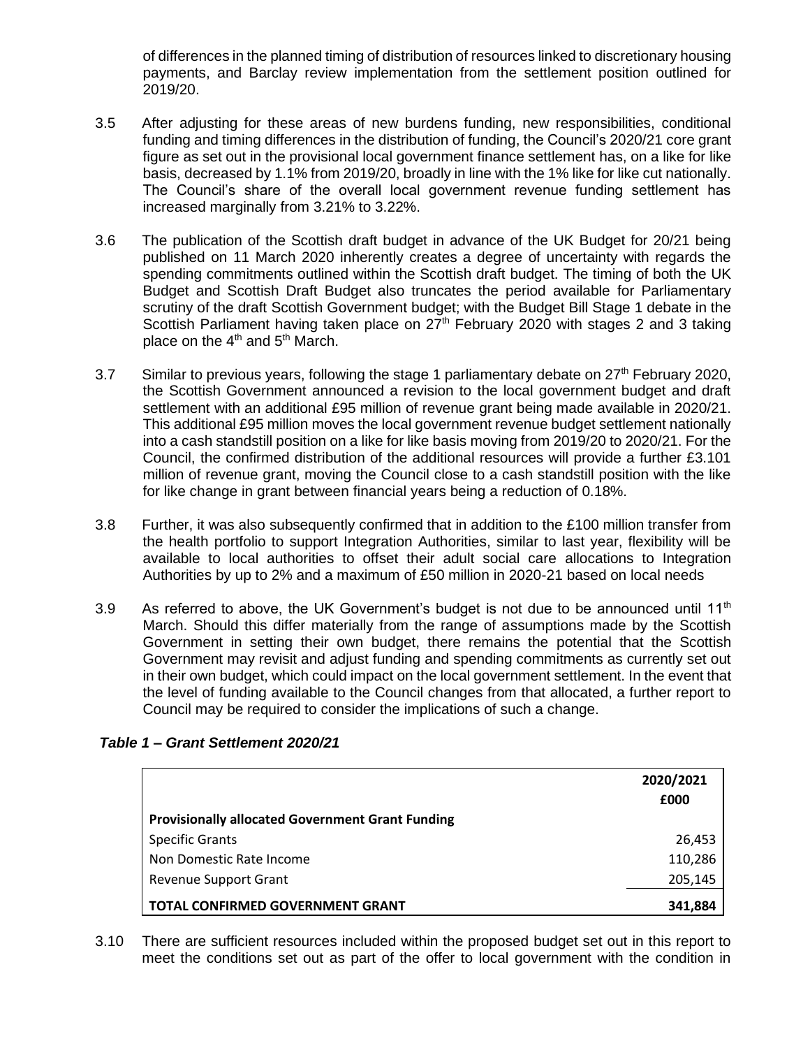of differences in the planned timing of distribution of resources linked to discretionary housing payments, and Barclay review implementation from the settlement position outlined for 2019/20.

3.5 After adjusting for these areas of new burdens funding, new responsibilities, conditional funding and timing differences in the distribution of funding, the Council's 2020/21 core grant figure as set out in the provisional local government finance settlement has, on a like for like basis, decreased by 1.1% from 2019/20, broadly in line with the 1% like for like cut nationally. The Council's share of the overall local government revenue funding settlement has increased marginally from 3.21% to 3.22%.

3.6 The publication of the Scottish draft budget in advance of the UK Budget for 20/21 being published on 11 March 2020 inherently creates a degree of uncertainty with regards the spending commitments outlined within the Scottish draft budget. The timing of both the UK Budget and Scottish Draft Budget also truncates the period available for Parliamentary scrutiny of the draft Scottish Government budget; with the Budget Bill Stage 1 debate in the Scottish Parliament having taken place on 27th February 2020 with stages 2 and 3 taking place on the 4th and 5th March.

3.7 Similar to previous years, following the stage 1 parliamentary debate on 27th February 2020, the Scottish Government announced a revision to the local government budget and draft settlement with an additional £95 million of revenue grant being made available in 2020/21. This additional £95 million moves the local government revenue budget settlement nationally into a cash standstill position on a like for like basis moving from 2019/20 to 2020/21. For the Council, the confirmed distribution of the additional resources will provide a further £3.101 million of revenue grant, moving the Council close to a cash standstill position with the like for like change in grant between financial years being a reduction of 0.18%.

3.8 Further, it was also subsequently confirmed that in addition to the £100 million transfer from the health portfolio to support Integration Authorities, similar to last year, flexibility will be available to local authorities to offset their adult social care allocations to Integration Authorities by up to 2% and a maximum of £50 million in 2020-21 based on local needs

3.9 As referred to above, the UK Government's budget is not due to be announced until 11th March. Should this differ materially from the range of assumptions made by the Scottish Government in setting their own budget, there remains the potential that the Scottish Government may revisit and adjust funding and spending commitments as currently set out in their own budget, which could impact on the local government settlement. In the event that the level of funding available to the Council changes from that allocated, a further report to Council may be required to consider the implications of such a change.

***Table 1 – Grant Settlement 2020/21***

| | 2020/2021 £000 |
|---|---|
| **Provisionally allocated Government Grant Funding** | |
| Specific Grants | 26,453 |
| Non Domestic Rate Income | 110,286 |
| Revenue Support Grant | 205,145 |
| **TOTAL CONFIRMED GOVERNMENT GRANT** | **341,884** |

3.10 There are sufficient resources included within the proposed budget set out in this report to meet the conditions set out as part of the offer to local government with the condition in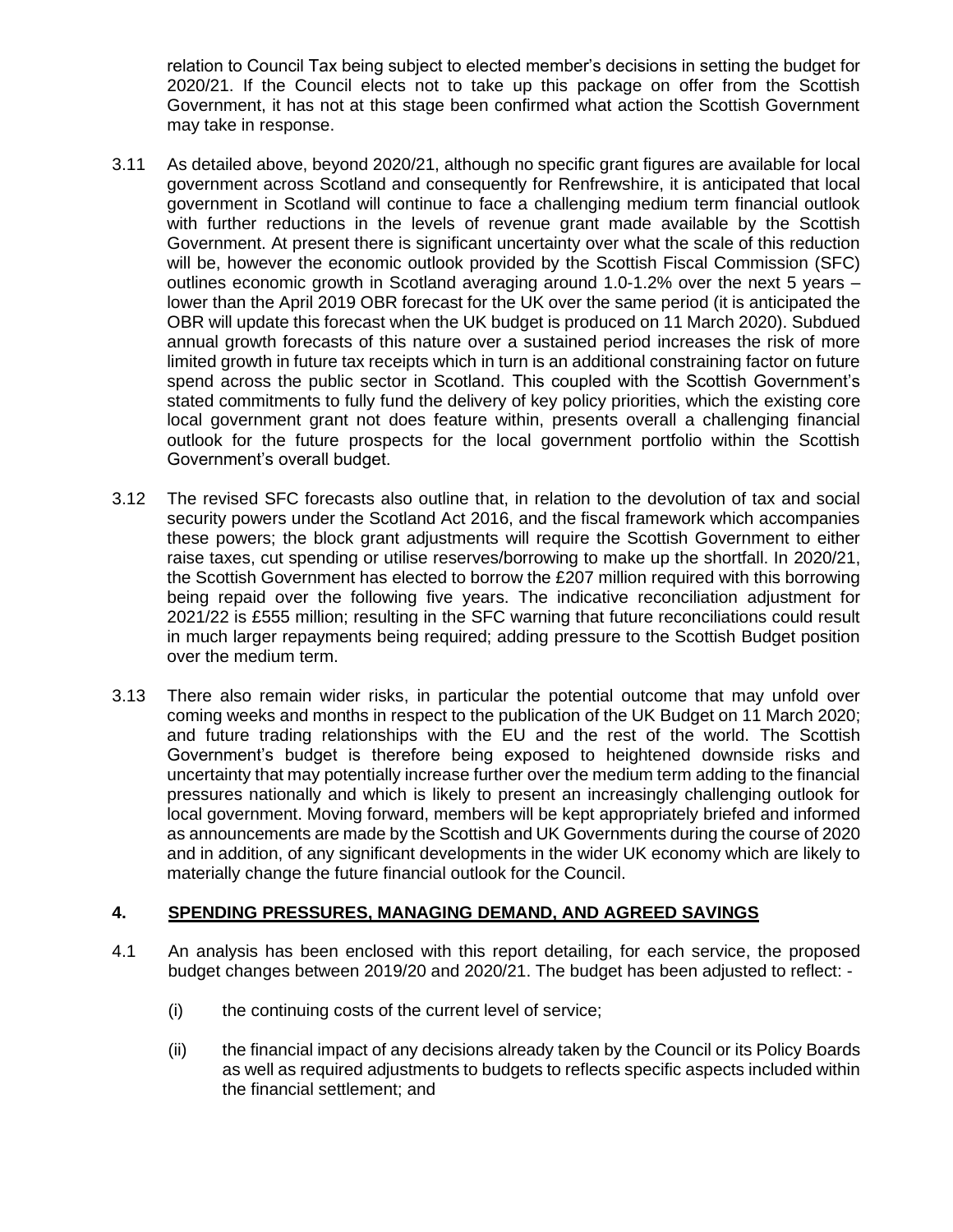relation to Council Tax being subject to elected member's decisions in setting the budget for 2020/21. If the Council elects not to take up this package on offer from the Scottish Government, it has not at this stage been confirmed what action the Scottish Government may take in response.

3.11 As detailed above, beyond 2020/21, although no specific grant figures are available for local government across Scotland and consequently for Renfrewshire, it is anticipated that local government in Scotland will continue to face a challenging medium term financial outlook with further reductions in the levels of revenue grant made available by the Scottish Government. At present there is significant uncertainty over what the scale of this reduction will be, however the economic outlook provided by the Scottish Fiscal Commission (SFC) outlines economic growth in Scotland averaging around 1.0-1.2% over the next 5 years – lower than the April 2019 OBR forecast for the UK over the same period (it is anticipated the OBR will update this forecast when the UK budget is produced on 11 March 2020). Subdued annual growth forecasts of this nature over a sustained period increases the risk of more limited growth in future tax receipts which in turn is an additional constraining factor on future spend across the public sector in Scotland. This coupled with the Scottish Government's stated commitments to fully fund the delivery of key policy priorities, which the existing core local government grant not does feature within, presents overall a challenging financial outlook for the future prospects for the local government portfolio within the Scottish Government's overall budget.

3.12 The revised SFC forecasts also outline that, in relation to the devolution of tax and social security powers under the Scotland Act 2016, and the fiscal framework which accompanies these powers; the block grant adjustments will require the Scottish Government to either raise taxes, cut spending or utilise reserves/borrowing to make up the shortfall. In 2020/21, the Scottish Government has elected to borrow the £207 million required with this borrowing being repaid over the following five years. The indicative reconciliation adjustment for 2021/22 is £555 million; resulting in the SFC warning that future reconciliations could result in much larger repayments being required; adding pressure to the Scottish Budget position over the medium term.

3.13 There also remain wider risks, in particular the potential outcome that may unfold over coming weeks and months in respect to the publication of the UK Budget on 11 March 2020; and future trading relationships with the EU and the rest of the world. The Scottish Government's budget is therefore being exposed to heightened downside risks and uncertainty that may potentially increase further over the medium term adding to the financial pressures nationally and which is likely to present an increasingly challenging outlook for local government. Moving forward, members will be kept appropriately briefed and informed as announcements are made by the Scottish and UK Governments during the course of 2020 and in addition, of any significant developments in the wider UK economy which are likely to materially change the future financial outlook for the Council.

## 4. SPENDING PRESSURES, MANAGING DEMAND, AND AGREED SAVINGS

4.1 An analysis has been enclosed with this report detailing, for each service, the proposed budget changes between 2019/20 and 2020/21. The budget has been adjusted to reflect: -

(i) the continuing costs of the current level of service;

(ii) the financial impact of any decisions already taken by the Council or its Policy Boards as well as required adjustments to budgets to reflects specific aspects included within the financial settlement; and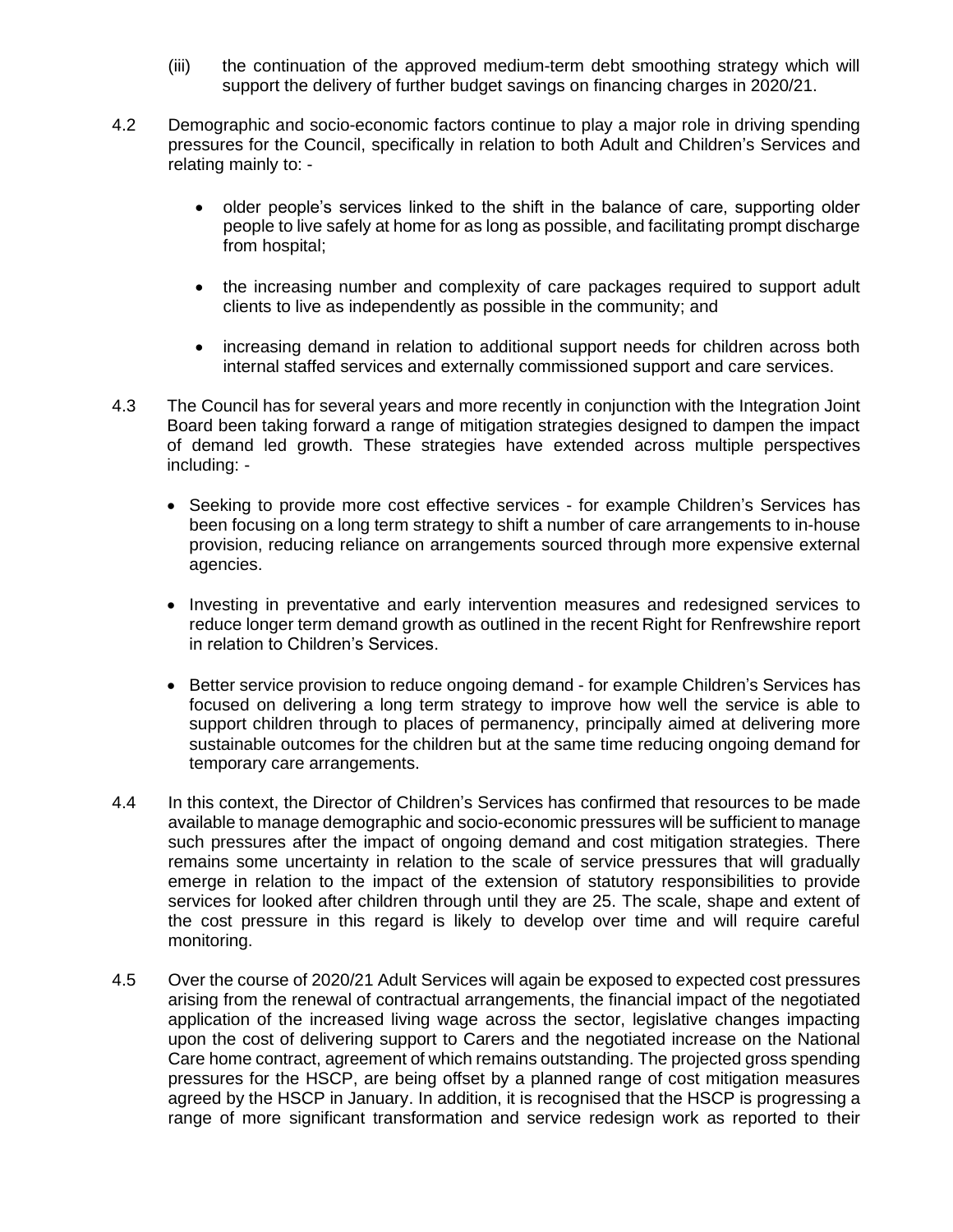(iii) the continuation of the approved medium-term debt smoothing strategy which will support the delivery of further budget savings on financing charges in 2020/21.

4.2 Demographic and socio-economic factors continue to play a major role in driving spending pressures for the Council, specifically in relation to both Adult and Children's Services and relating mainly to: -

- older people's services linked to the shift in the balance of care, supporting older people to live safely at home for as long as possible, and facilitating prompt discharge from hospital;

- the increasing number and complexity of care packages required to support adult clients to live as independently as possible in the community; and

- increasing demand in relation to additional support needs for children across both internal staffed services and externally commissioned support and care services.

4.3 The Council has for several years and more recently in conjunction with the Integration Joint Board been taking forward a range of mitigation strategies designed to dampen the impact of demand led growth. These strategies have extended across multiple perspectives including: -

- Seeking to provide more cost effective services - for example Children's Services has been focusing on a long term strategy to shift a number of care arrangements to in-house provision, reducing reliance on arrangements sourced through more expensive external agencies.

- Investing in preventative and early intervention measures and redesigned services to reduce longer term demand growth as outlined in the recent Right for Renfrewshire report in relation to Children's Services.

- Better service provision to reduce ongoing demand - for example Children's Services has focused on delivering a long term strategy to improve how well the service is able to support children through to places of permanency, principally aimed at delivering more sustainable outcomes for the children but at the same time reducing ongoing demand for temporary care arrangements.

4.4 In this context, the Director of Children's Services has confirmed that resources to be made available to manage demographic and socio-economic pressures will be sufficient to manage such pressures after the impact of ongoing demand and cost mitigation strategies. There remains some uncertainty in relation to the scale of service pressures that will gradually emerge in relation to the impact of the extension of statutory responsibilities to provide services for looked after children through until they are 25. The scale, shape and extent of the cost pressure in this regard is likely to develop over time and will require careful monitoring.

4.5 Over the course of 2020/21 Adult Services will again be exposed to expected cost pressures arising from the renewal of contractual arrangements, the financial impact of the negotiated application of the increased living wage across the sector, legislative changes impacting upon the cost of delivering support to Carers and the negotiated increase on the National Care home contract, agreement of which remains outstanding. The projected gross spending pressures for the HSCP, are being offset by a planned range of cost mitigation measures agreed by the HSCP in January. In addition, it is recognised that the HSCP is progressing a range of more significant transformation and service redesign work as reported to their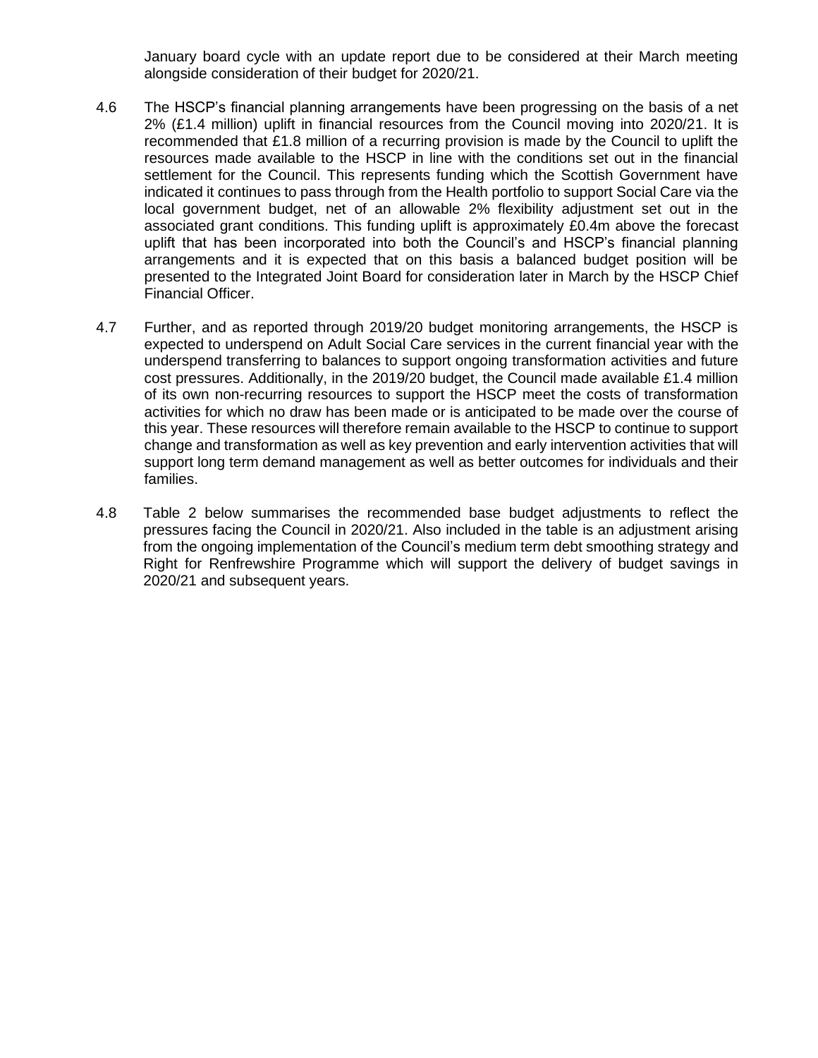January board cycle with an update report due to be considered at their March meeting alongside consideration of their budget for 2020/21.

4.6 The HSCP's financial planning arrangements have been progressing on the basis of a net 2% (£1.4 million) uplift in financial resources from the Council moving into 2020/21. It is recommended that £1.8 million of a recurring provision is made by the Council to uplift the resources made available to the HSCP in line with the conditions set out in the financial settlement for the Council. This represents funding which the Scottish Government have indicated it continues to pass through from the Health portfolio to support Social Care via the local government budget, net of an allowable 2% flexibility adjustment set out in the associated grant conditions. This funding uplift is approximately £0.4m above the forecast uplift that has been incorporated into both the Council's and HSCP's financial planning arrangements and it is expected that on this basis a balanced budget position will be presented to the Integrated Joint Board for consideration later in March by the HSCP Chief Financial Officer.

4.7 Further, and as reported through 2019/20 budget monitoring arrangements, the HSCP is expected to underspend on Adult Social Care services in the current financial year with the underspend transferring to balances to support ongoing transformation activities and future cost pressures. Additionally, in the 2019/20 budget, the Council made available £1.4 million of its own non-recurring resources to support the HSCP meet the costs of transformation activities for which no draw has been made or is anticipated to be made over the course of this year. These resources will therefore remain available to the HSCP to continue to support change and transformation as well as key prevention and early intervention activities that will support long term demand management as well as better outcomes for individuals and their families.

4.8 Table 2 below summarises the recommended base budget adjustments to reflect the pressures facing the Council in 2020/21. Also included in the table is an adjustment arising from the ongoing implementation of the Council's medium term debt smoothing strategy and Right for Renfrewshire Programme which will support the delivery of budget savings in 2020/21 and subsequent years.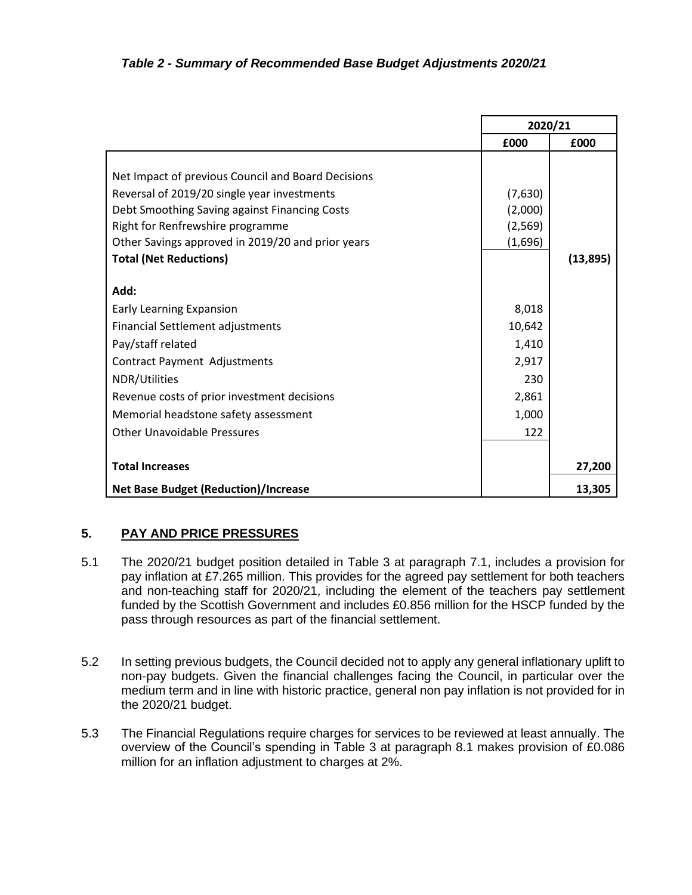*Table 2 - Summary of Recommended Base Budget Adjustments 2020/21*

| | 2020/21 | |
|---|---|---|
| | £000 | £000 |
| Net Impact of previous Council and Board Decisions | | |
| Reversal of 2019/20 single year investments | (7,630) | |
| Debt Smoothing Saving against Financing Costs | (2,000) | |
| Right for Renfrewshire programme | (2,569) | |
| Other Savings approved in 2019/20 and prior years | (1,696) | |
| **Total (Net Reductions)** | | **(13,895)** |
| **Add:** | | |
| Early Learning Expansion | 8,018 | |
| Financial Settlement adjustments | 10,642 | |
| Pay/staff related | 1,410 | |
| Contract Payment Adjustments | 2,917 | |
| NDR/Utilities | 230 | |
| Revenue costs of prior investment decisions | 2,861 | |
| Memorial headstone safety assessment | 1,000 | |
| Other Unavoidable Pressures | 122 | |
| **Total Increases** | | **27,200** |
| **Net Base Budget (Reduction)/Increase** | | **13,305** |

## 5. PAY AND PRICE PRESSURES

5.1 The 2020/21 budget position detailed in Table 3 at paragraph 7.1, includes a provision for pay inflation at £7.265 million. This provides for the agreed pay settlement for both teachers and non-teaching staff for 2020/21, including the element of the teachers pay settlement funded by the Scottish Government and includes £0.856 million for the HSCP funded by the pass through resources as part of the financial settlement.

5.2 In setting previous budgets, the Council decided not to apply any general inflationary uplift to non-pay budgets. Given the financial challenges facing the Council, in particular over the medium term and in line with historic practice, general non pay inflation is not provided for in the 2020/21 budget.

5.3 The Financial Regulations require charges for services to be reviewed at least annually. The overview of the Council's spending in Table 3 at paragraph 8.1 makes provision of £0.086 million for an inflation adjustment to charges at 2%.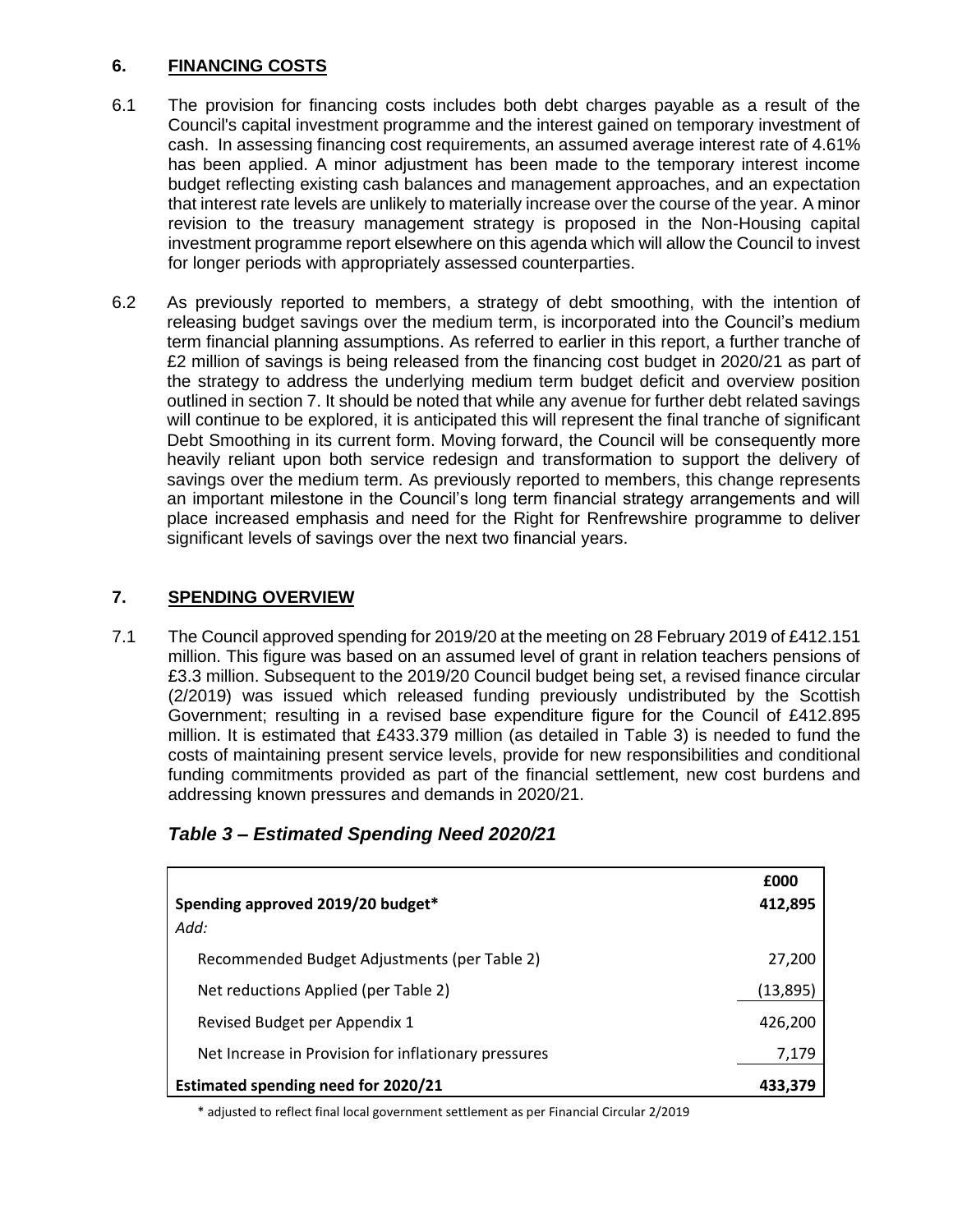## 6. FINANCING COSTS

6.1 The provision for financing costs includes both debt charges payable as a result of the Council's capital investment programme and the interest gained on temporary investment of cash. In assessing financing cost requirements, an assumed average interest rate of 4.61% has been applied. A minor adjustment has been made to the temporary interest income budget reflecting existing cash balances and management approaches, and an expectation that interest rate levels are unlikely to materially increase over the course of the year. A minor revision to the treasury management strategy is proposed in the Non-Housing capital investment programme report elsewhere on this agenda which will allow the Council to invest for longer periods with appropriately assessed counterparties.

6.2 As previously reported to members, a strategy of debt smoothing, with the intention of releasing budget savings over the medium term, is incorporated into the Council's medium term financial planning assumptions. As referred to earlier in this report, a further tranche of £2 million of savings is being released from the financing cost budget in 2020/21 as part of the strategy to address the underlying medium term budget deficit and overview position outlined in section 7. It should be noted that while any avenue for further debt related savings will continue to be explored, it is anticipated this will represent the final tranche of significant Debt Smoothing in its current form. Moving forward, the Council will be consequently more heavily reliant upon both service redesign and transformation to support the delivery of savings over the medium term. As previously reported to members, this change represents an important milestone in the Council's long term financial strategy arrangements and will place increased emphasis and need for the Right for Renfrewshire programme to deliver significant levels of savings over the next two financial years.

## 7. SPENDING OVERVIEW

7.1 The Council approved spending for 2019/20 at the meeting on 28 February 2019 of £412.151 million. This figure was based on an assumed level of grant in relation teachers pensions of £3.3 million. Subsequent to the 2019/20 Council budget being set, a revised finance circular (2/2019) was issued which released funding previously undistributed by the Scottish Government; resulting in a revised base expenditure figure for the Council of £412.895 million. It is estimated that £433.379 million (as detailed in Table 3) is needed to fund the costs of maintaining present service levels, provide for new responsibilities and conditional funding commitments provided as part of the financial settlement, new cost burdens and addressing known pressures and demands in 2020/21.

### *Table 3 – Estimated Spending Need 2020/21*

| | £000 |
|---|---|
| **Spending approved 2019/20 budget*** | **412,895** |
| *Add:* | |
| Recommended Budget Adjustments (per Table 2) | 27,200 |
| Net reductions Applied (per Table 2) | (13,895) |
| Revised Budget per Appendix 1 | 426,200 |
| Net Increase in Provision for inflationary pressures | 7,179 |
| **Estimated spending need for 2020/21** | **433,379** |

* adjusted to reflect final local government settlement as per Financial Circular 2/2019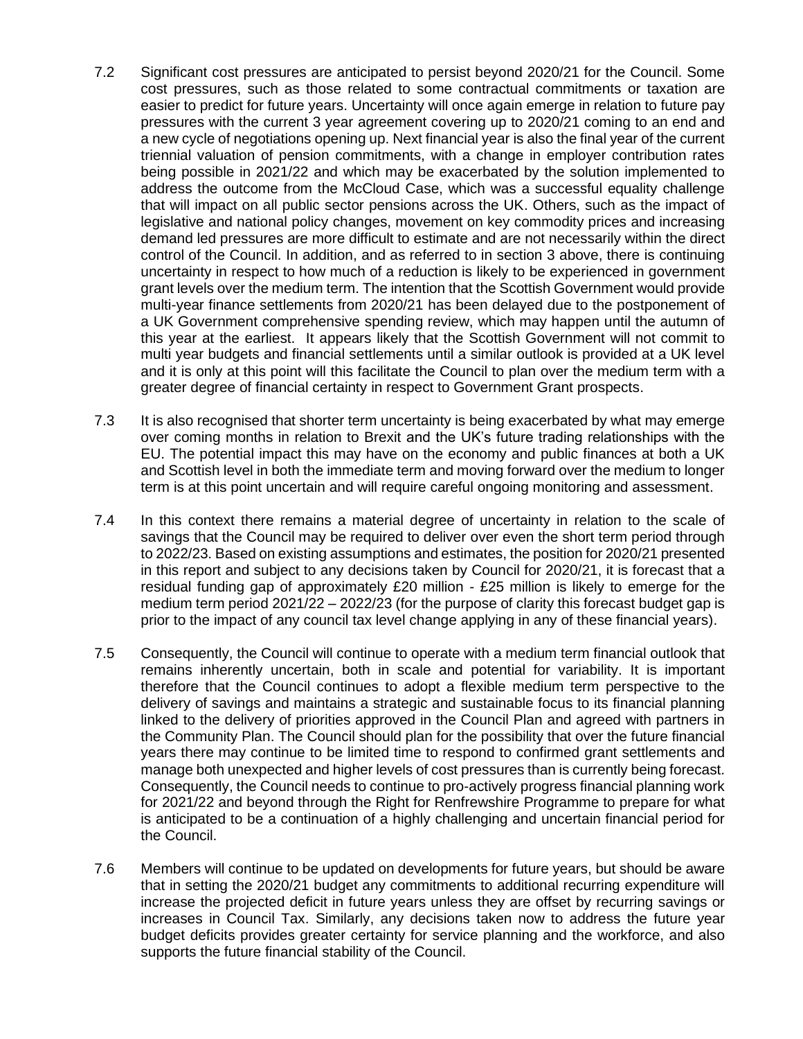7.2 Significant cost pressures are anticipated to persist beyond 2020/21 for the Council. Some cost pressures, such as those related to some contractual commitments or taxation are easier to predict for future years. Uncertainty will once again emerge in relation to future pay pressures with the current 3 year agreement covering up to 2020/21 coming to an end and a new cycle of negotiations opening up. Next financial year is also the final year of the current triennial valuation of pension commitments, with a change in employer contribution rates being possible in 2021/22 and which may be exacerbated by the solution implemented to address the outcome from the McCloud Case, which was a successful equality challenge that will impact on all public sector pensions across the UK. Others, such as the impact of legislative and national policy changes, movement on key commodity prices and increasing demand led pressures are more difficult to estimate and are not necessarily within the direct control of the Council. In addition, and as referred to in section 3 above, there is continuing uncertainty in respect to how much of a reduction is likely to be experienced in government grant levels over the medium term. The intention that the Scottish Government would provide multi-year finance settlements from 2020/21 has been delayed due to the postponement of a UK Government comprehensive spending review, which may happen until the autumn of this year at the earliest. It appears likely that the Scottish Government will not commit to multi year budgets and financial settlements until a similar outlook is provided at a UK level and it is only at this point will this facilitate the Council to plan over the medium term with a greater degree of financial certainty in respect to Government Grant prospects.

7.3 It is also recognised that shorter term uncertainty is being exacerbated by what may emerge over coming months in relation to Brexit and the UK's future trading relationships with the EU. The potential impact this may have on the economy and public finances at both a UK and Scottish level in both the immediate term and moving forward over the medium to longer term is at this point uncertain and will require careful ongoing monitoring and assessment.

7.4 In this context there remains a material degree of uncertainty in relation to the scale of savings that the Council may be required to deliver over even the short term period through to 2022/23. Based on existing assumptions and estimates, the position for 2020/21 presented in this report and subject to any decisions taken by Council for 2020/21, it is forecast that a residual funding gap of approximately £20 million - £25 million is likely to emerge for the medium term period 2021/22 – 2022/23 (for the purpose of clarity this forecast budget gap is prior to the impact of any council tax level change applying in any of these financial years).

7.5 Consequently, the Council will continue to operate with a medium term financial outlook that remains inherently uncertain, both in scale and potential for variability. It is important therefore that the Council continues to adopt a flexible medium term perspective to the delivery of savings and maintains a strategic and sustainable focus to its financial planning linked to the delivery of priorities approved in the Council Plan and agreed with partners in the Community Plan. The Council should plan for the possibility that over the future financial years there may continue to be limited time to respond to confirmed grant settlements and manage both unexpected and higher levels of cost pressures than is currently being forecast. Consequently, the Council needs to continue to pro-actively progress financial planning work for 2021/22 and beyond through the Right for Renfrewshire Programme to prepare for what is anticipated to be a continuation of a highly challenging and uncertain financial period for the Council.

7.6 Members will continue to be updated on developments for future years, but should be aware that in setting the 2020/21 budget any commitments to additional recurring expenditure will increase the projected deficit in future years unless they are offset by recurring savings or increases in Council Tax. Similarly, any decisions taken now to address the future year budget deficits provides greater certainty for service planning and the workforce, and also supports the future financial stability of the Council.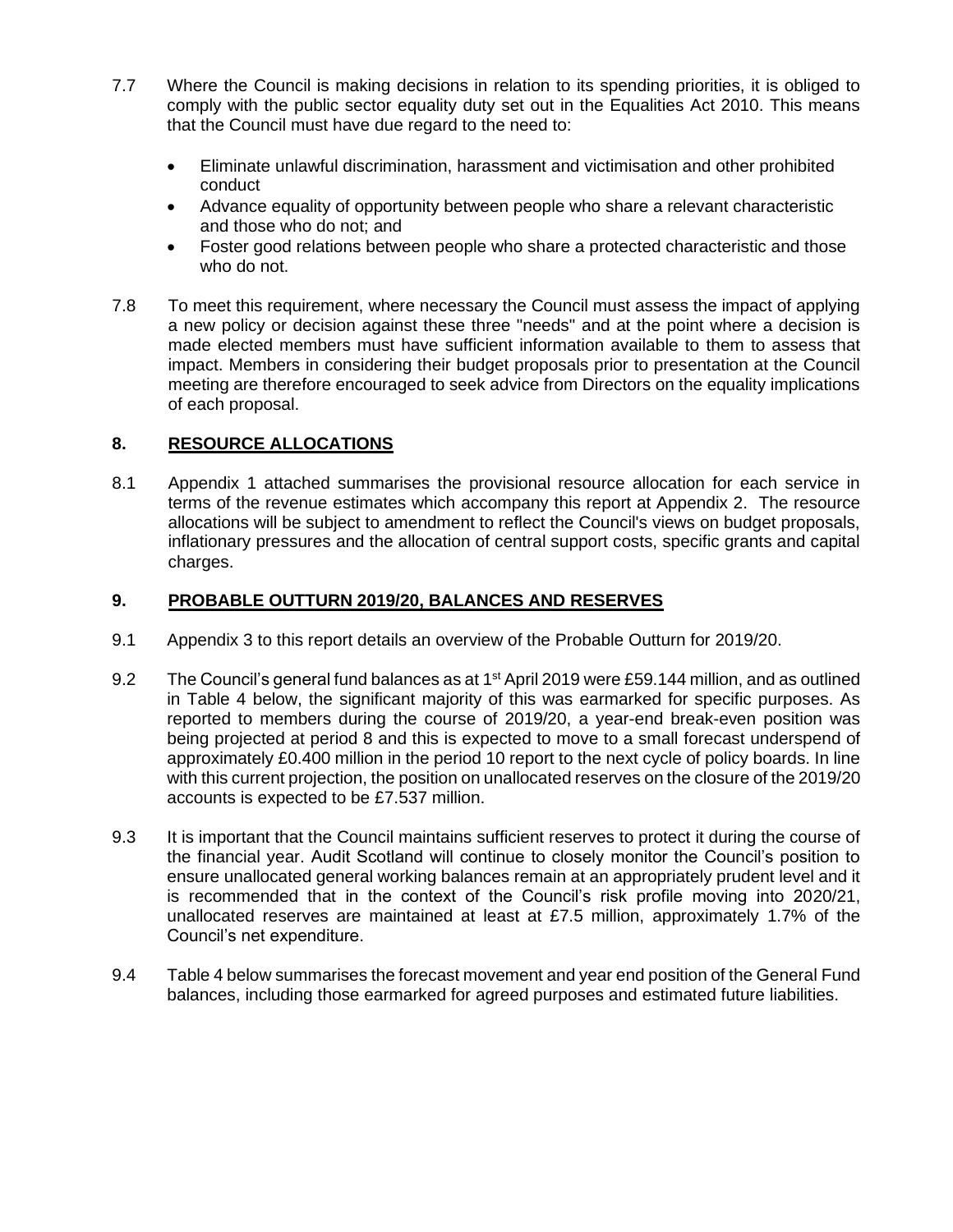7.7 Where the Council is making decisions in relation to its spending priorities, it is obliged to comply with the public sector equality duty set out in the Equalities Act 2010. This means that the Council must have due regard to the need to:

- Eliminate unlawful discrimination, harassment and victimisation and other prohibited conduct
- Advance equality of opportunity between people who share a relevant characteristic and those who do not; and
- Foster good relations between people who share a protected characteristic and those who do not.

7.8 To meet this requirement, where necessary the Council must assess the impact of applying a new policy or decision against these three "needs" and at the point where a decision is made elected members must have sufficient information available to them to assess that impact. Members in considering their budget proposals prior to presentation at the Council meeting are therefore encouraged to seek advice from Directors on the equality implications of each proposal.

## 8. RESOURCE ALLOCATIONS

8.1 Appendix 1 attached summarises the provisional resource allocation for each service in terms of the revenue estimates which accompany this report at Appendix 2. The resource allocations will be subject to amendment to reflect the Council's views on budget proposals, inflationary pressures and the allocation of central support costs, specific grants and capital charges.

## 9. PROBABLE OUTTURN 2019/20, BALANCES AND RESERVES

9.1 Appendix 3 to this report details an overview of the Probable Outturn for 2019/20.

9.2 The Council's general fund balances as at 1st April 2019 were £59.144 million, and as outlined in Table 4 below, the significant majority of this was earmarked for specific purposes. As reported to members during the course of 2019/20, a year-end break-even position was being projected at period 8 and this is expected to move to a small forecast underspend of approximately £0.400 million in the period 10 report to the next cycle of policy boards. In line with this current projection, the position on unallocated reserves on the closure of the 2019/20 accounts is expected to be £7.537 million.

9.3 It is important that the Council maintains sufficient reserves to protect it during the course of the financial year. Audit Scotland will continue to closely monitor the Council's position to ensure unallocated general working balances remain at an appropriately prudent level and it is recommended that in the context of the Council's risk profile moving into 2020/21, unallocated reserves are maintained at least at £7.5 million, approximately 1.7% of the Council's net expenditure.

9.4 Table 4 below summarises the forecast movement and year end position of the General Fund balances, including those earmarked for agreed purposes and estimated future liabilities.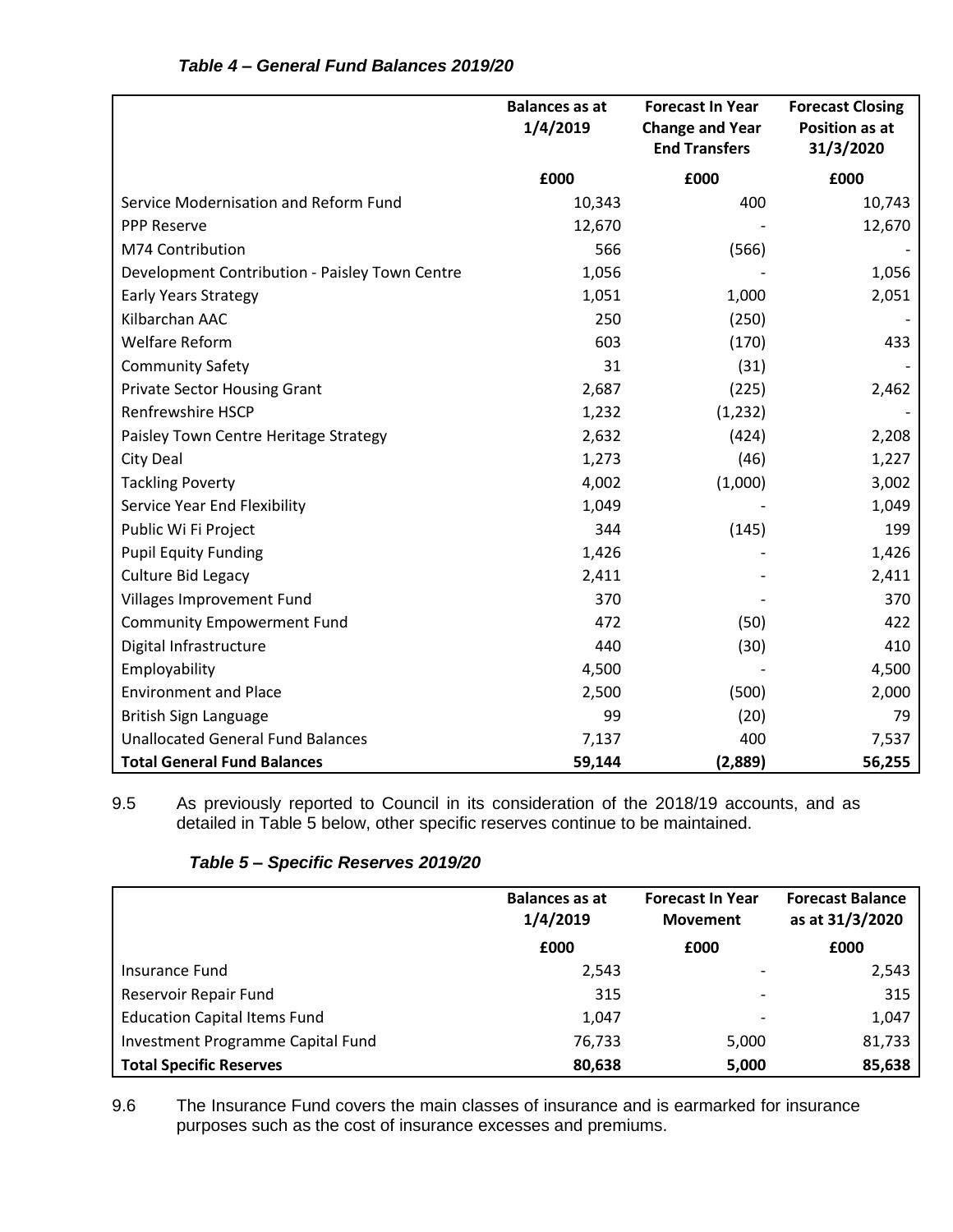*Table 4 – General Fund Balances 2019/20*

| | Balances as at 1/4/2019 | Forecast In Year Change and Year End Transfers | Forecast Closing Position as at 31/3/2020 |
|---|---|---|---|
| | £000 | £000 | £000 |
| Service Modernisation and Reform Fund | 10,343 | 400 | 10,743 |
| PPP Reserve | 12,670 | - | 12,670 |
| M74 Contribution | 566 | (566) | - |
| Development Contribution - Paisley Town Centre | 1,056 | - | 1,056 |
| Early Years Strategy | 1,051 | 1,000 | 2,051 |
| Kilbarchan AAC | 250 | (250) | - |
| Welfare Reform | 603 | (170) | 433 |
| Community Safety | 31 | (31) | - |
| Private Sector Housing Grant | 2,687 | (225) | 2,462 |
| Renfrewshire HSCP | 1,232 | (1,232) | - |
| Paisley Town Centre Heritage Strategy | 2,632 | (424) | 2,208 |
| City Deal | 1,273 | (46) | 1,227 |
| Tackling Poverty | 4,002 | (1,000) | 3,002 |
| Service Year End Flexibility | 1,049 | - | 1,049 |
| Public Wi Fi Project | 344 | (145) | 199 |
| Pupil Equity Funding | 1,426 | - | 1,426 |
| Culture Bid Legacy | 2,411 | - | 2,411 |
| Villages Improvement Fund | 370 | - | 370 |
| Community Empowerment Fund | 472 | (50) | 422 |
| Digital Infrastructure | 440 | (30) | 410 |
| Employability | 4,500 | - | 4,500 |
| Environment and Place | 2,500 | (500) | 2,000 |
| British Sign Language | 99 | (20) | 79 |
| Unallocated General Fund Balances | 7,137 | 400 | 7,537 |
| **Total General Fund Balances** | **59,144** | **(2,889)** | **56,255** |

9.5 As previously reported to Council in its consideration of the 2018/19 accounts, and as detailed in Table 5 below, other specific reserves continue to be maintained.

*Table 5 – Specific Reserves 2019/20*

| | Balances as at 1/4/2019 | Forecast In Year Movement | Forecast Balance as at 31/3/2020 |
|---|---|---|---|
| | £000 | £000 | £000 |
| Insurance Fund | 2,543 | - | 2,543 |
| Reservoir Repair Fund | 315 | - | 315 |
| Education Capital Items Fund | 1,047 | - | 1,047 |
| Investment Programme Capital Fund | 76,733 | 5,000 | 81,733 |
| **Total Specific Reserves** | **80,638** | **5,000** | **85,638** |

9.6 The Insurance Fund covers the main classes of insurance and is earmarked for insurance purposes such as the cost of insurance excesses and premiums.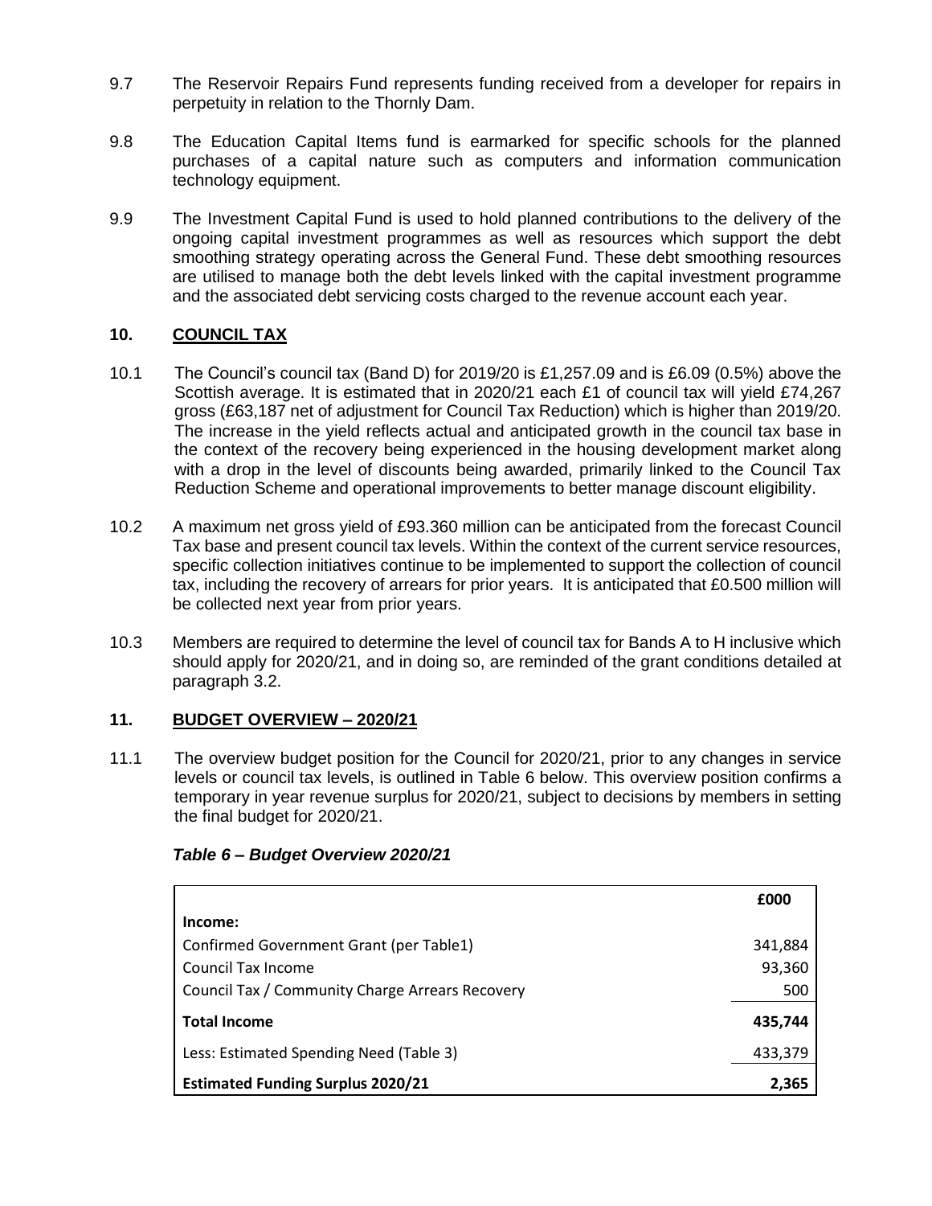9.7 The Reservoir Repairs Fund represents funding received from a developer for repairs in perpetuity in relation to the Thornly Dam.

9.8 The Education Capital Items fund is earmarked for specific schools for the planned purchases of a capital nature such as computers and information communication technology equipment.

9.9 The Investment Capital Fund is used to hold planned contributions to the delivery of the ongoing capital investment programmes as well as resources which support the debt smoothing strategy operating across the General Fund. These debt smoothing resources are utilised to manage both the debt levels linked with the capital investment programme and the associated debt servicing costs charged to the revenue account each year.

## 10. COUNCIL TAX

10.1 The Council's council tax (Band D) for 2019/20 is £1,257.09 and is £6.09 (0.5%) above the Scottish average. It is estimated that in 2020/21 each £1 of council tax will yield £74,267 gross (£63,187 net of adjustment for Council Tax Reduction) which is higher than 2019/20. The increase in the yield reflects actual and anticipated growth in the council tax base in the context of the recovery being experienced in the housing development market along with a drop in the level of discounts being awarded, primarily linked to the Council Tax Reduction Scheme and operational improvements to better manage discount eligibility.

10.2 A maximum net gross yield of £93.360 million can be anticipated from the forecast Council Tax base and present council tax levels. Within the context of the current service resources, specific collection initiatives continue to be implemented to support the collection of council tax, including the recovery of arrears for prior years. It is anticipated that £0.500 million will be collected next year from prior years.

10.3 Members are required to determine the level of council tax for Bands A to H inclusive which should apply for 2020/21, and in doing so, are reminded of the grant conditions detailed at paragraph 3.2.

## 11. BUDGET OVERVIEW – 2020/21

11.1 The overview budget position for the Council for 2020/21, prior to any changes in service levels or council tax levels, is outlined in Table 6 below. This overview position confirms a temporary in year revenue surplus for 2020/21, subject to decisions by members in setting the final budget for 2020/21.

***Table 6 – Budget Overview 2020/21***

| | £000 |
|---|---:|
| **Income:** | |
| Confirmed Government Grant (per Table1) | 341,884 |
| Council Tax Income | 93,360 |
| Council Tax / Community Charge Arrears Recovery | 500 |
| **Total Income** | **435,744** |
| Less: Estimated Spending Need (Table 3) | 433,379 |
| **Estimated Funding Surplus 2020/21** | **2,365** |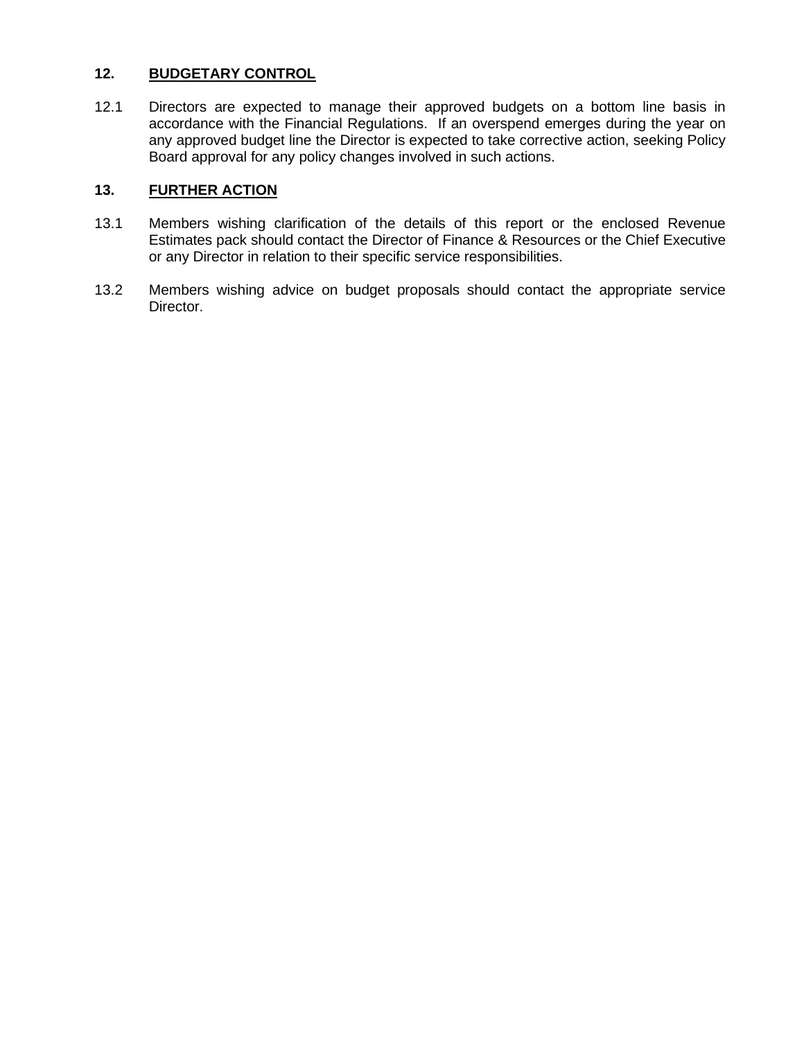## 12. BUDGETARY CONTROL

12.1 Directors are expected to manage their approved budgets on a bottom line basis in accordance with the Financial Regulations. If an overspend emerges during the year on any approved budget line the Director is expected to take corrective action, seeking Policy Board approval for any policy changes involved in such actions.

## 13. FURTHER ACTION

13.1 Members wishing clarification of the details of this report or the enclosed Revenue Estimates pack should contact the Director of Finance & Resources or the Chief Executive or any Director in relation to their specific service responsibilities.

13.2 Members wishing advice on budget proposals should contact the appropriate service Director.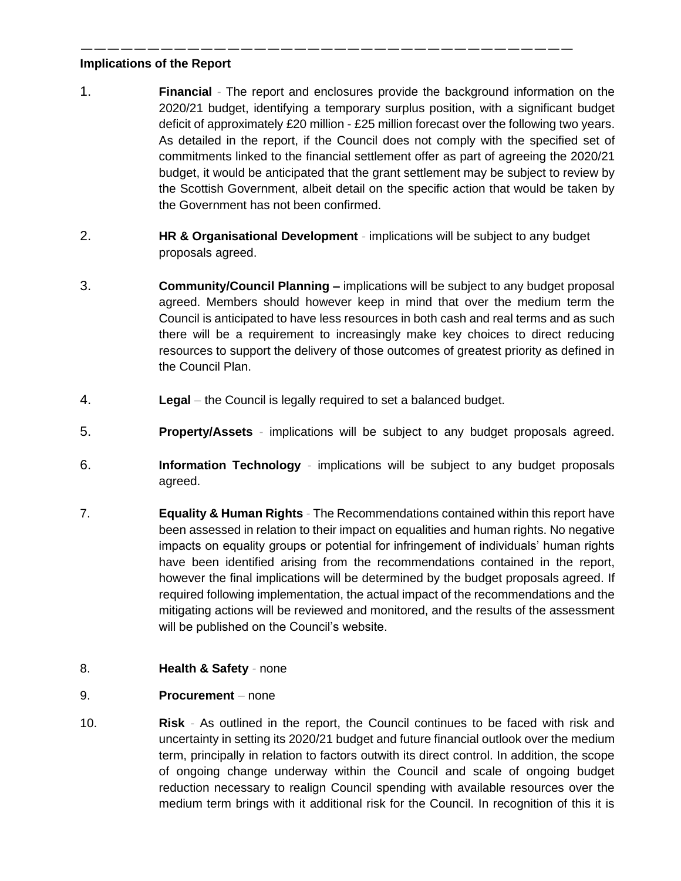---

**Implications of the Report**

1. **Financial** - The report and enclosures provide the background information on the 2020/21 budget, identifying a temporary surplus position, with a significant budget deficit of approximately £20 million - £25 million forecast over the following two years. As detailed in the report, if the Council does not comply with the specified set of commitments linked to the financial settlement offer as part of agreeing the 2020/21 budget, it would be anticipated that the grant settlement may be subject to review by the Scottish Government, albeit detail on the specific action that would be taken by the Government has not been confirmed.

2. **HR & Organisational Development** - implications will be subject to any budget proposals agreed.

3. **Community/Council Planning –** implications will be subject to any budget proposal agreed. Members should however keep in mind that over the medium term the Council is anticipated to have less resources in both cash and real terms and as such there will be a requirement to increasingly make key choices to direct reducing resources to support the delivery of those outcomes of greatest priority as defined in the Council Plan.

4. **Legal** – the Council is legally required to set a balanced budget.

5. **Property/Assets** - implications will be subject to any budget proposals agreed.

6. **Information Technology** - implications will be subject to any budget proposals agreed.

7. **Equality & Human Rights** - The Recommendations contained within this report have been assessed in relation to their impact on equalities and human rights. No negative impacts on equality groups or potential for infringement of individuals' human rights have been identified arising from the recommendations contained in the report, however the final implications will be determined by the budget proposals agreed. If required following implementation, the actual impact of the recommendations and the mitigating actions will be reviewed and monitored, and the results of the assessment will be published on the Council's website.

8. **Health & Safety** - none

9. **Procurement** – none

10. **Risk** - As outlined in the report, the Council continues to be faced with risk and uncertainty in setting its 2020/21 budget and future financial outlook over the medium term, principally in relation to factors outwith its direct control. In addition, the scope of ongoing change underway within the Council and scale of ongoing budget reduction necessary to realign Council spending with available resources over the medium term brings with it additional risk for the Council. In recognition of this it is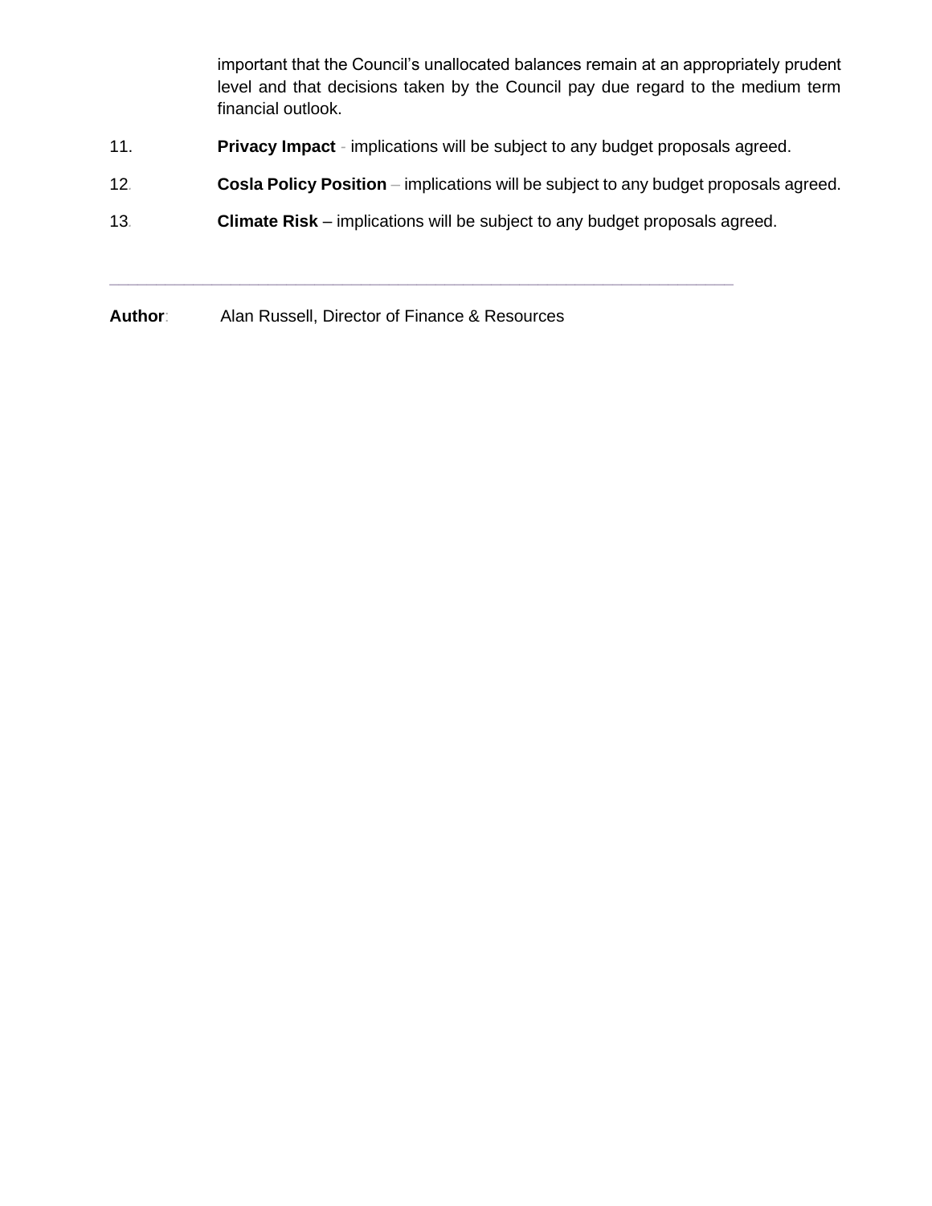important that the Council's unallocated balances remain at an appropriately prudent level and that decisions taken by the Council pay due regard to the medium term financial outlook.

11. **Privacy Impact** - implications will be subject to any budget proposals agreed.

12. **Cosla Policy Position** – implications will be subject to any budget proposals agreed.

13. **Climate Risk** – implications will be subject to any budget proposals agreed.

---

**Author**: Alan Russell, Director of Finance & Resources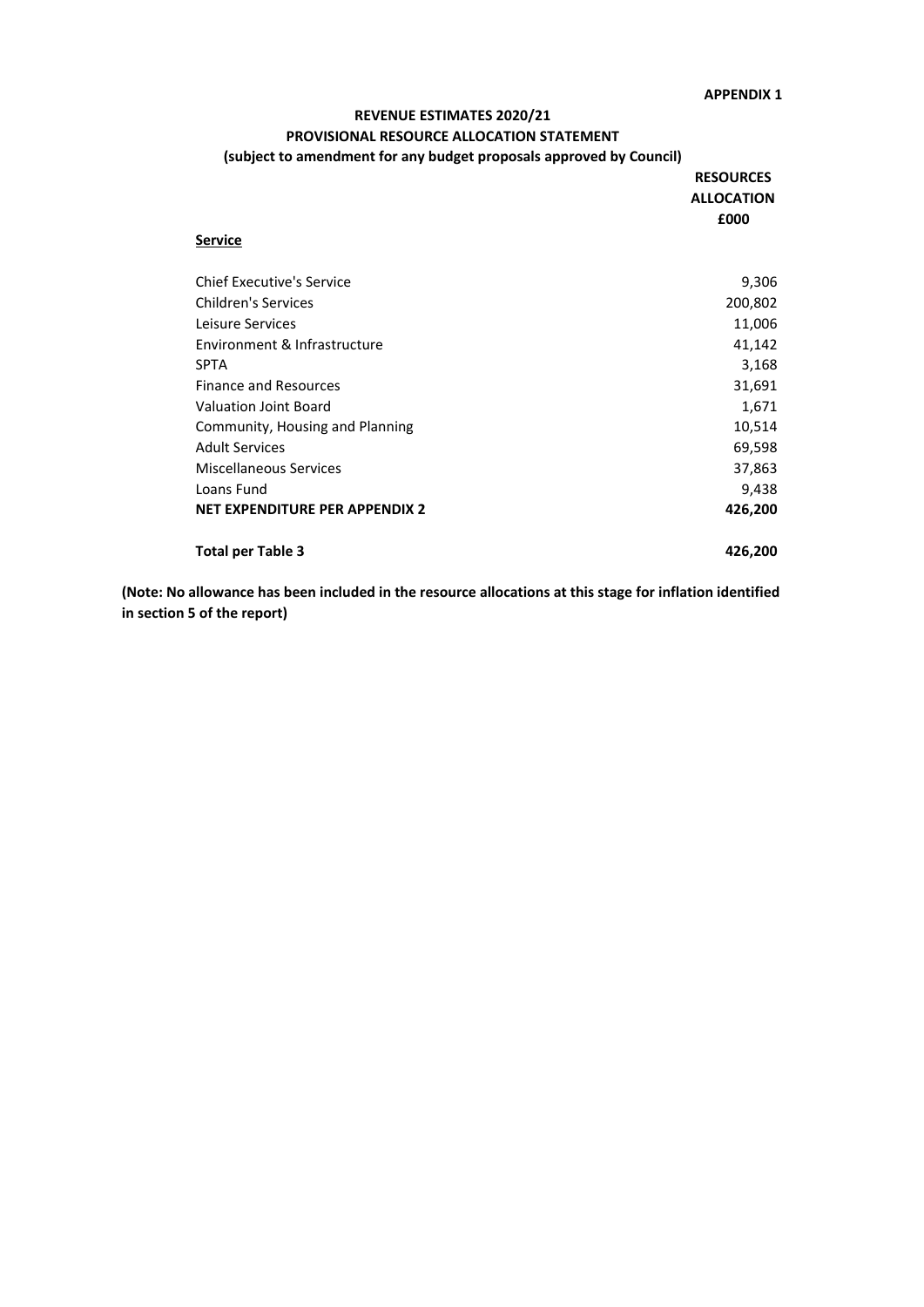**APPENDIX 1**

**REVENUE ESTIMATES 2020/21**

**PROVISIONAL RESOURCE ALLOCATION STATEMENT**

**(subject to amendment for any budget proposals approved by Council)**

| **Service** | **RESOURCES ALLOCATION £000** |
|---|---|
| Chief Executive's Service | 9,306 |
| Children's Services | 200,802 |
| Leisure Services | 11,006 |
| Environment & Infrastructure | 41,142 |
| SPTA | 3,168 |
| Finance and Resources | 31,691 |
| Valuation Joint Board | 1,671 |
| Community, Housing and Planning | 10,514 |
| Adult Services | 69,598 |
| Miscellaneous Services | 37,863 |
| Loans Fund | 9,438 |
| **NET EXPENDITURE PER APPENDIX 2** | **426,200** |
| | |
| **Total per Table 3** | **426,200** |

**(Note: No allowance has been included in the resource allocations at this stage for inflation identified in section 5 of the report)**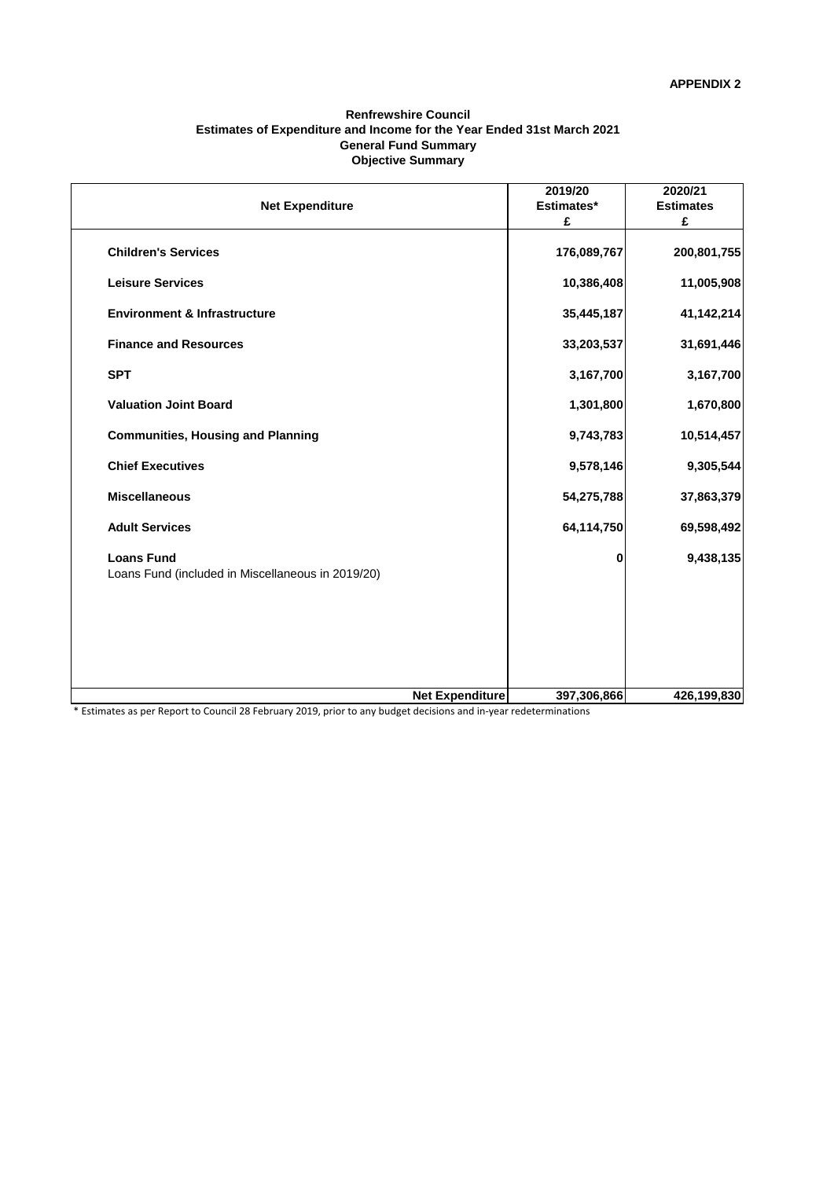**APPENDIX 2**

**Renfrewshire Council**
**Estimates of Expenditure and Income for the Year Ended 31st March 2021**
**General Fund Summary**
**Objective Summary**

| Net Expenditure | 2019/20 Estimates* £ | 2020/21 Estimates £ |
|---|---|---|
| **Children's Services** | 176,089,767 | 200,801,755 |
| **Leisure Services** | 10,386,408 | 11,005,908 |
| **Environment & Infrastructure** | 35,445,187 | 41,142,214 |
| **Finance and Resources** | 33,203,537 | 31,691,446 |
| **SPT** | 3,167,700 | 3,167,700 |
| **Valuation Joint Board** | 1,301,800 | 1,670,800 |
| **Communities, Housing and Planning** | 9,743,783 | 10,514,457 |
| **Chief Executives** | 9,578,146 | 9,305,544 |
| **Miscellaneous** | 54,275,788 | 37,863,379 |
| **Adult Services** | 64,114,750 | 69,598,492 |
| **Loans Fund** Loans Fund (included in Miscellaneous in 2019/20) | 0 | 9,438,135 |
| **Net Expenditure** | 397,306,866 | 426,199,830 |

* Estimates as per Report to Council 28 February 2019, prior to any budget decisions and in-year redeterminations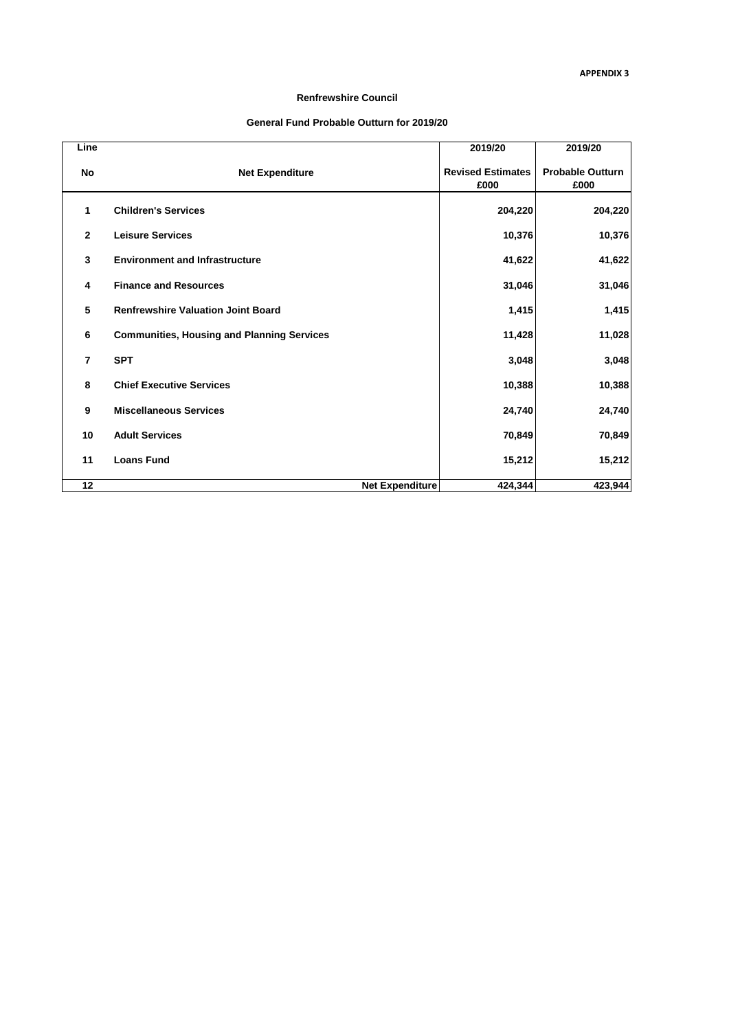**APPENDIX 3**

**Renfrewshire Council**

**General Fund Probable Outturn for 2019/20**

| Line<br>No | Net Expenditure | 2019/20<br>Revised Estimates<br>£000 | 2019/20<br>Probable Outturn<br>£000 |
|---|---|---|---|
| 1 | **Children's Services** | **204,220** | **204,220** |
| 2 | **Leisure Services** | **10,376** | **10,376** |
| 3 | **Environment and Infrastructure** | **41,622** | **41,622** |
| 4 | **Finance and Resources** | **31,046** | **31,046** |
| 5 | **Renfrewshire Valuation Joint Board** | **1,415** | **1,415** |
| 6 | **Communities, Housing and Planning Services** | **11,428** | **11,028** |
| 7 | **SPT** | **3,048** | **3,048** |
| 8 | **Chief Executive Services** | **10,388** | **10,388** |
| 9 | **Miscellaneous Services** | **24,740** | **24,740** |
| 10 | **Adult Services** | **70,849** | **70,849** |
| 11 | **Loans Fund** | **15,212** | **15,212** |
| 12 | **Net Expenditure** | **424,344** | **423,944** |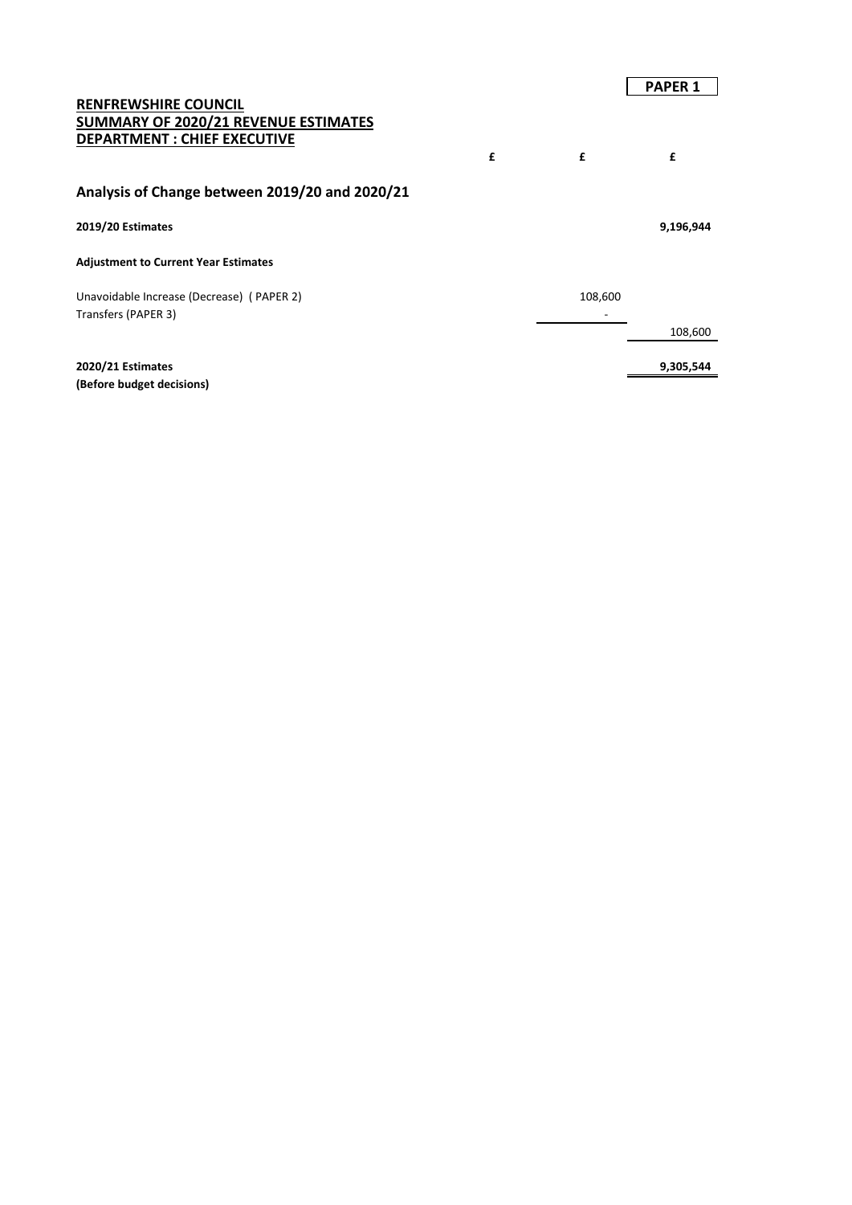**PAPER 1**

**RENFREWSHIRE COUNCIL**
**SUMMARY OF 2020/21 REVENUE ESTIMATES**
**DEPARTMENT : CHIEF EXECUTIVE**

| | £ | £ | £ |
|---|---|---|---|
| **Analysis of Change between 2019/20 and 2020/21** | | | |
| **2019/20 Estimates** | | | **9,196,944** |
| **Adjustment to Current Year Estimates** | | | |
| Unavoidable Increase (Decrease) ( PAPER 2) | | 108,600 | |
| Transfers (PAPER 3) | | - | |
| | | | 108,600 |
| **2020/21 Estimates** | | | **9,305,544** |
| **(Before budget decisions)** | | | |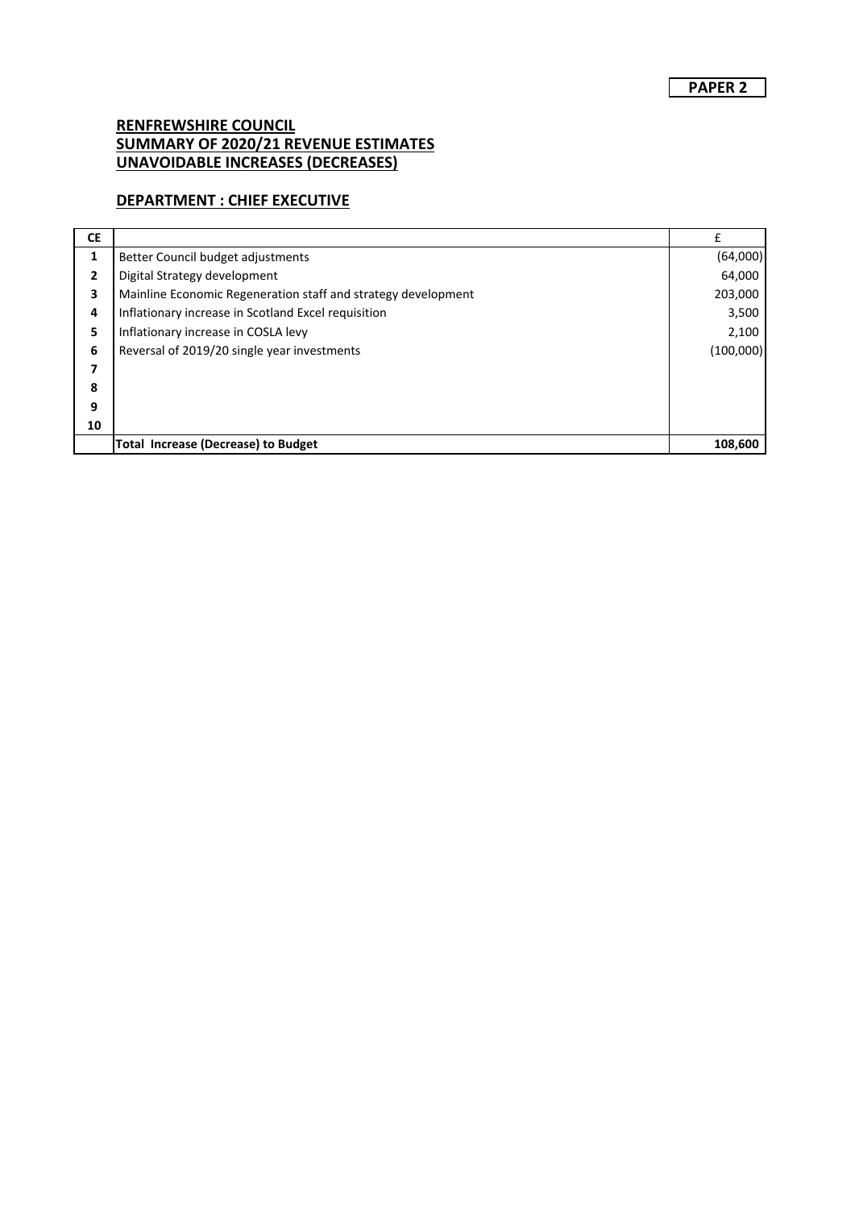**PAPER 2**

## RENFREWSHIRE COUNCIL
## SUMMARY OF 2020/21 REVENUE ESTIMATES
## UNAVOIDABLE INCREASES (DECREASES)

### DEPARTMENT : CHIEF EXECUTIVE

| CE | | £ |
|---|---|---|
| 1 | Better Council budget adjustments | (64,000) |
| 2 | Digital Strategy development | 64,000 |
| 3 | Mainline Economic Regeneration staff and strategy development | 203,000 |
| 4 | Inflationary increase in Scotland Excel requisition | 3,500 |
| 5 | Inflationary increase in COSLA levy | 2,100 |
| 6 | Reversal of 2019/20 single year investments | (100,000) |
| 7 | | |
| 8 | | |
| 9 | | |
| 10 | | |
| | **Total Increase (Decrease) to Budget** | **108,600** |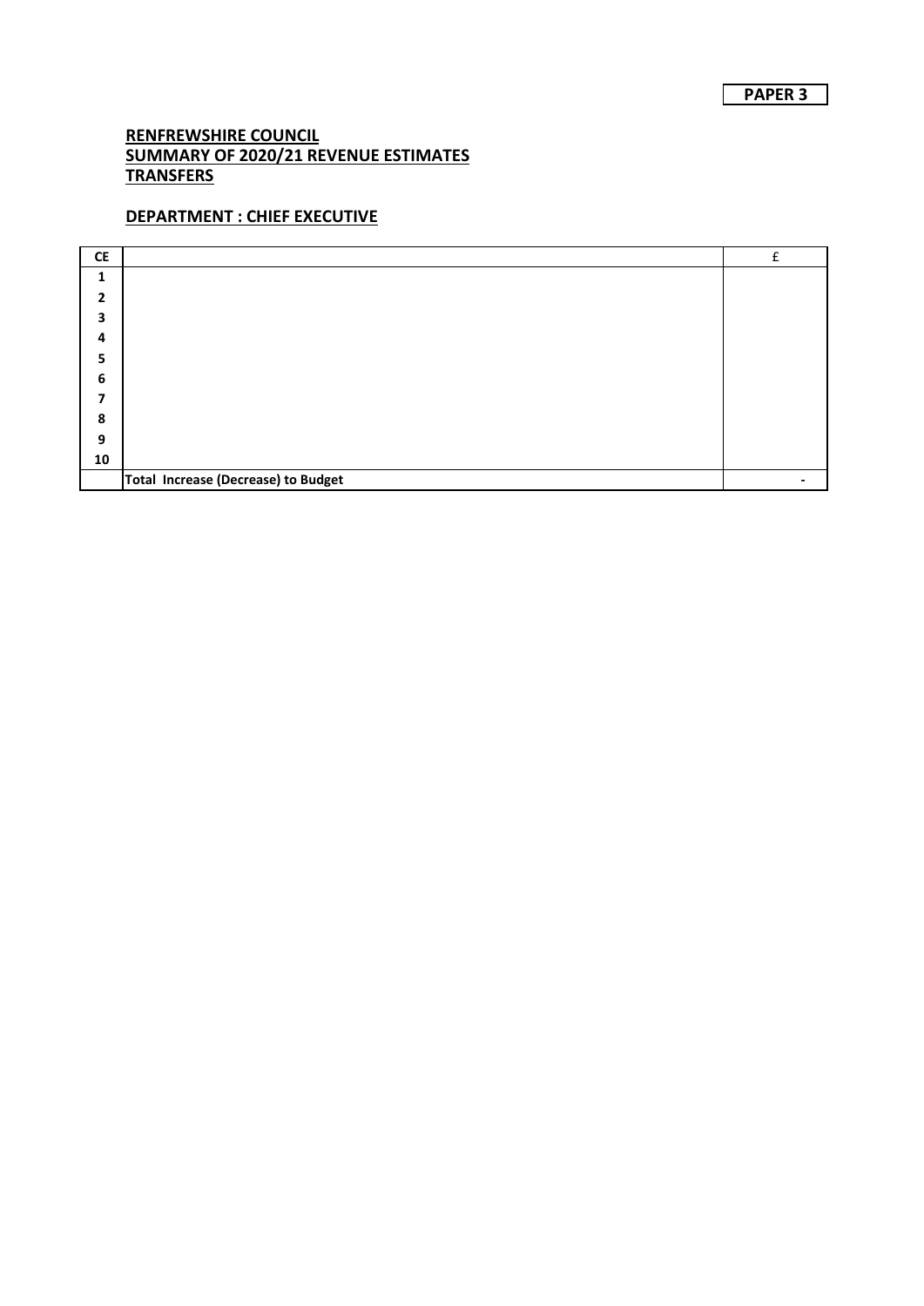**PAPER 3**

**RENFREWSHIRE COUNCIL**
**SUMMARY OF 2020/21 REVENUE ESTIMATES**
**TRANSFERS**

**DEPARTMENT : CHIEF EXECUTIVE**

| CE | | £ |
|---|---|---|
| 1 | | |
| 2 | | |
| 3 | | |
| 4 | | |
| 5 | | |
| 6 | | |
| 7 | | |
| 8 | | |
| 9 | | |
| 10 | | |
| | **Total Increase (Decrease) to Budget** | - |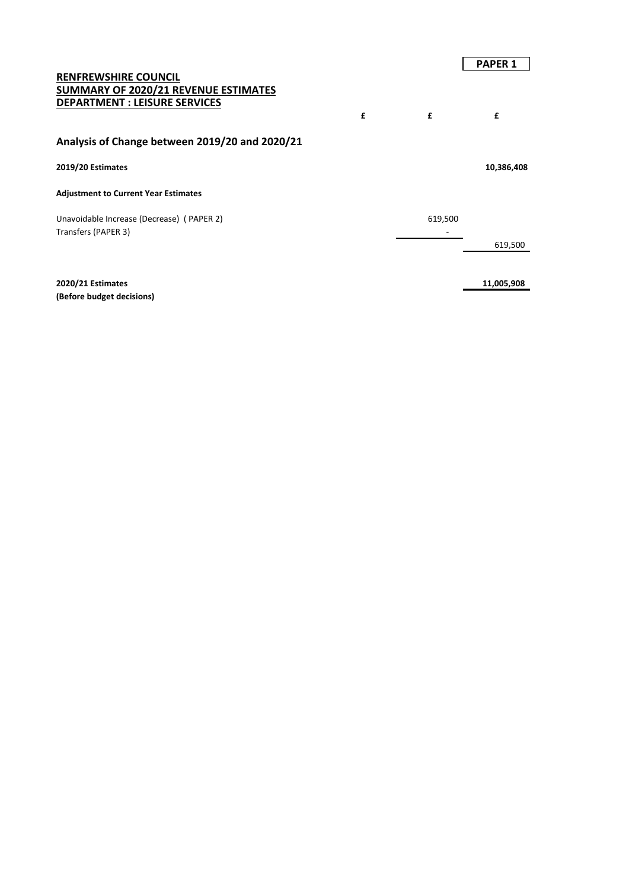**PAPER 1**

**RENFREWSHIRE COUNCIL**
**SUMMARY OF 2020/21 REVENUE ESTIMATES**
**DEPARTMENT : LEISURE SERVICES**

| | £ | £ | £ |
|---|---|---|---|
| **Analysis of Change between 2019/20 and 2020/21** | | | |
| **2019/20 Estimates** | | | **10,386,408** |
| **Adjustment to Current Year Estimates** | | | |
| Unavoidable Increase (Decrease) ( PAPER 2) | | 619,500 | |
| Transfers (PAPER 3) | | - | |
| | | | 619,500 |
| **2020/21 Estimates** | | | **11,005,908** |
| **(Before budget decisions)** | | | |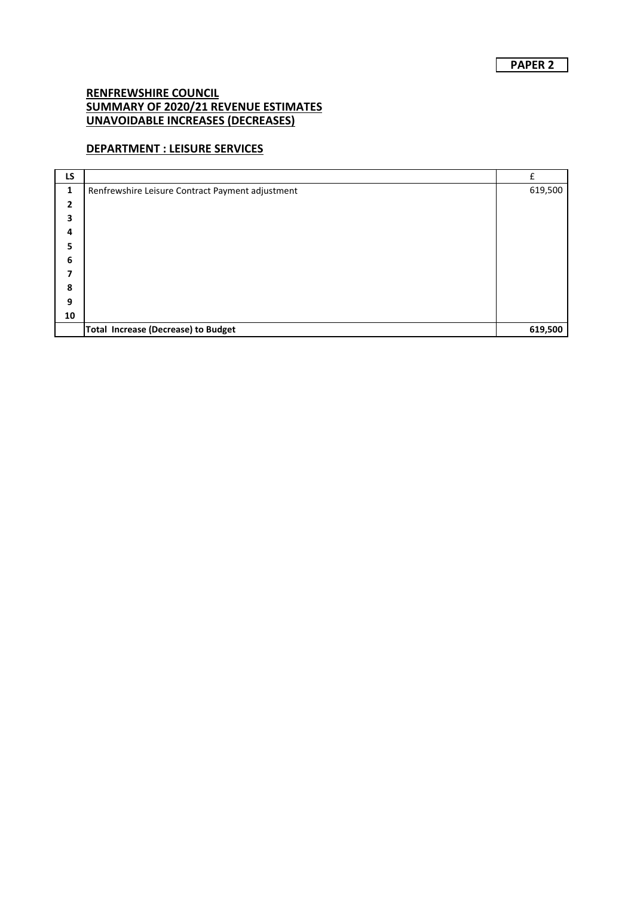**PAPER 2**

## RENFREWSHIRE COUNCIL
## SUMMARY OF 2020/21 REVENUE ESTIMATES
## UNAVOIDABLE INCREASES (DECREASES)

### DEPARTMENT : LEISURE SERVICES

| LS | | £ |
|---|---|---|
| 1 | Renfrewshire Leisure Contract Payment adjustment | 619,500 |
| 2 | | |
| 3 | | |
| 4 | | |
| 5 | | |
| 6 | | |
| 7 | | |
| 8 | | |
| 9 | | |
| 10 | | |
| | **Total Increase (Decrease) to Budget** | **619,500** |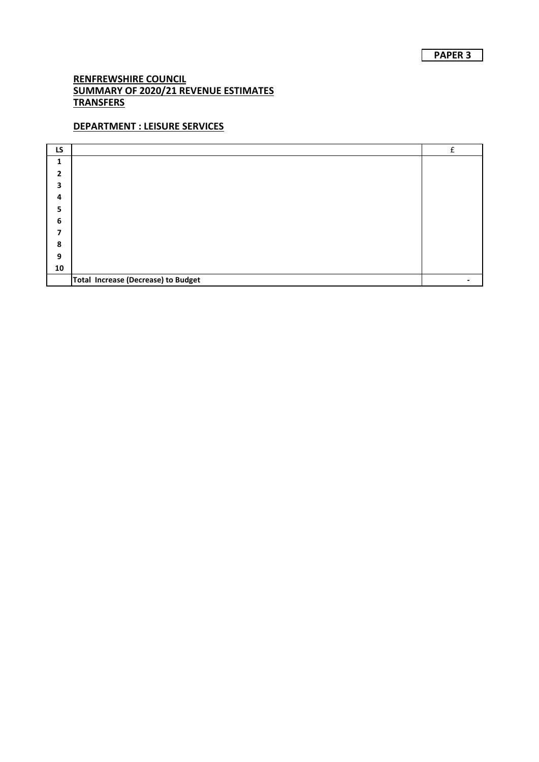**PAPER 3**

## RENFREWSHIRE COUNCIL
## SUMMARY OF 2020/21 REVENUE ESTIMATES
## TRANSFERS

### DEPARTMENT : LEISURE SERVICES

| LS | | £ |
|---|---|---|
| 1 | | |
| 2 | | |
| 3 | | |
| 4 | | |
| 5 | | |
| 6 | | |
| 7 | | |
| 8 | | |
| 9 | | |
| 10 | | |
| | **Total Increase (Decrease) to Budget** | - |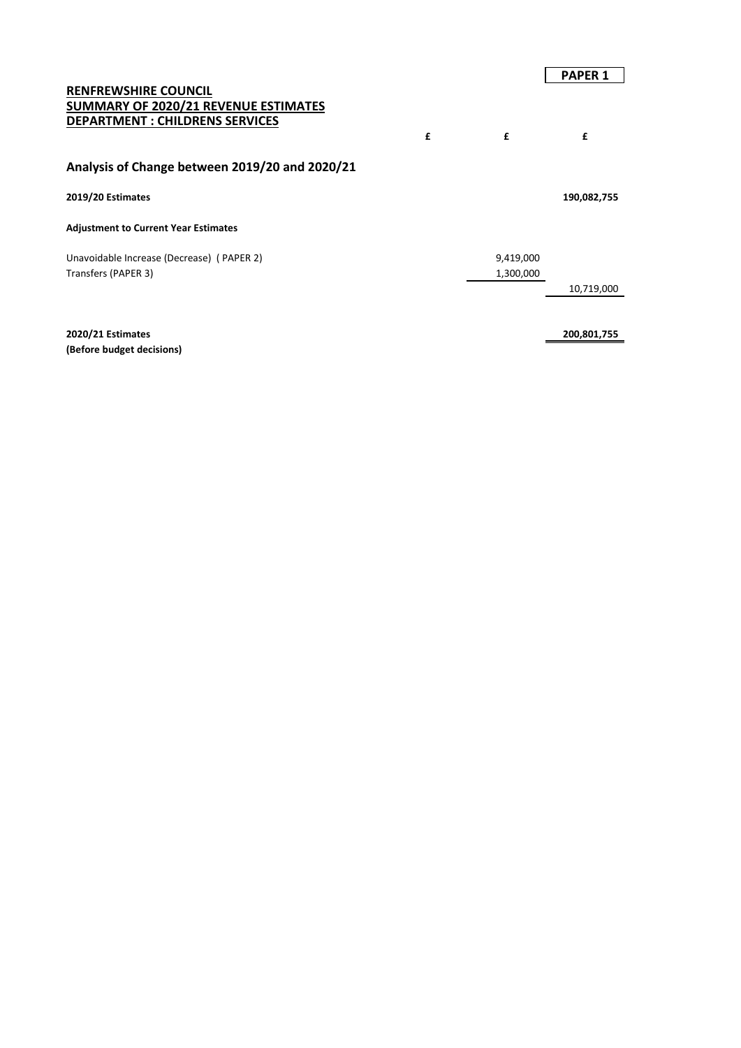**PAPER 1**

**RENFREWSHIRE COUNCIL**
**SUMMARY OF 2020/21 REVENUE ESTIMATES**
**DEPARTMENT : CHILDRENS SERVICES**

| | £ | £ | £ |
|---|---|---|---|
| **Analysis of Change between 2019/20 and 2020/21** | | | |
| **2019/20 Estimates** | | | **190,082,755** |
| **Adjustment to Current Year Estimates** | | | |
| Unavoidable Increase (Decrease) ( PAPER 2) | | 9,419,000 | |
| Transfers (PAPER 3) | | 1,300,000 | |
| | | | 10,719,000 |
| **2020/21 Estimates** | | | **200,801,755** |
| **(Before budget decisions)** | | | |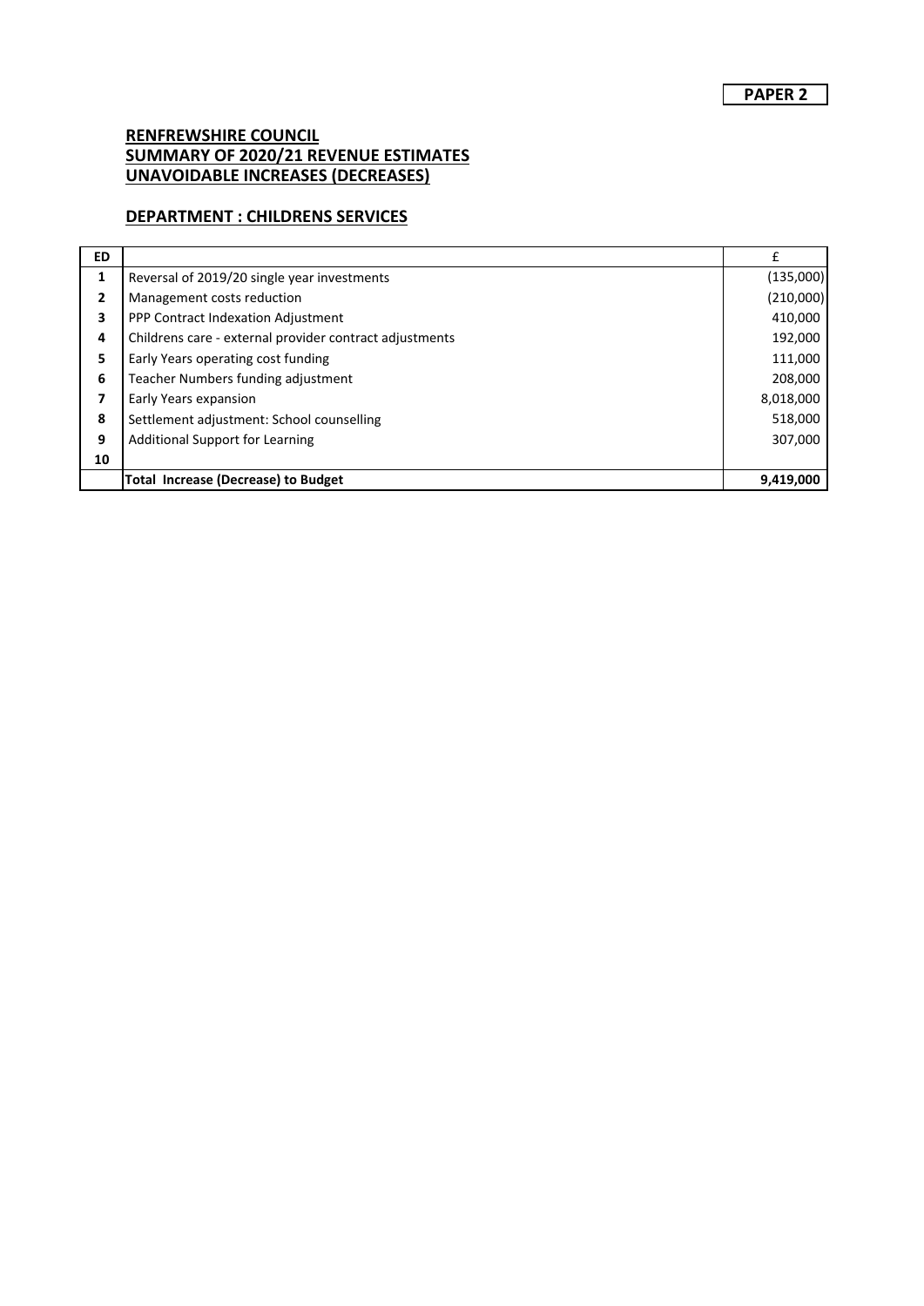**PAPER 2**

## RENFREWSHIRE COUNCIL
## SUMMARY OF 2020/21 REVENUE ESTIMATES
## UNAVOIDABLE INCREASES (DECREASES)

### DEPARTMENT : CHILDRENS SERVICES

| ED | | £ |
|---|---|---|
| 1 | Reversal of 2019/20 single year investments | (135,000) |
| 2 | Management costs reduction | (210,000) |
| 3 | PPP Contract Indexation Adjustment | 410,000 |
| 4 | Childrens care - external provider contract adjustments | 192,000 |
| 5 | Early Years operating cost funding | 111,000 |
| 6 | Teacher Numbers funding adjustment | 208,000 |
| 7 | Early Years expansion | 8,018,000 |
| 8 | Settlement adjustment: School counselling | 518,000 |
| 9 | Additional Support for Learning | 307,000 |
| 10 | | |
| | **Total Increase (Decrease) to Budget** | **9,419,000** |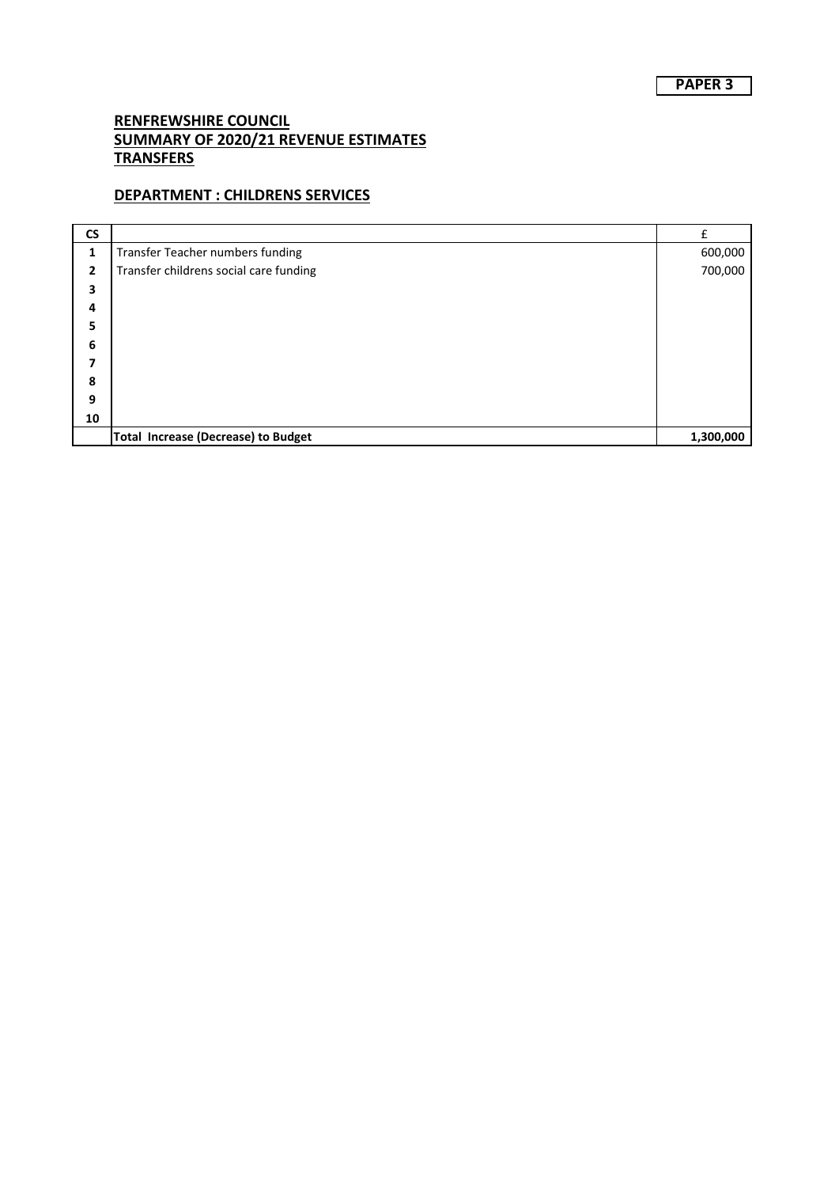**PAPER 3**

## RENFREWSHIRE COUNCIL
## SUMMARY OF 2020/21 REVENUE ESTIMATES
## TRANSFERS

## DEPARTMENT : CHILDRENS SERVICES

| CS | | £ |
|---|---|---|
| 1 | Transfer Teacher numbers funding | 600,000 |
| 2 | Transfer childrens social care funding | 700,000 |
| 3 | | |
| 4 | | |
| 5 | | |
| 6 | | |
| 7 | | |
| 8 | | |
| 9 | | |
| 10 | | |
| | **Total Increase (Decrease) to Budget** | **1,300,000** |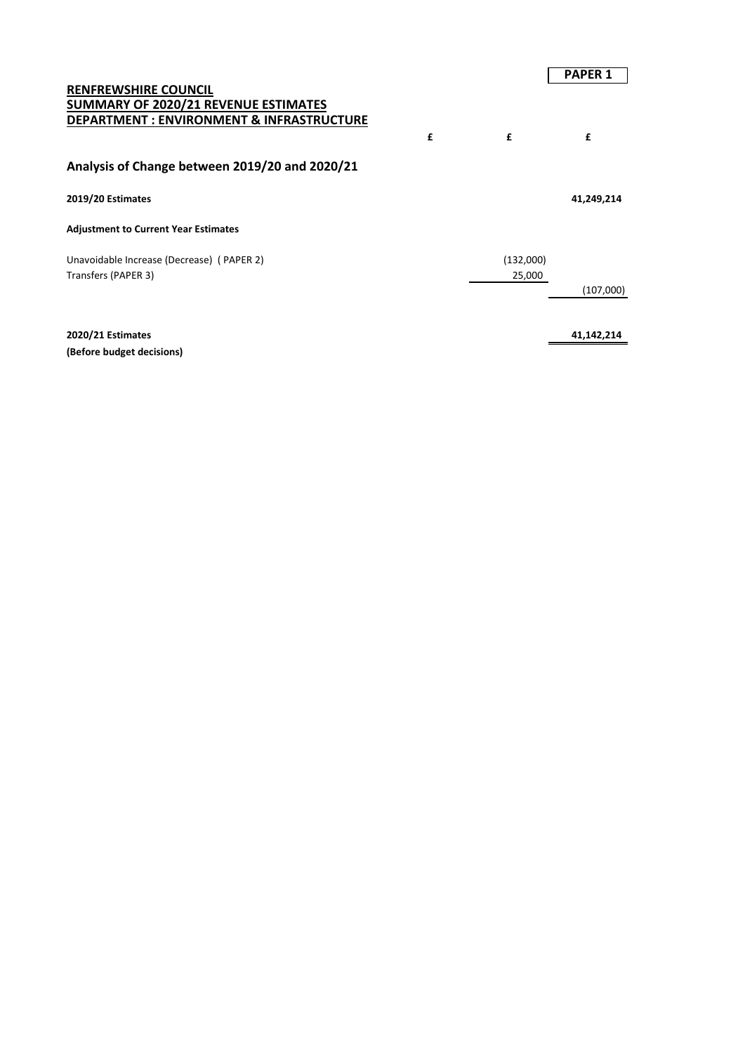**PAPER 1**

**RENFREWSHIRE COUNCIL**
**SUMMARY OF 2020/21 REVENUE ESTIMATES**
**DEPARTMENT : ENVIRONMENT & INFRASTRUCTURE**

| | £ | £ | £ |
|---|---|---|---|
| **Analysis of Change between 2019/20 and 2020/21** | | | |
| **2019/20 Estimates** | | | **41,249,214** |
| **Adjustment to Current Year Estimates** | | | |
| Unavoidable Increase (Decrease) ( PAPER 2) | | (132,000) | |
| Transfers (PAPER 3) | | 25,000 | |
| | | | (107,000) |
| **2020/21 Estimates** | | | **41,142,214** |
| **(Before budget decisions)** | | | |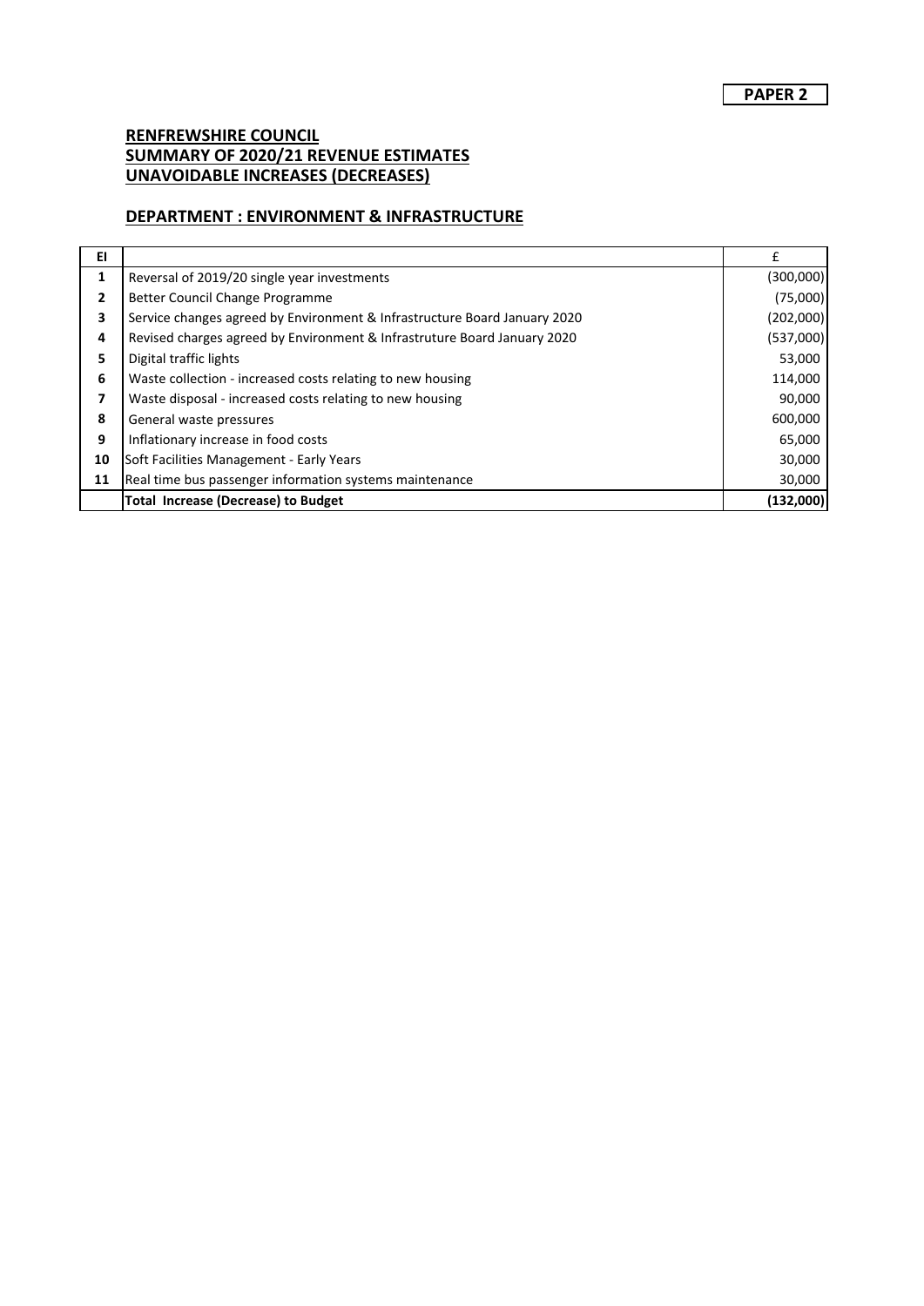**PAPER 2**

**RENFREWSHIRE COUNCIL**
**SUMMARY OF 2020/21 REVENUE ESTIMATES**
**UNAVOIDABLE INCREASES (DECREASES)**

**DEPARTMENT : ENVIRONMENT & INFRASTRUCTURE**

| EI | | £ |
|---|---|---|
| 1 | Reversal of 2019/20 single year investments | (300,000) |
| 2 | Better Council Change Programme | (75,000) |
| 3 | Service changes agreed by Environment & Infrastructure Board January 2020 | (202,000) |
| 4 | Revised charges agreed by Environment & Infrastruture Board January 2020 | (537,000) |
| 5 | Digital traffic lights | 53,000 |
| 6 | Waste collection - increased costs relating to new housing | 114,000 |
| 7 | Waste disposal - increased costs relating to new housing | 90,000 |
| 8 | General waste pressures | 600,000 |
| 9 | Inflationary increase in food costs | 65,000 |
| 10 | Soft Facilities Management - Early Years | 30,000 |
| 11 | Real time bus passenger information systems maintenance | 30,000 |
| | **Total Increase (Decrease) to Budget** | **(132,000)** |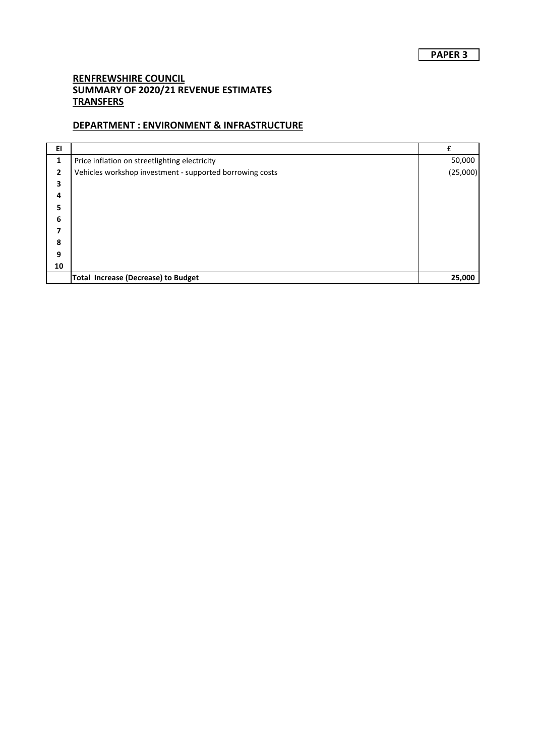**PAPER 3**

**RENFREWSHIRE COUNCIL**
**SUMMARY OF 2020/21 REVENUE ESTIMATES**
**TRANSFERS**

**DEPARTMENT : ENVIRONMENT & INFRASTRUCTURE**

| EI | | £ |
|---|---|---|
| 1 | Price inflation on streetlighting electricity | 50,000 |
| 2 | Vehicles workshop investment - supported borrowing costs | (25,000) |
| 3 | | |
| 4 | | |
| 5 | | |
| 6 | | |
| 7 | | |
| 8 | | |
| 9 | | |
| 10 | | |
| | **Total Increase (Decrease) to Budget** | **25,000** |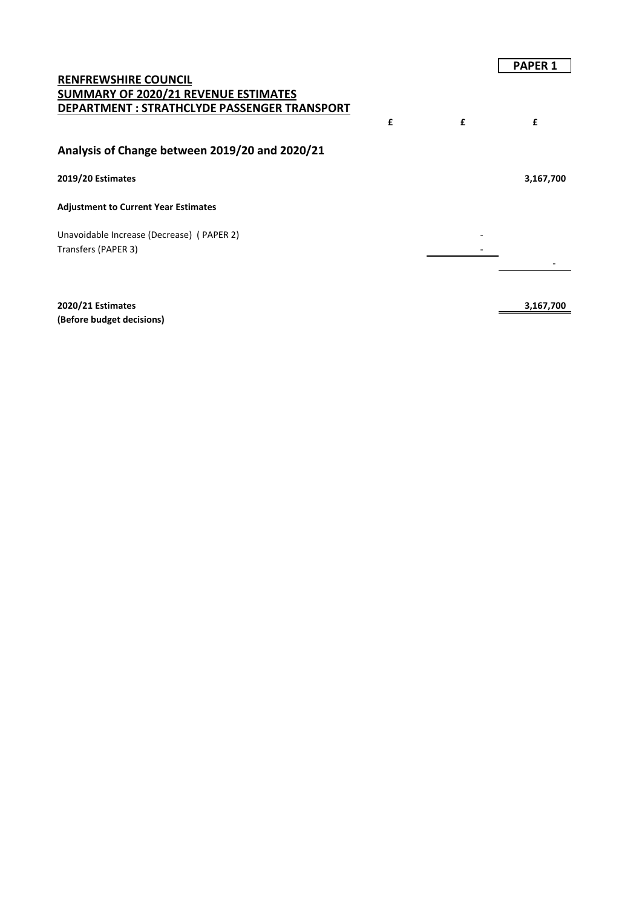**PAPER 1**

**RENFREWSHIRE COUNCIL**
**SUMMARY OF 2020/21 REVENUE ESTIMATES**
**DEPARTMENT : STRATHCLYDE PASSENGER TRANSPORT**

| | £ | £ | £ |
|---|---|---|---|
| **Analysis of Change between 2019/20 and 2020/21** | | | |
| **2019/20 Estimates** | | | **3,167,700** |
| **Adjustment to Current Year Estimates** | | | |
| Unavoidable Increase (Decrease) ( PAPER 2) | | - | |
| Transfers (PAPER 3) | | - | |
| | | | - |
| **2020/21 Estimates** | | | **3,167,700** |
| **(Before budget decisions)** | | | |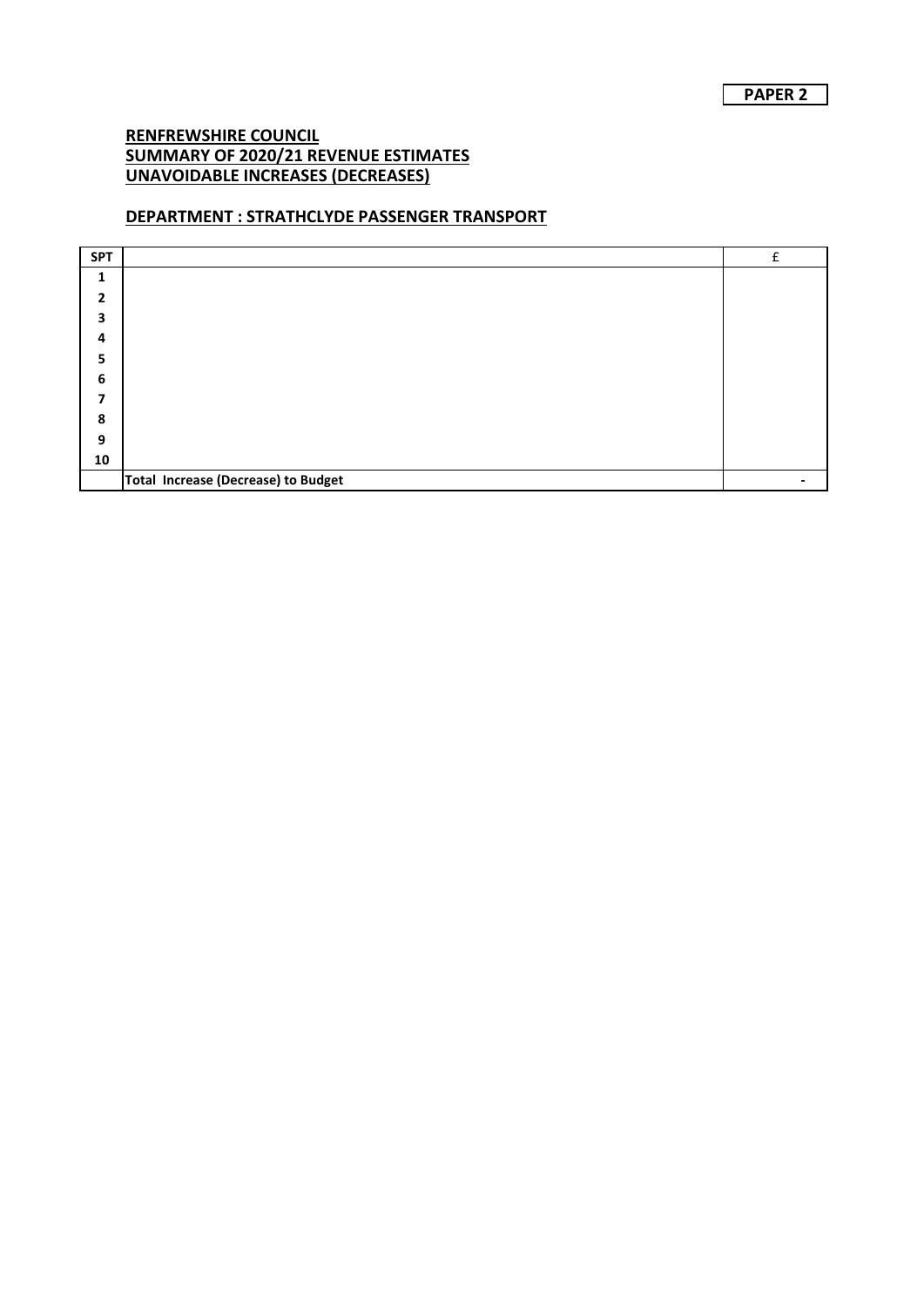**PAPER 2**

## RENFREWSHIRE COUNCIL
## SUMMARY OF 2020/21 REVENUE ESTIMATES
## UNAVOIDABLE INCREASES (DECREASES)

### DEPARTMENT : STRATHCLYDE PASSENGER TRANSPORT

| SPT | | £ |
|---|---|---|
| 1 | | |
| 2 | | |
| 3 | | |
| 4 | | |
| 5 | | |
| 6 | | |
| 7 | | |
| 8 | | |
| 9 | | |
| 10 | | |
| | **Total Increase (Decrease) to Budget** | - |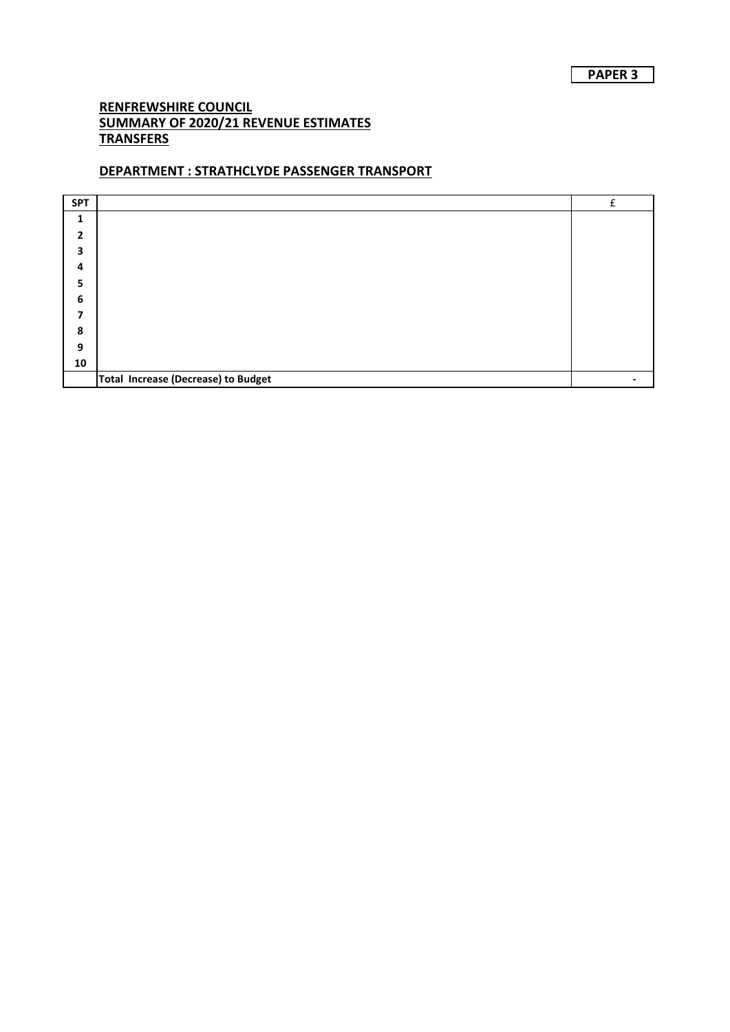**PAPER 3**

**RENFREWSHIRE COUNCIL**
**SUMMARY OF 2020/21 REVENUE ESTIMATES**
**TRANSFERS**

**DEPARTMENT : STRATHCLYDE PASSENGER TRANSPORT**

| SPT | | £ |
|---|---|---|
| 1 | | |
| 2 | | |
| 3 | | |
| 4 | | |
| 5 | | |
| 6 | | |
| 7 | | |
| 8 | | |
| 9 | | |
| 10 | | |
| | **Total Increase (Decrease) to Budget** | - |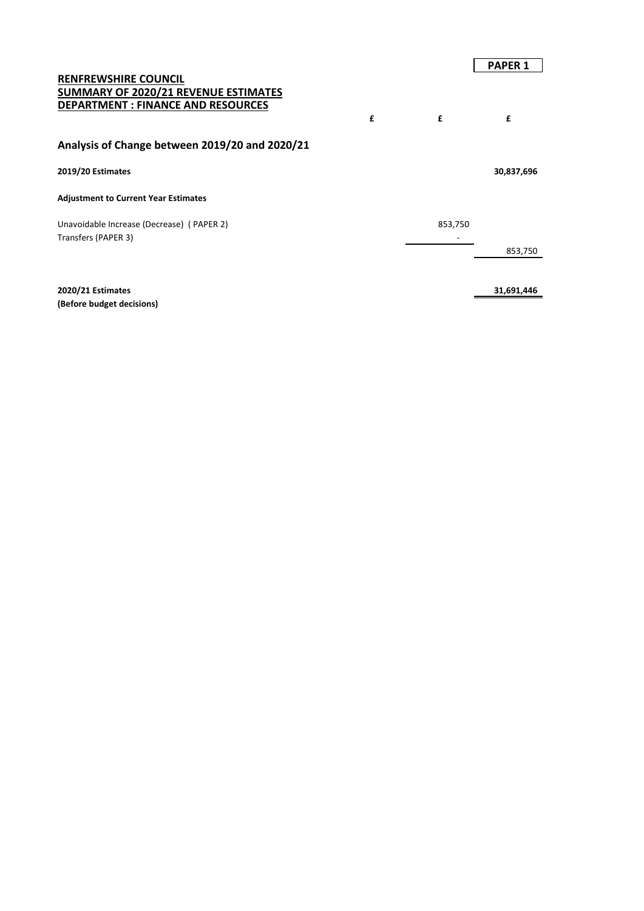**PAPER 1**

**RENFREWSHIRE COUNCIL**
**SUMMARY OF 2020/21 REVENUE ESTIMATES**
**DEPARTMENT : FINANCE AND RESOURCES**

| | £ | £ | £ |
|---|---|---|---|
| **Analysis of Change between 2019/20 and 2020/21** | | | |
| **2019/20 Estimates** | | | **30,837,696** |
| **Adjustment to Current Year Estimates** | | | |
| Unavoidable Increase (Decrease) ( PAPER 2) | | 853,750 | |
| Transfers (PAPER 3) | | - | |
| | | | 853,750 |
| **2020/21 Estimates** | | | **31,691,446** |
| **(Before budget decisions)** | | | |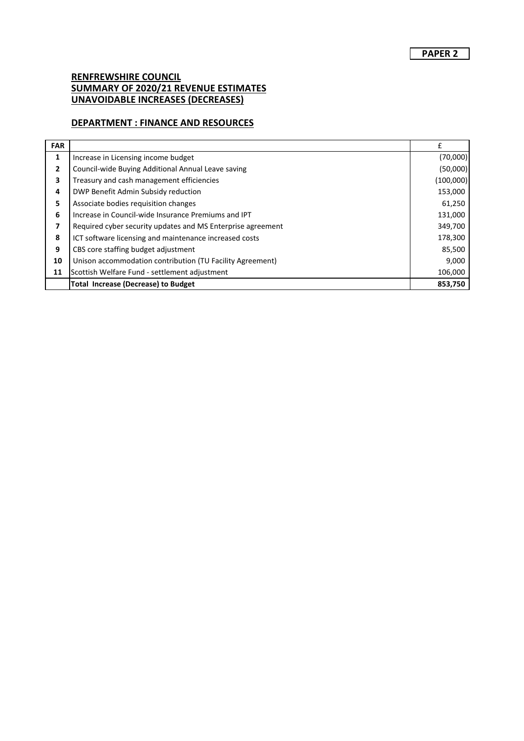**PAPER 2**

## RENFREWSHIRE COUNCIL
## SUMMARY OF 2020/21 REVENUE ESTIMATES
## UNAVOIDABLE INCREASES (DECREASES)

## DEPARTMENT : FINANCE AND RESOURCES

| FAR | | £ |
|---|---|---|
| 1 | Increase in Licensing income budget | (70,000) |
| 2 | Council-wide Buying Additional Annual Leave saving | (50,000) |
| 3 | Treasury and cash management efficiencies | (100,000) |
| 4 | DWP Benefit Admin Subsidy reduction | 153,000 |
| 5 | Associate bodies requisition changes | 61,250 |
| 6 | Increase in Council-wide Insurance Premiums and IPT | 131,000 |
| 7 | Required cyber security updates and MS Enterprise agreement | 349,700 |
| 8 | ICT software licensing and maintenance increased costs | 178,300 |
| 9 | CBS core staffing budget adjustment | 85,500 |
| 10 | Unison accommodation contribution (TU Facility Agreement) | 9,000 |
| 11 | Scottish Welfare Fund - settlement adjustment | 106,000 |
| | **Total Increase (Decrease) to Budget** | **853,750** |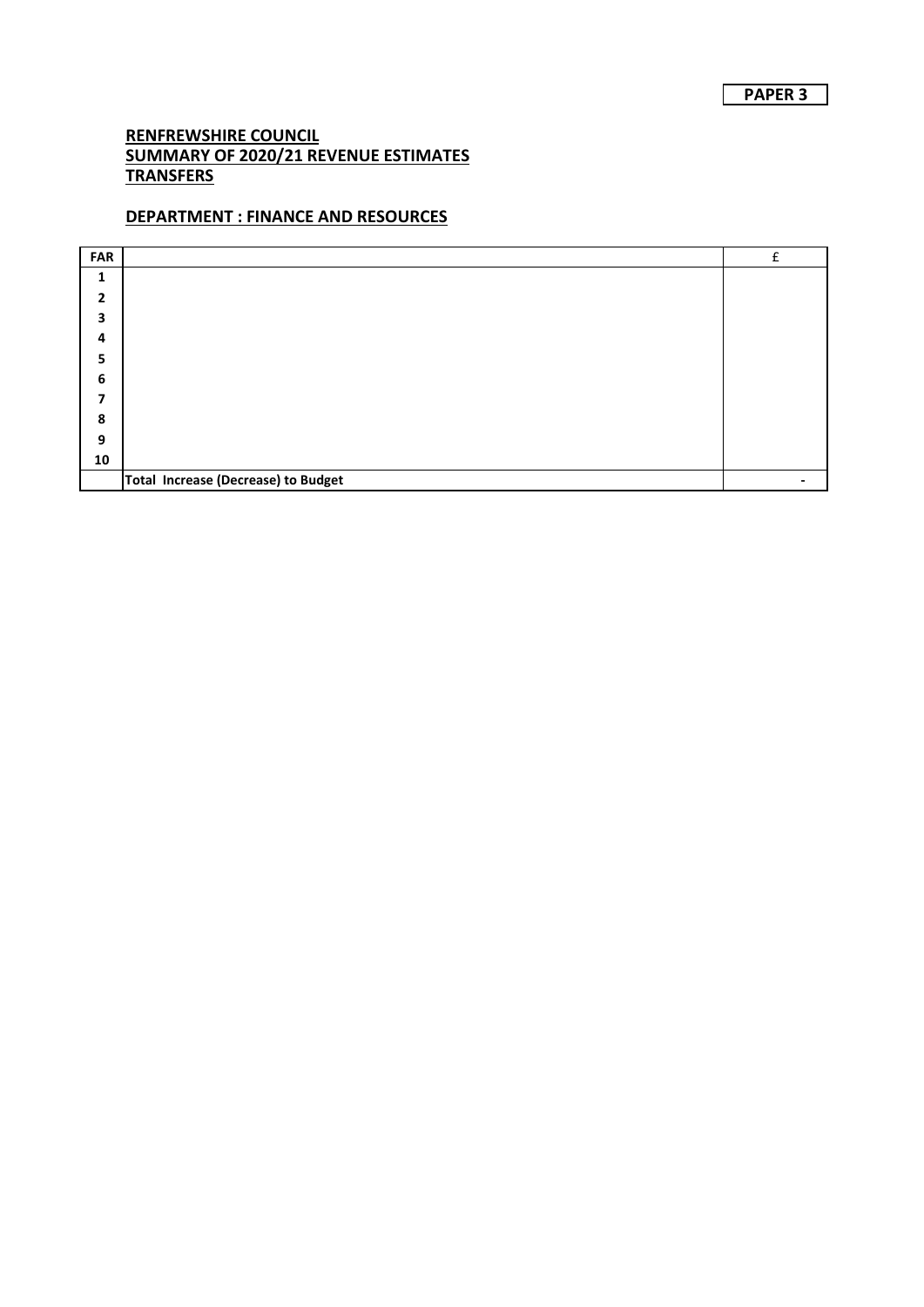**PAPER 3**

**RENFREWSHIRE COUNCIL**
**SUMMARY OF 2020/21 REVENUE ESTIMATES**
**TRANSFERS**

**DEPARTMENT : FINANCE AND RESOURCES**

| FAR | | £ |
|---|---|---|
| 1 | | |
| 2 | | |
| 3 | | |
| 4 | | |
| 5 | | |
| 6 | | |
| 7 | | |
| 8 | | |
| 9 | | |
| 10 | | |
| | **Total Increase (Decrease) to Budget** | - |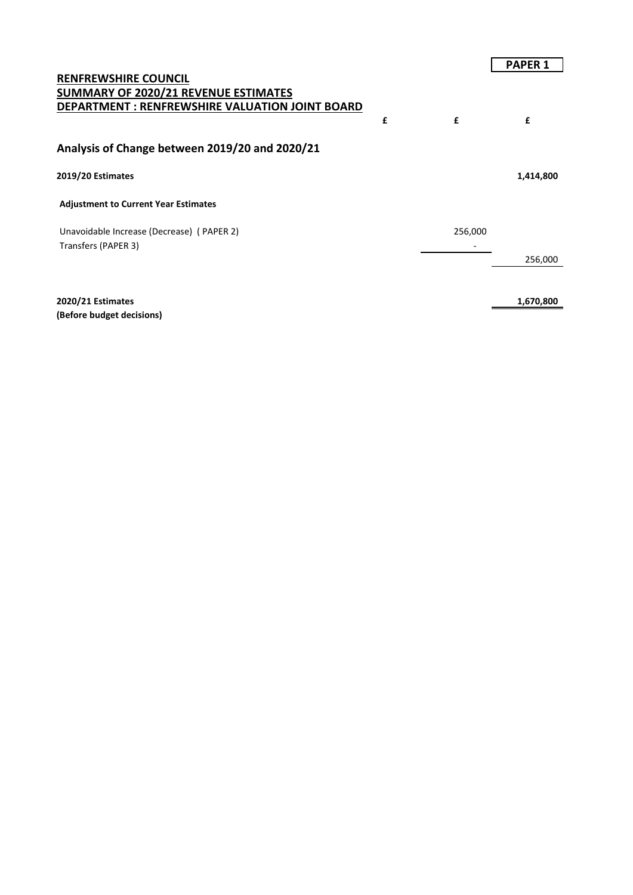**PAPER 1**

**RENFREWSHIRE COUNCIL**
**SUMMARY OF 2020/21 REVENUE ESTIMATES**
**DEPARTMENT : RENFREWSHIRE VALUATION JOINT BOARD**

| | £ | £ | £ |
|---|---|---|---|
| **Analysis of Change between 2019/20 and 2020/21** | | | |
| **2019/20 Estimates** | | | **1,414,800** |
| **Adjustment to Current Year Estimates** | | | |
| Unavoidable Increase (Decrease) ( PAPER 2) | | 256,000 | |
| Transfers (PAPER 3) | | - | |
| | | | 256,000 |
| **2020/21 Estimates** | | | **1,670,800** |
| **(Before budget decisions)** | | | |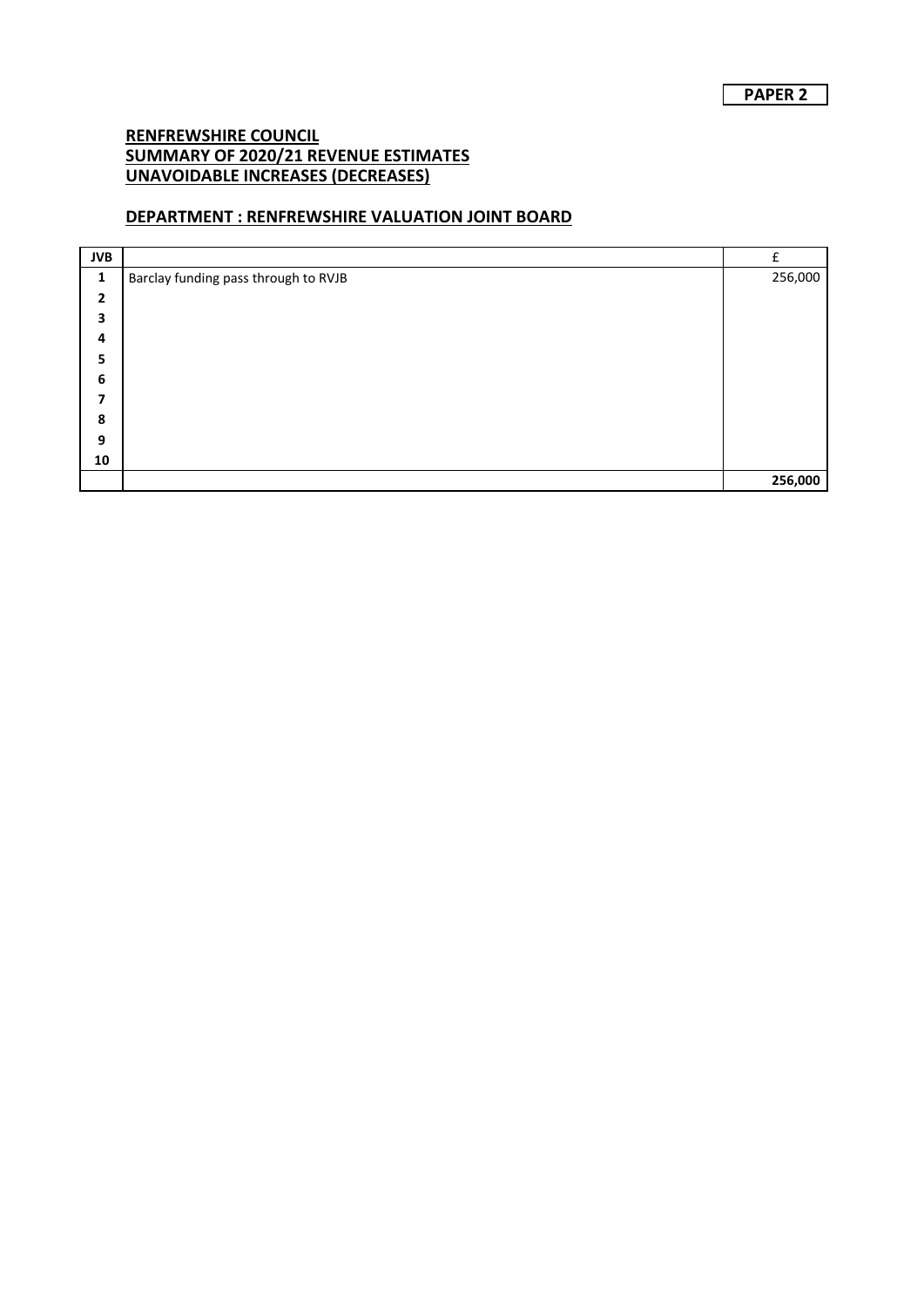**PAPER 2**

**RENFREWSHIRE COUNCIL**
**SUMMARY OF 2020/21 REVENUE ESTIMATES**
**UNAVOIDABLE INCREASES (DECREASES)**

**DEPARTMENT : RENFREWSHIRE VALUATION JOINT BOARD**

| JVB | | £ |
|---|---|---|
| 1 | Barclay funding pass through to RVJB | 256,000 |
| 2 | | |
| 3 | | |
| 4 | | |
| 5 | | |
| 6 | | |
| 7 | | |
| 8 | | |
| 9 | | |
| 10 | | |
| | | **256,000** |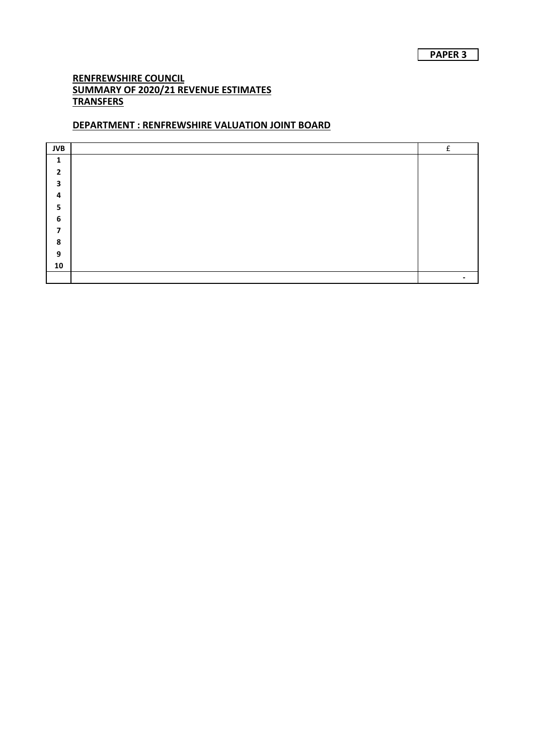**PAPER 3**

**RENFREWSHIRE COUNCIL**
**SUMMARY OF 2020/21 REVENUE ESTIMATES**
**TRANSFERS**

**DEPARTMENT : RENFREWSHIRE VALUATION JOINT BOARD**

| JVB | | £ |
|---|---|---|
| 1 | | |
| 2 | | |
| 3 | | |
| 4 | | |
| 5 | | |
| 6 | | |
| 7 | | |
| 8 | | |
| 9 | | |
| 10 | | |
| | | - |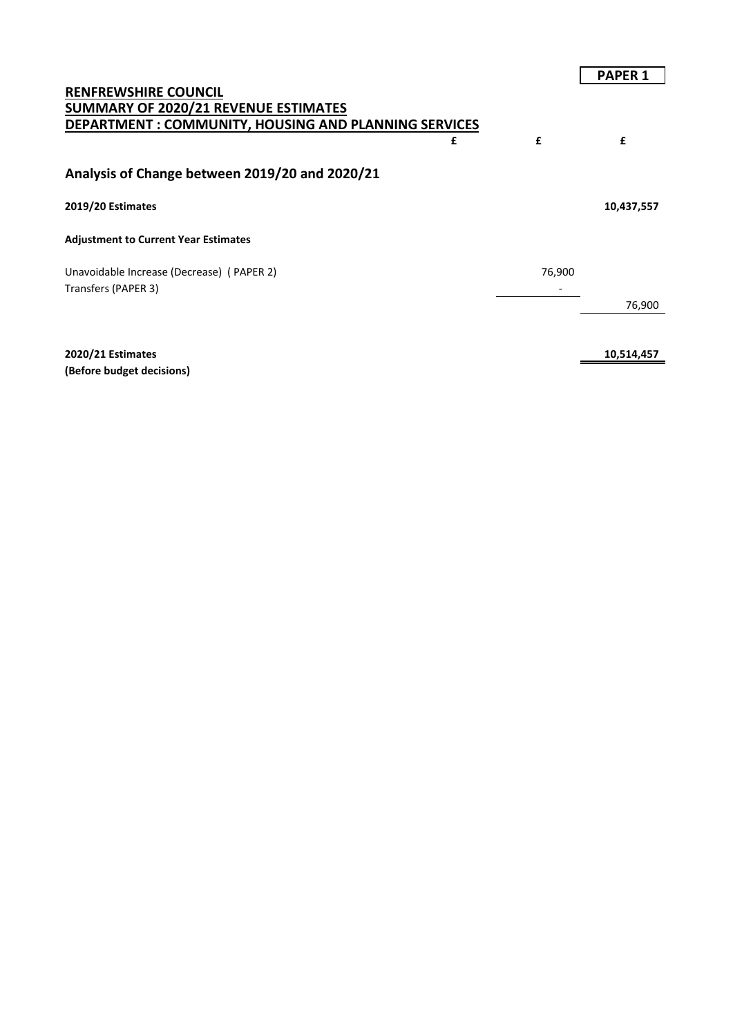**PAPER 1**

**RENFREWSHIRE COUNCIL**
**SUMMARY OF 2020/21 REVENUE ESTIMATES**
**DEPARTMENT : COMMUNITY, HOUSING AND PLANNING SERVICES**

| | £ | £ | £ |
|---|---|---|---|
| **Analysis of Change between 2019/20 and 2020/21** | | | |
| **2019/20 Estimates** | | | **10,437,557** |
| **Adjustment to Current Year Estimates** | | | |
| Unavoidable Increase (Decrease) ( PAPER 2) | | 76,900 | |
| Transfers (PAPER 3) | | - | |
| | | | 76,900 |
| **2020/21 Estimates** | | | **10,514,457** |
| **(Before budget decisions)** | | | |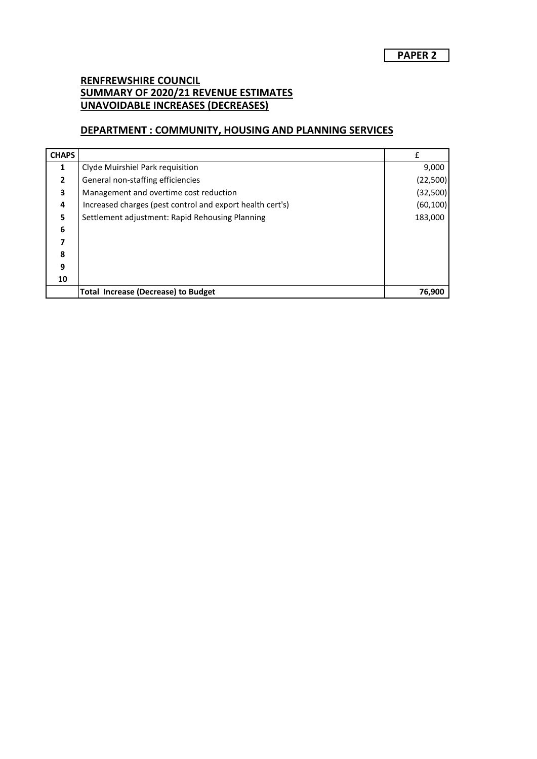**PAPER 2**

## RENFREWSHIRE COUNCIL
## SUMMARY OF 2020/21 REVENUE ESTIMATES
## UNAVOIDABLE INCREASES (DECREASES)

## DEPARTMENT : COMMUNITY, HOUSING AND PLANNING SERVICES

| CHAPS | | £ |
|---|---|---|
| 1 | Clyde Muirshiel Park requisition | 9,000 |
| 2 | General non-staffing efficiencies | (22,500) |
| 3 | Management and overtime cost reduction | (32,500) |
| 4 | Increased charges (pest control and export health cert's) | (60,100) |
| 5 | Settlement adjustment: Rapid Rehousing Planning | 183,000 |
| 6 | | |
| 7 | | |
| 8 | | |
| 9 | | |
| 10 | | |
| | **Total Increase (Decrease) to Budget** | **76,900** |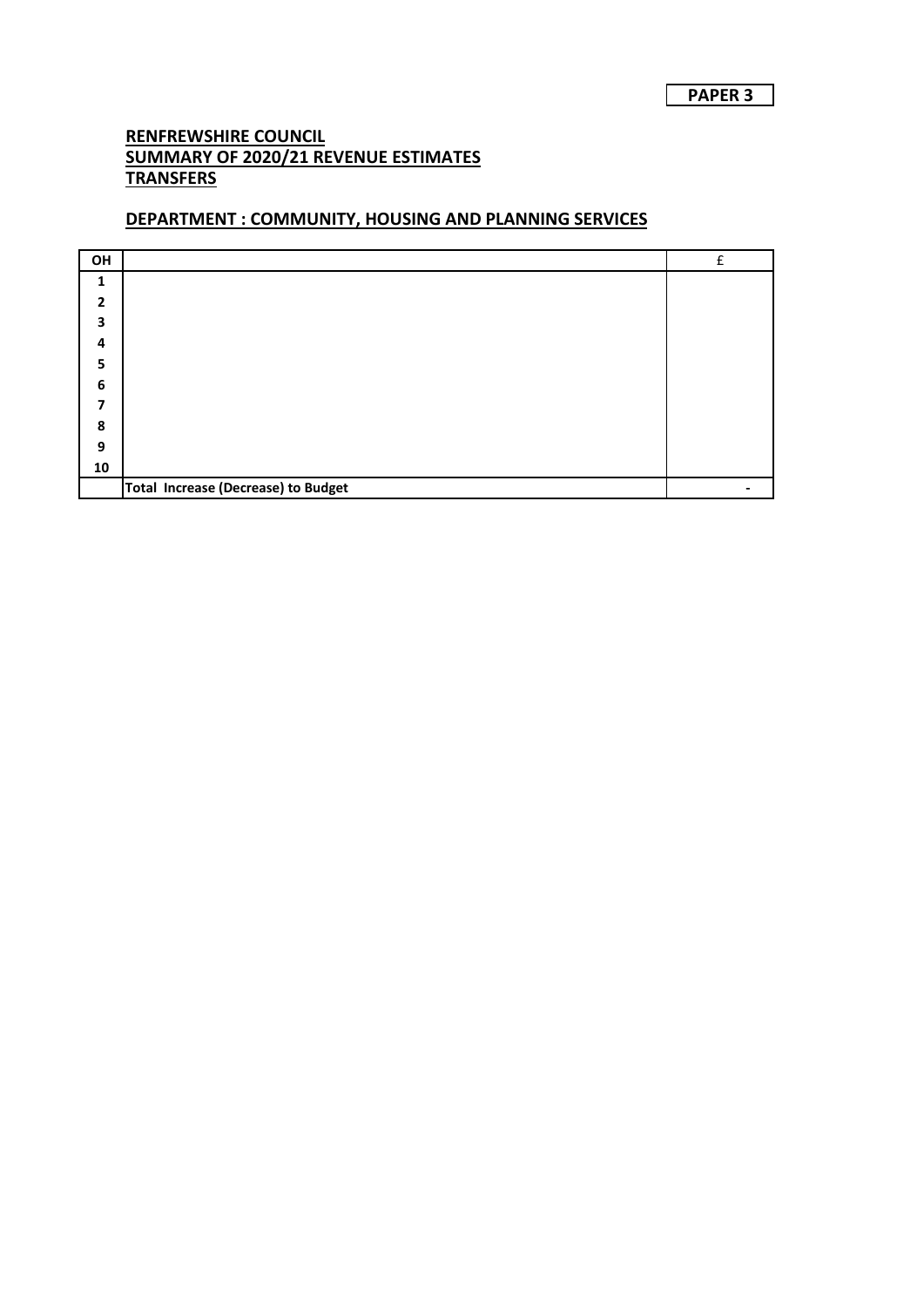**PAPER 3**

**RENFREWSHIRE COUNCIL**
**SUMMARY OF 2020/21 REVENUE ESTIMATES**
**TRANSFERS**

## DEPARTMENT : COMMUNITY, HOUSING AND PLANNING SERVICES

| OH | | £ |
|---|---|---|
| 1 | | |
| 2 | | |
| 3 | | |
| 4 | | |
| 5 | | |
| 6 | | |
| 7 | | |
| 8 | | |
| 9 | | |
| 10 | | |
| | **Total Increase (Decrease) to Budget** | - |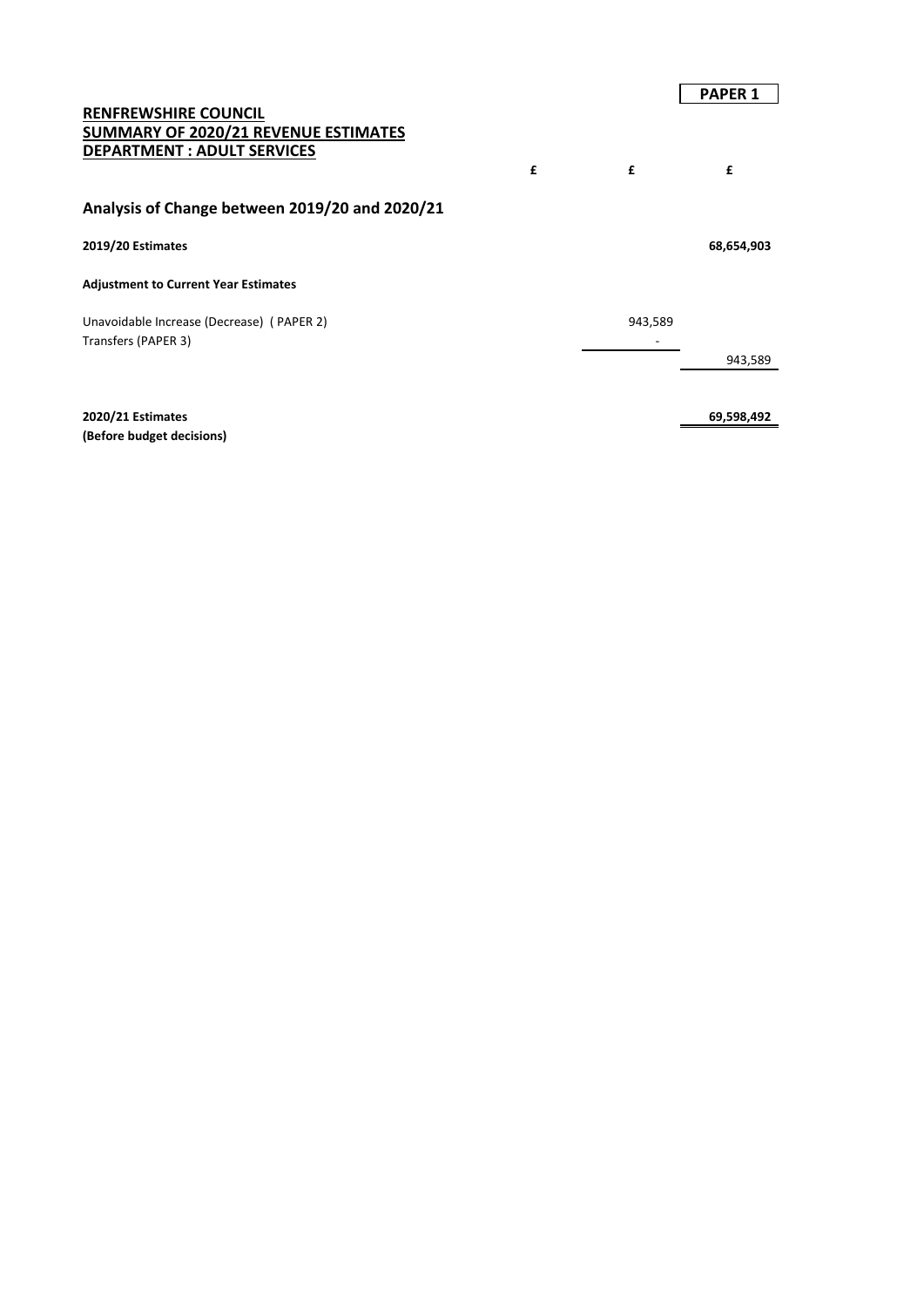**PAPER 1**

**RENFREWSHIRE COUNCIL**
**SUMMARY OF 2020/21 REVENUE ESTIMATES**
**DEPARTMENT : ADULT SERVICES**

| | £ | £ | £ |
|---|---|---|---|
| **Analysis of Change between 2019/20 and 2020/21** | | | |
| **2019/20 Estimates** | | | **68,654,903** |
| **Adjustment to Current Year Estimates** | | | |
| Unavoidable Increase (Decrease) ( PAPER 2) | | 943,589 | |
| Transfers (PAPER 3) | | - | |
| | | | 943,589 |
| **2020/21 Estimates** | | | **69,598,492** |
| **(Before budget decisions)** | | | |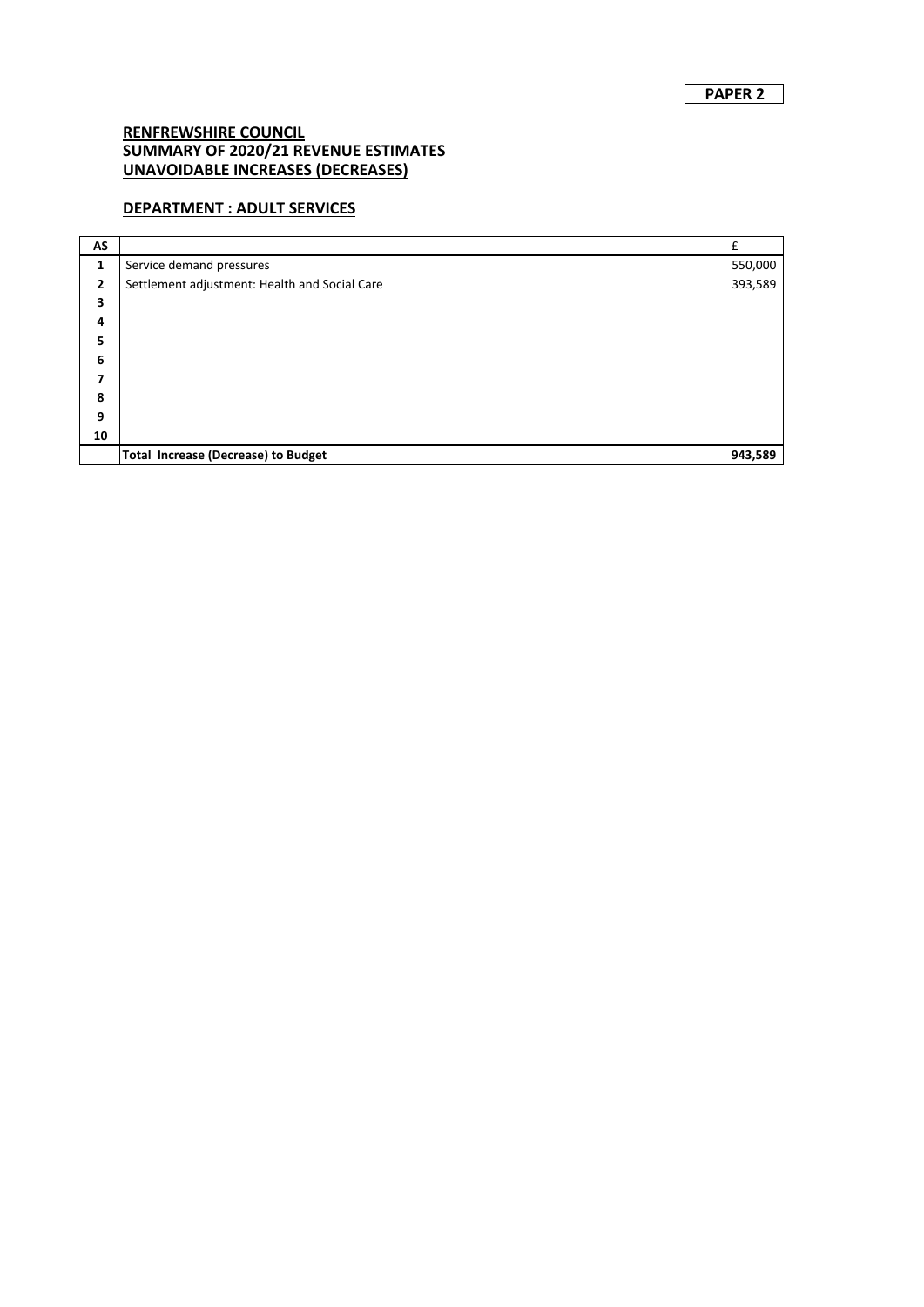**PAPER 2**

**RENFREWSHIRE COUNCIL**
**SUMMARY OF 2020/21 REVENUE ESTIMATES**
**UNAVOIDABLE INCREASES (DECREASES)**

**DEPARTMENT : ADULT SERVICES**

| AS | | £ |
|---|---|---|
| 1 | Service demand pressures | 550,000 |
| 2 | Settlement adjustment: Health and Social Care | 393,589 |
| 3 | | |
| 4 | | |
| 5 | | |
| 6 | | |
| 7 | | |
| 8 | | |
| 9 | | |
| 10 | | |
| | **Total Increase (Decrease) to Budget** | **943,589** |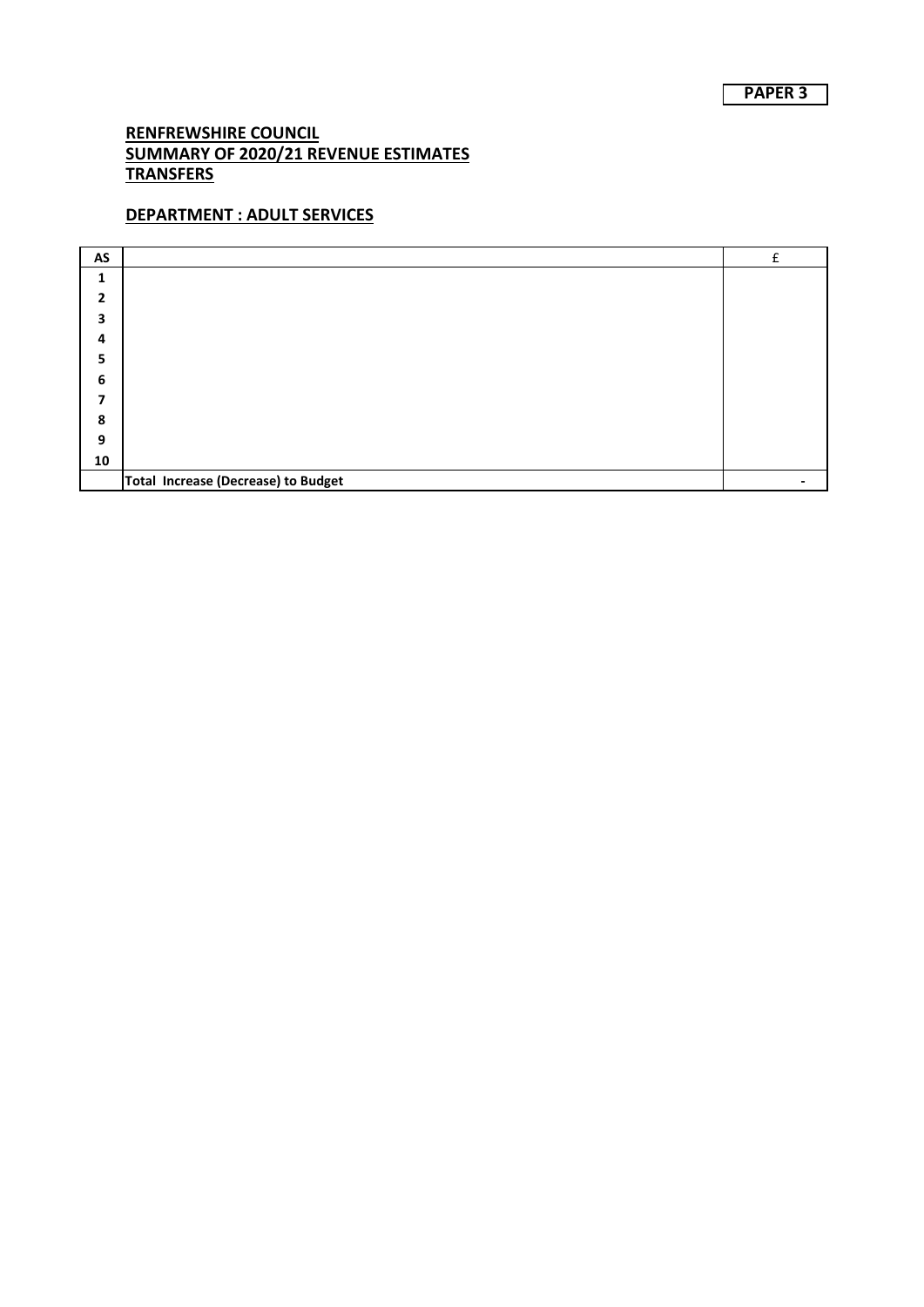**PAPER 3**

**RENFREWSHIRE COUNCIL**
**SUMMARY OF 2020/21 REVENUE ESTIMATES**
**TRANSFERS**

**DEPARTMENT : ADULT SERVICES**

| AS | | £ |
|---|---|---|
| 1 | | |
| 2 | | |
| 3 | | |
| 4 | | |
| 5 | | |
| 6 | | |
| 7 | | |
| 8 | | |
| 9 | | |
| 10 | | |
| | **Total Increase (Decrease) to Budget** | - |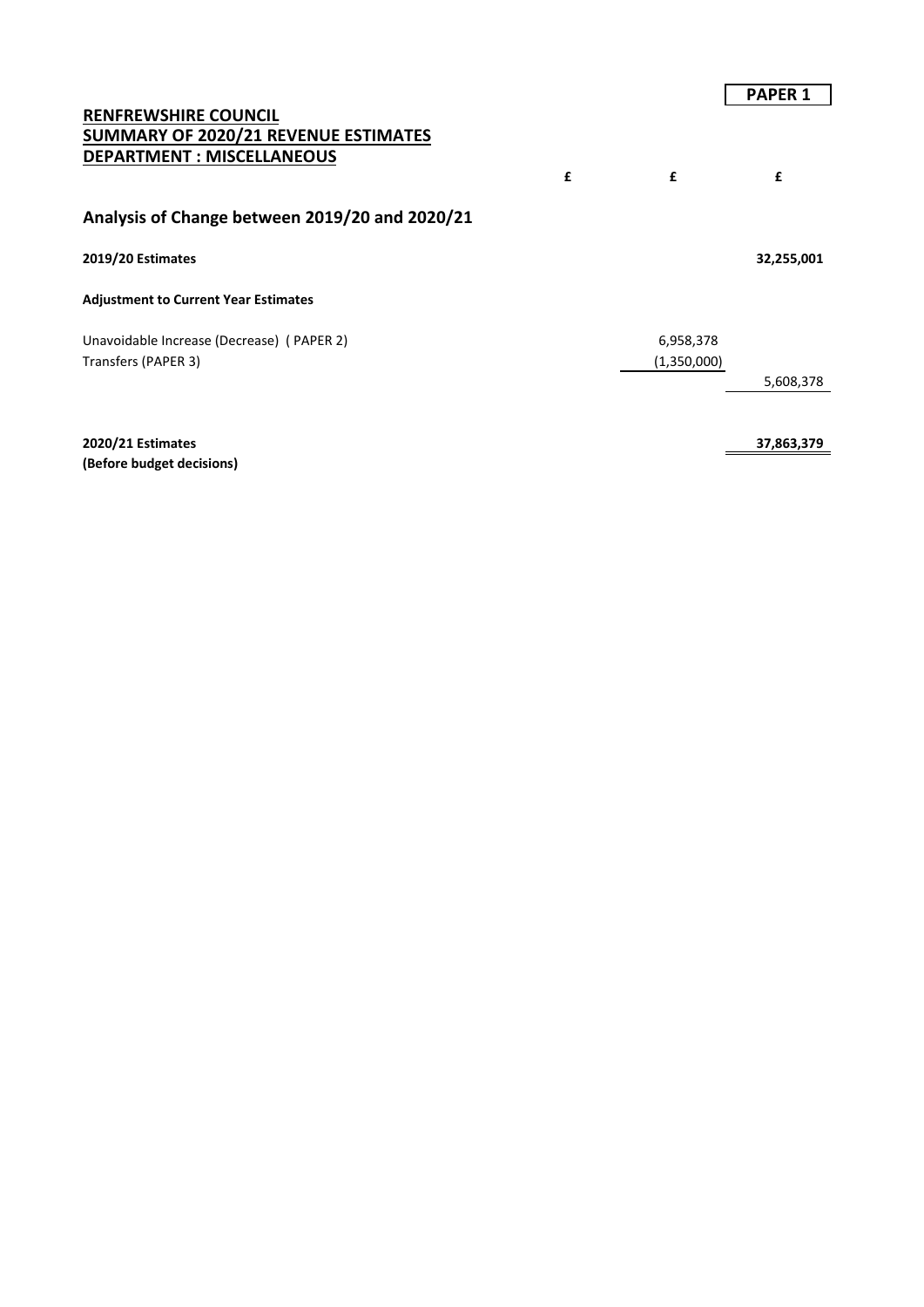**PAPER 1**

**RENFREWSHIRE COUNCIL**
**SUMMARY OF 2020/21 REVENUE ESTIMATES**
**DEPARTMENT : MISCELLANEOUS**

| | £ | £ | £ |
|---|---|---|---|
| **Analysis of Change between 2019/20 and 2020/21** | | | |
| **2019/20 Estimates** | | | **32,255,001** |
| **Adjustment to Current Year Estimates** | | | |
| Unavoidable Increase (Decrease) ( PAPER 2) | | 6,958,378 | |
| Transfers (PAPER 3) | | (1,350,000) | |
| | | | 5,608,378 |
| **2020/21 Estimates** | | | **37,863,379** |
| **(Before budget decisions)** | | | |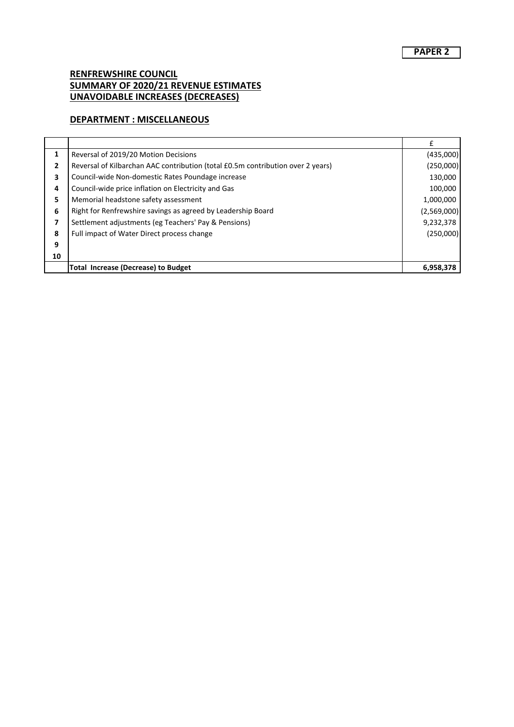**PAPER 2**

## RENFREWSHIRE COUNCIL
## SUMMARY OF 2020/21 REVENUE ESTIMATES
## UNAVOIDABLE INCREASES (DECREASES)

### DEPARTMENT : MISCELLANEOUS

| | | £ |
|---|---|---|
| 1 | Reversal of 2019/20 Motion Decisions | (435,000) |
| 2 | Reversal of Kilbarchan AAC contribution (total £0.5m contribution over 2 years) | (250,000) |
| 3 | Council-wide Non-domestic Rates Poundage increase | 130,000 |
| 4 | Council-wide price inflation on Electricity and Gas | 100,000 |
| 5 | Memorial headstone safety assessment | 1,000,000 |
| 6 | Right for Renfrewshire savings as agreed by Leadership Board | (2,569,000) |
| 7 | Settlement adjustments (eg Teachers' Pay & Pensions) | 9,232,378 |
| 8 | Full impact of Water Direct process change | (250,000) |
| 9 | | |
| 10 | | |
| | **Total Increase (Decrease) to Budget** | **6,958,378** |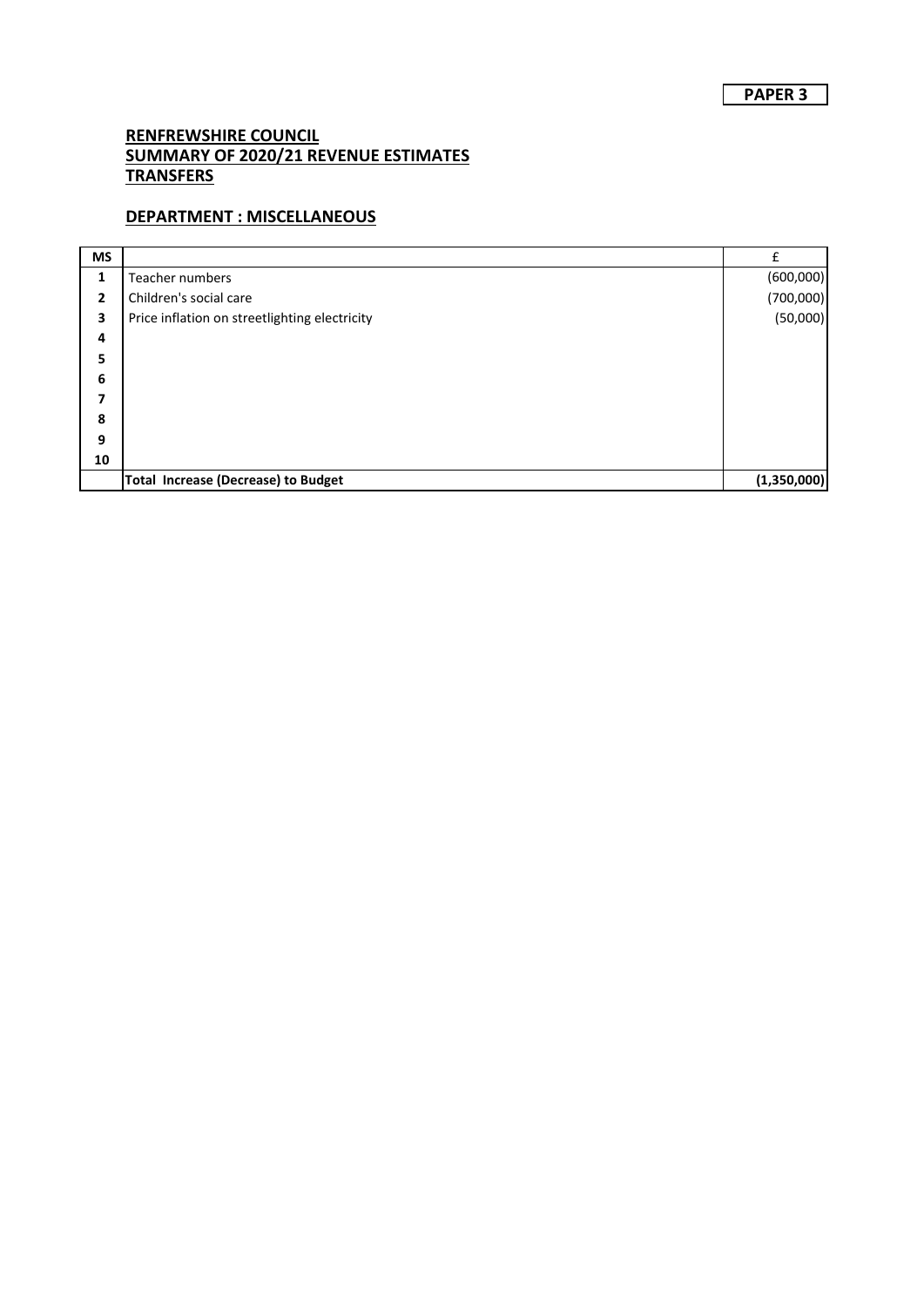**PAPER 3**

## RENFREWSHIRE COUNCIL
## SUMMARY OF 2020/21 REVENUE ESTIMATES
## TRANSFERS

### DEPARTMENT : MISCELLANEOUS

| MS | | £ |
|---|---|---|
| 1 | Teacher numbers | (600,000) |
| 2 | Children's social care | (700,000) |
| 3 | Price inflation on streetlighting electricity | (50,000) |
| 4 | | |
| 5 | | |
| 6 | | |
| 7 | | |
| 8 | | |
| 9 | | |
| 10 | | |
| | **Total Increase (Decrease) to Budget** | **(1,350,000)** |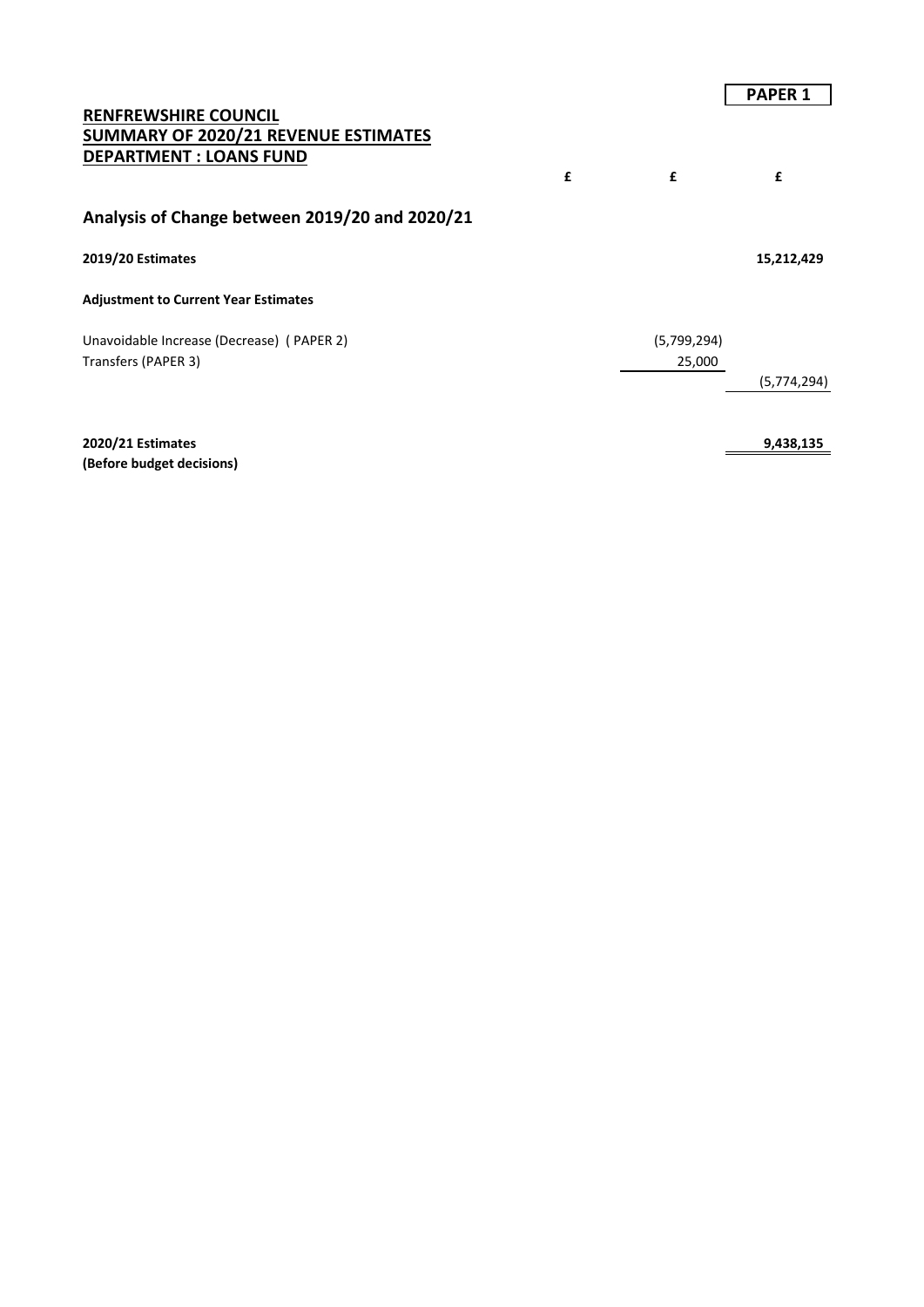**PAPER 1**

**RENFREWSHIRE COUNCIL**
**SUMMARY OF 2020/21 REVENUE ESTIMATES**
**DEPARTMENT : LOANS FUND**

| | £ | £ | £ |
|---|---|---|---|
| **Analysis of Change between 2019/20 and 2020/21** | | | |
| **2019/20 Estimates** | | | **15,212,429** |
| **Adjustment to Current Year Estimates** | | | |
| Unavoidable Increase (Decrease) ( PAPER 2) | | (5,799,294) | |
| Transfers (PAPER 3) | | 25,000 | |
| | | | (5,774,294) |
| **2020/21 Estimates** | | | **9,438,135** |
| **(Before budget decisions)** | | | |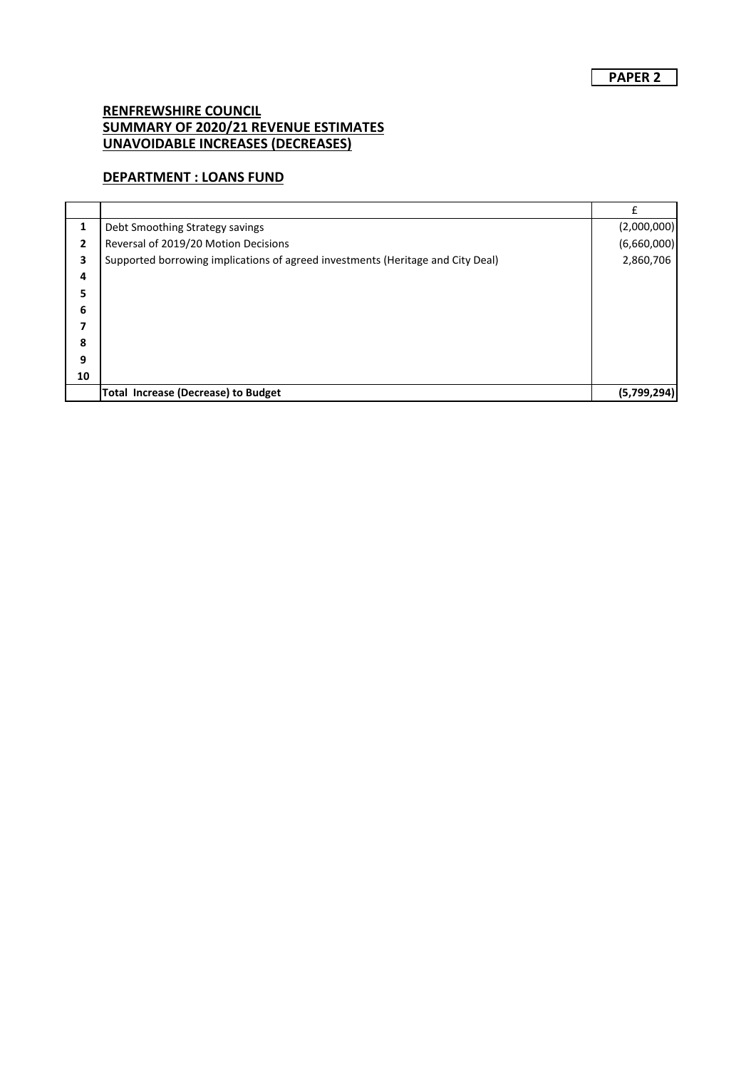**PAPER 2**

# RENFREWSHIRE COUNCIL
## SUMMARY OF 2020/21 REVENUE ESTIMATES
## UNAVOIDABLE INCREASES (DECREASES)

## DEPARTMENT : LOANS FUND

| | | £ |
|---|---|---|
| 1 | Debt Smoothing Strategy savings | (2,000,000) |
| 2 | Reversal of 2019/20 Motion Decisions | (6,660,000) |
| 3 | Supported borrowing implications of agreed investments (Heritage and City Deal) | 2,860,706 |
| 4 | | |
| 5 | | |
| 6 | | |
| 7 | | |
| 8 | | |
| 9 | | |
| 10 | | |
| | **Total Increase (Decrease) to Budget** | **(5,799,294)** |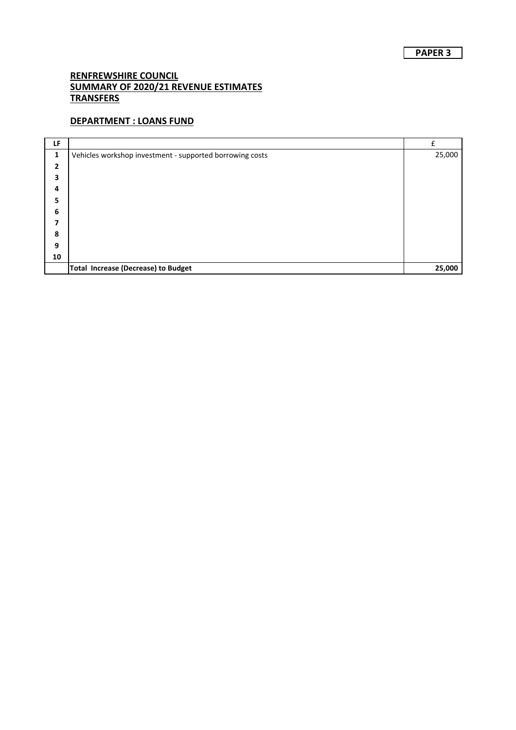**PAPER 3**

**RENFREWSHIRE COUNCIL**
**SUMMARY OF 2020/21 REVENUE ESTIMATES**
**TRANSFERS**

**DEPARTMENT : LOANS FUND**

| LF | | £ |
|---|---|---|
| 1 | Vehicles workshop investment - supported borrowing costs | 25,000 |
| 2 | | |
| 3 | | |
| 4 | | |
| 5 | | |
| 6 | | |
| 7 | | |
| 8 | | |
| 9 | | |
| 10 | | |
| | **Total Increase (Decrease) to Budget** | **25,000** |